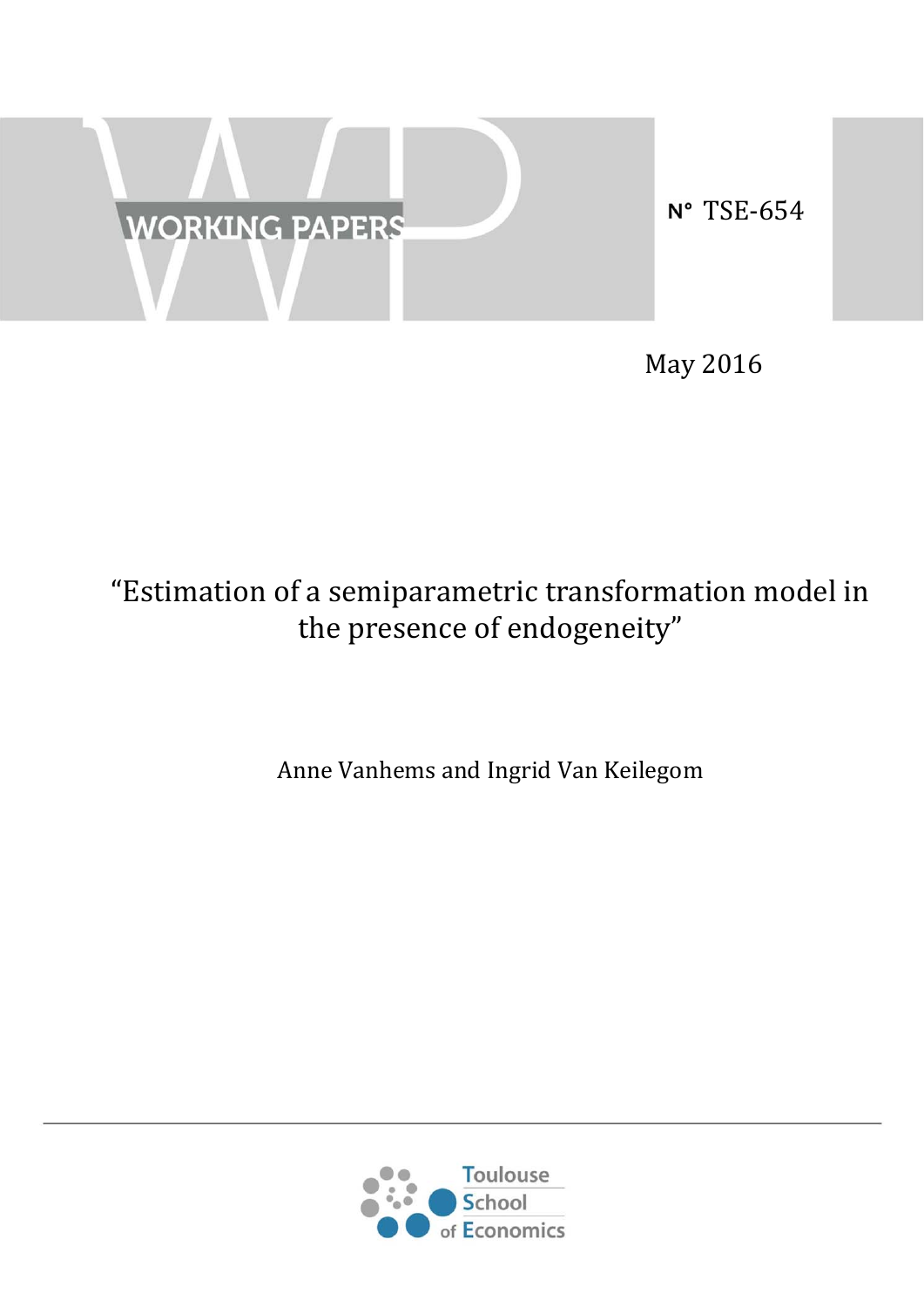WORKING PAPERS

N° TSE-654

May 2016

# “Estimation of a semiparametric transformation model in the presence of endogeneity”

Anne Vanhems and Ingrid Van Keilegom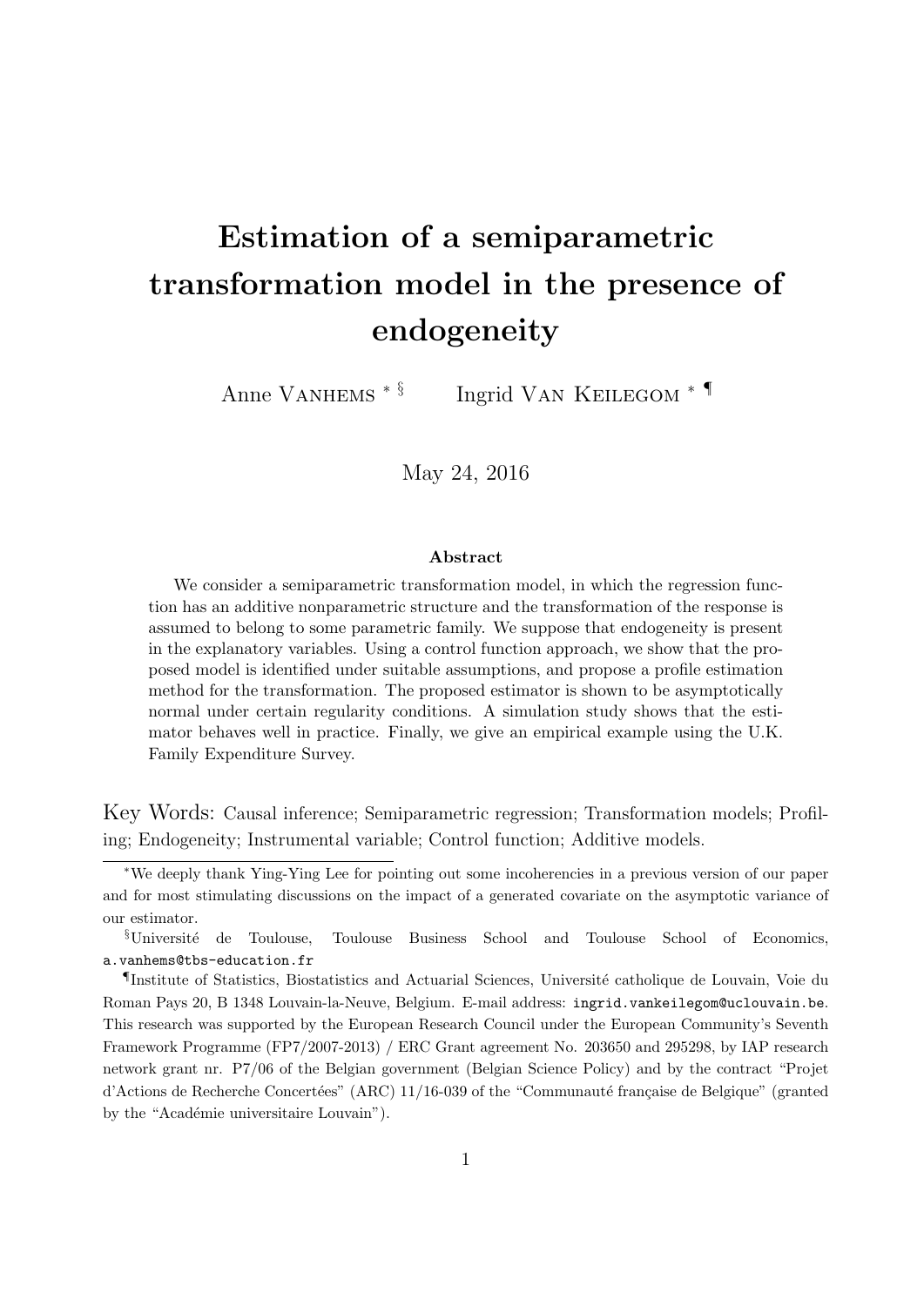# Estimation of a semiparametric transformation model in the presence of endogeneity

Anne Vanhems [*,§] Ingrid Van Keilegom [*,¶]

May 24, 2016

**Abstract**

We consider a semiparametric transformation model, in which the regression function has an additive nonparametric structure and the transformation of the response is assumed to belong to some parametric family. We suppose that endogeneity is present in the explanatory variables. Using a control function approach, we show that the proposed model is identified under suitable assumptions, and propose a profile estimation method for the transformation. The proposed estimator is shown to be asymptotically normal under certain regularity conditions. A simulation study shows that the estimator behaves well in practice. Finally, we give an empirical example using the U.K. Family Expenditure Survey.

Key Words: Causal inference; Semiparametric regression; Transformation models; Profiling; Endogeneity; Instrumental variable; Control function; Additive models.

---

[*] We deeply thank Ying-Ying Lee for pointing out some incoherencies in a previous version of our paper and for most stimulating discussions on the impact of a generated covariate on the asymptotic variance of our estimator.

[§] Université de Toulouse, Toulouse Business School and Toulouse School of Economics, a.vanhems@tbs-education.fr

[¶] Institute of Statistics, Biostatistics and Actuarial Sciences, Université catholique de Louvain, Voie du Roman Pays 20, B 1348 Louvain-la-Neuve, Belgium. E-mail address: ingrid.vankeilegom@uclouvain.be. This research was supported by the European Research Council under the European Community's Seventh Framework Programme (FP7/2007-2013) / ERC Grant agreement No. 203650 and 295298, by IAP research network grant nr. P7/06 of the Belgian government (Belgian Science Policy) and by the contract "Projet d'Actions de Recherche Concertées" (ARC) 11/16-039 of the "Communauté française de Belgique" (granted by the "Académie universitaire Louvain").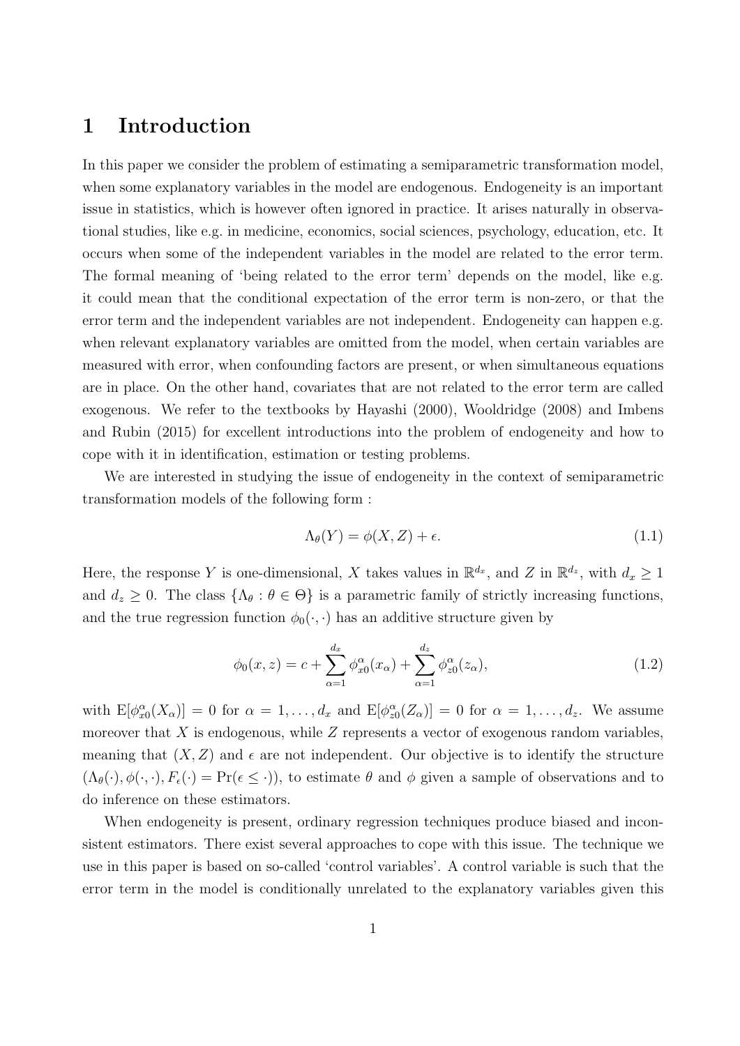# 1 Introduction

In this paper we consider the problem of estimating a semiparametric transformation model, when some explanatory variables in the model are endogenous. Endogeneity is an important issue in statistics, which is however often ignored in practice. It arises naturally in observational studies, like e.g. in medicine, economics, social sciences, psychology, education, etc. It occurs when some of the independent variables in the model are related to the error term. The formal meaning of 'being related to the error term' depends on the model, like e.g. it could mean that the conditional expectation of the error term is non-zero, or that the error term and the independent variables are not independent. Endogeneity can happen e.g. when relevant explanatory variables are omitted from the model, when certain variables are measured with error, when confounding factors are present, or when simultaneous equations are in place. On the other hand, covariates that are not related to the error term are called exogenous. We refer to the textbooks by Hayashi (2000), Wooldridge (2008) and Imbens and Rubin (2015) for excellent introductions into the problem of endogeneity and how to cope with it in identification, estimation or testing problems.

We are interested in studying the issue of endogeneity in the context of semiparametric transformation models of the following form :

$$\Lambda_\theta(Y) = \phi(X, Z) + \epsilon. \tag{1.1}$$

Here, the response $Y$ is one-dimensional, $X$ takes values in $\mathbb{R}^{d_x}$, and $Z$ in $\mathbb{R}^{d_z}$, with $d_x \geq 1$ and $d_z \geq 0$. The class $\{\Lambda_\theta : \theta \in \Theta\}$ is a parametric family of strictly increasing functions, and the true regression function $\phi_0(\cdot, \cdot)$ has an additive structure given by

$$\phi_0(x, z) = c + \sum_{\alpha=1}^{d_x} \phi_{x0}^\alpha(x_\alpha) + \sum_{\alpha=1}^{d_z} \phi_{z0}^\alpha(z_\alpha), \tag{1.2}$$

with $\mathrm{E}[\phi_{x0}^\alpha(X_\alpha)] = 0$ for $\alpha = 1, \ldots, d_x$ and $\mathrm{E}[\phi_{z0}^\alpha(Z_\alpha)] = 0$ for $\alpha = 1, \ldots, d_z$. We assume moreover that $X$ is endogenous, while $Z$ represents a vector of exogenous random variables, meaning that $(X, Z)$ and $\epsilon$ are not independent. Our objective is to identify the structure $(\Lambda_\theta(\cdot), \phi(\cdot, \cdot), F_\epsilon(\cdot) = \Pr(\epsilon \leq \cdot))$, to estimate $\theta$ and $\phi$ given a sample of observations and to do inference on these estimators.

When endogeneity is present, ordinary regression techniques produce biased and inconsistent estimators. There exist several approaches to cope with this issue. The technique we use in this paper is based on so-called 'control variables'. A control variable is such that the error term in the model is conditionally unrelated to the explanatory variables given this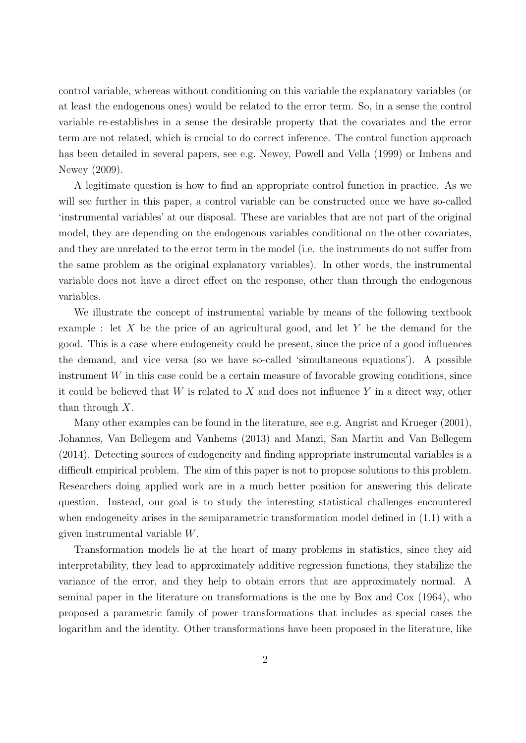control variable, whereas without conditioning on this variable the explanatory variables (or at least the endogenous ones) would be related to the error term. So, in a sense the control variable re-establishes in a sense the desirable property that the covariates and the error term are not related, which is crucial to do correct inference. The control function approach has been detailed in several papers, see e.g. Newey, Powell and Vella (1999) or Imbens and Newey (2009).

A legitimate question is how to find an appropriate control function in practice. As we will see further in this paper, a control variable can be constructed once we have so-called 'instrumental variables' at our disposal. These are variables that are not part of the original model, they are depending on the endogenous variables conditional on the other covariates, and they are unrelated to the error term in the model (i.e. the instruments do not suffer from the same problem as the original explanatory variables). In other words, the instrumental variable does not have a direct effect on the response, other than through the endogenous variables.

We illustrate the concept of instrumental variable by means of the following textbook example : let $X$ be the price of an agricultural good, and let $Y$ be the demand for the good. This is a case where endogeneity could be present, since the price of a good influences the demand, and vice versa (so we have so-called 'simultaneous equations'). A possible instrument $W$ in this case could be a certain measure of favorable growing conditions, since it could be believed that $W$ is related to $X$ and does not influence $Y$ in a direct way, other than through $X$.

Many other examples can be found in the literature, see e.g. Angrist and Krueger (2001), Johannes, Van Bellegem and Vanhems (2013) and Manzi, San Martin and Van Bellegem (2014). Detecting sources of endogeneity and finding appropriate instrumental variables is a difficult empirical problem. The aim of this paper is not to propose solutions to this problem. Researchers doing applied work are in a much better position for answering this delicate question. Instead, our goal is to study the interesting statistical challenges encountered when endogeneity arises in the semiparametric transformation model defined in (1.1) with a given instrumental variable $W$.

Transformation models lie at the heart of many problems in statistics, since they aid interpretability, they lead to approximately additive regression functions, they stabilize the variance of the error, and they help to obtain errors that are approximately normal. A seminal paper in the literature on transformations is the one by Box and Cox (1964), who proposed a parametric family of power transformations that includes as special cases the logarithm and the identity. Other transformations have been proposed in the literature, like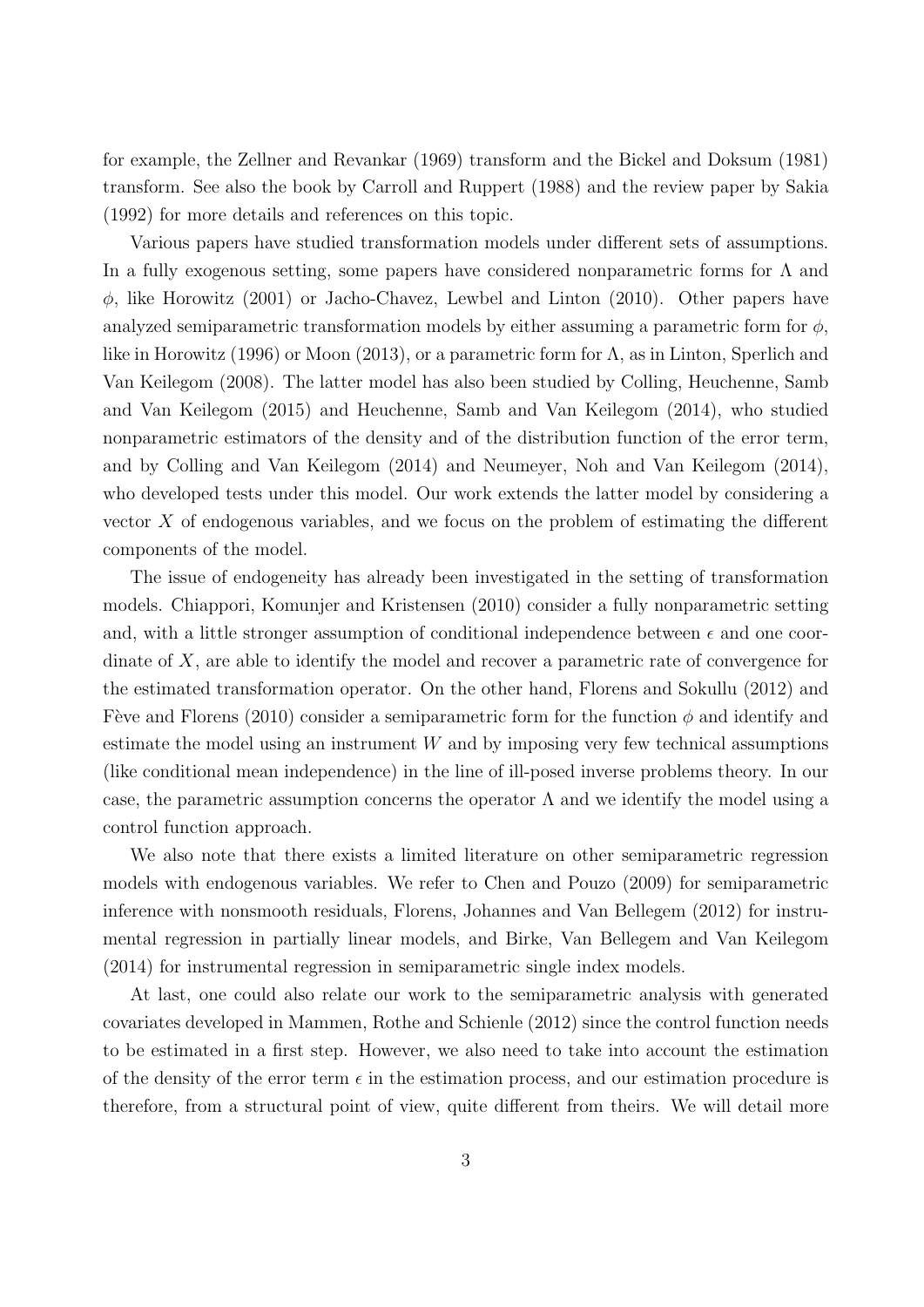for example, the Zellner and Revankar (1969) transform and the Bickel and Doksum (1981) transform. See also the book by Carroll and Ruppert (1988) and the review paper by Sakia (1992) for more details and references on this topic.

Various papers have studied transformation models under different sets of assumptions. In a fully exogenous setting, some papers have considered nonparametric forms for $\Lambda$ and $\phi$, like Horowitz (2001) or Jacho-Chavez, Lewbel and Linton (2010). Other papers have analyzed semiparametric transformation models by either assuming a parametric form for $\phi$, like in Horowitz (1996) or Moon (2013), or a parametric form for $\Lambda$, as in Linton, Sperlich and Van Keilegom (2008). The latter model has also been studied by Colling, Heuchenne, Samb and Van Keilegom (2015) and Heuchenne, Samb and Van Keilegom (2014), who studied nonparametric estimators of the density and of the distribution function of the error term, and by Colling and Van Keilegom (2014) and Neumeyer, Noh and Van Keilegom (2014), who developed tests under this model. Our work extends the latter model by considering a vector $X$ of endogenous variables, and we focus on the problem of estimating the different components of the model.

The issue of endogeneity has already been investigated in the setting of transformation models. Chiappori, Komunjer and Kristensen (2010) consider a fully nonparametric setting and, with a little stronger assumption of conditional independence between $\epsilon$ and one coordinate of $X$, are able to identify the model and recover a parametric rate of convergence for the estimated transformation operator. On the other hand, Florens and Sokullu (2012) and Fève and Florens (2010) consider a semiparametric form for the function $\phi$ and identify and estimate the model using an instrument $W$ and by imposing very few technical assumptions (like conditional mean independence) in the line of ill-posed inverse problems theory. In our case, the parametric assumption concerns the operator $\Lambda$ and we identify the model using a control function approach.

We also note that there exists a limited literature on other semiparametric regression models with endogenous variables. We refer to Chen and Pouzo (2009) for semiparametric inference with nonsmooth residuals, Florens, Johannes and Van Bellegem (2012) for instrumental regression in partially linear models, and Birke, Van Bellegem and Van Keilegom (2014) for instrumental regression in semiparametric single index models.

At last, one could also relate our work to the semiparametric analysis with generated covariates developed in Mammen, Rothe and Schienle (2012) since the control function needs to be estimated in a first step. However, we also need to take into account the estimation of the density of the error term $\epsilon$ in the estimation process, and our estimation procedure is therefore, from a structural point of view, quite different from theirs. We will detail more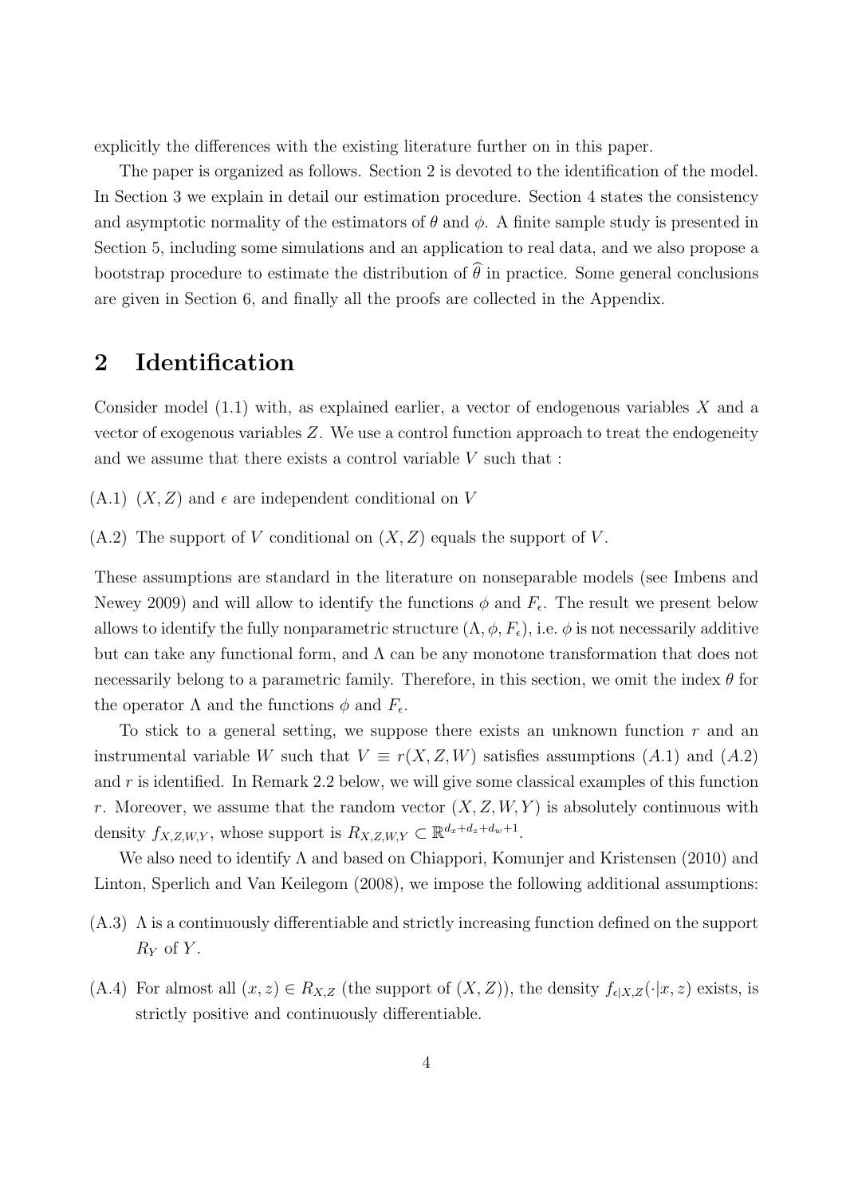explicitly the differences with the existing literature further on in this paper.

The paper is organized as follows. Section 2 is devoted to the identification of the model. In Section 3 we explain in detail our estimation procedure. Section 4 states the consistency and asymptotic normality of the estimators of $\theta$ and $\phi$. A finite sample study is presented in Section 5, including some simulations and an application to real data, and we also propose a bootstrap procedure to estimate the distribution of $\widehat{\theta}$ in practice. Some general conclusions are given in Section 6, and finally all the proofs are collected in the Appendix.

# 2 Identification

Consider model (1.1) with, as explained earlier, a vector of endogenous variables $X$ and a vector of exogenous variables $Z$. We use a control function approach to treat the endogeneity and we assume that there exists a control variable $V$ such that :

(A.1) $(X, Z)$ and $\epsilon$ are independent conditional on $V$

(A.2) The support of $V$ conditional on $(X, Z)$ equals the support of $V$.

These assumptions are standard in the literature on nonseparable models (see Imbens and Newey 2009) and will allow to identify the functions $\phi$ and $F_\epsilon$. The result we present below allows to identify the fully nonparametric structure $(\Lambda, \phi, F_\epsilon)$, i.e. $\phi$ is not necessarily additive but can take any functional form, and $\Lambda$ can be any monotone transformation that does not necessarily belong to a parametric family. Therefore, in this section, we omit the index $\theta$ for the operator $\Lambda$ and the functions $\phi$ and $F_\epsilon$.

To stick to a general setting, we suppose there exists an unknown function $r$ and an instrumental variable $W$ such that $V \equiv r(X, Z, W)$ satisfies assumptions $(A.1)$ and $(A.2)$ and $r$ is identified. In Remark 2.2 below, we will give some classical examples of this function $r$. Moreover, we assume that the random vector $(X, Z, W, Y)$ is absolutely continuous with density $f_{X,Z,W,Y}$, whose support is $R_{X,Z,W,Y} \subset \mathbb{R}^{d_x+d_z+d_w+1}$.

We also need to identify $\Lambda$ and based on Chiappori, Komunjer and Kristensen (2010) and Linton, Sperlich and Van Keilegom (2008), we impose the following additional assumptions:

(A.3) $\Lambda$ is a continuously differentiable and strictly increasing function defined on the support $R_Y$ of $Y$.

(A.4) For almost all $(x, z) \in R_{X,Z}$ (the support of $(X, Z)$), the density $f_{\epsilon|X,Z}(\cdot|x, z)$ exists, is strictly positive and continuously differentiable.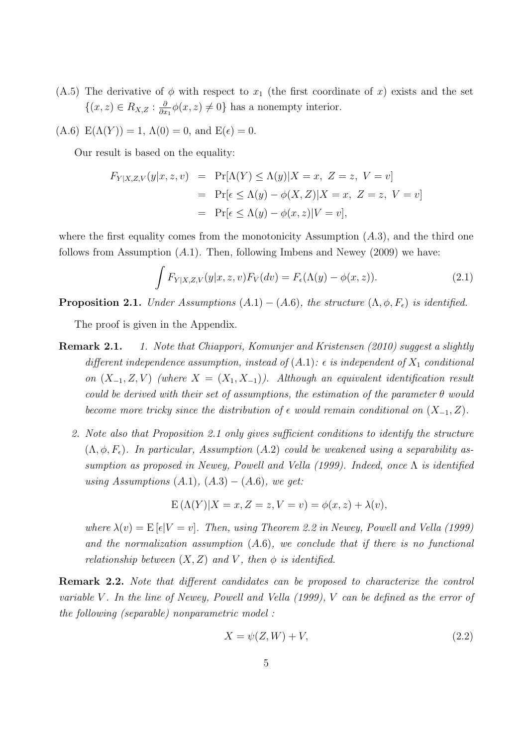(A.5) The derivative of $\phi$ with respect to $x_1$ (the first coordinate of $x$) exists and the set $\{(x,z) \in R_{X,Z} : \frac{\partial}{\partial x_1}\phi(x,z) \neq 0\}$ has a nonempty interior.

(A.6) $\mathrm{E}(\Lambda(Y)) = 1$, $\Lambda(0) = 0$, and $\mathrm{E}(\epsilon) = 0$.

Our result is based on the equality:

$$
\begin{aligned}
F_{Y|X,Z,V}(y|x,z,v) &= \Pr[\Lambda(Y) \leq \Lambda(y)|X = x,\ Z = z,\ V = v] \\
&= \Pr[\epsilon \leq \Lambda(y) - \phi(X,Z)|X = x,\ Z = z,\ V = v] \\
&= \Pr[\epsilon \leq \Lambda(y) - \phi(x,z)|V = v],
\end{aligned}
$$

where the first equality comes from the monotonicity Assumption $(A.3)$, and the third one follows from Assumption $(A.1)$. Then, following Imbens and Newey (2009) we have:

$$
\int F_{Y|X,Z,V}(y|x,z,v)F_V(dv) = F_\epsilon(\Lambda(y) - \phi(x,z)). \tag{2.1}
$$

**Proposition 2.1.** *Under Assumptions $(A.1) - (A.6)$, the structure $(\Lambda, \phi, F_\epsilon)$ is identified.*

The proof is given in the Appendix.

**Remark 2.1.** *1. Note that Chiappori, Komunjer and Kristensen (2010) suggest a slightly different independence assumption, instead of $(A.1)$: $\epsilon$ is independent of $X_1$ conditional on $(X_{-1}, Z, V)$ (where $X = (X_1, X_{-1})$). Although an equivalent identification result could be derived with their set of assumptions, the estimation of the parameter $\theta$ would become more tricky since the distribution of $\epsilon$ would remain conditional on $(X_{-1}, Z)$.*

*2. Note also that Proposition 2.1 only gives sufficient conditions to identify the structure $(\Lambda, \phi, F_\epsilon)$. In particular, Assumption $(A.2)$ could be weakened using a separability assumption as proposed in Newey, Powell and Vella (1999). Indeed, once $\Lambda$ is identified using Assumptions $(A.1)$, $(A.3) - (A.6)$, we get:*

$$
\mathrm{E}\left(\Lambda(Y)|X = x, Z = z, V = v\right) = \phi(x,z) + \lambda(v),
$$

*where $\lambda(v) = \mathrm{E}\left[\epsilon|V = v\right]$. Then, using Theorem 2.2 in Newey, Powell and Vella (1999) and the normalization assumption $(A.6)$, we conclude that if there is no functional relationship between $(X, Z)$ and $V$, then $\phi$ is identified.*

**Remark 2.2.** *Note that different candidates can be proposed to characterize the control variable $V$. In the line of Newey, Powell and Vella (1999), $V$ can be defined as the error of the following (separable) nonparametric model :*

$$
X = \psi(Z, W) + V, \tag{2.2}
$$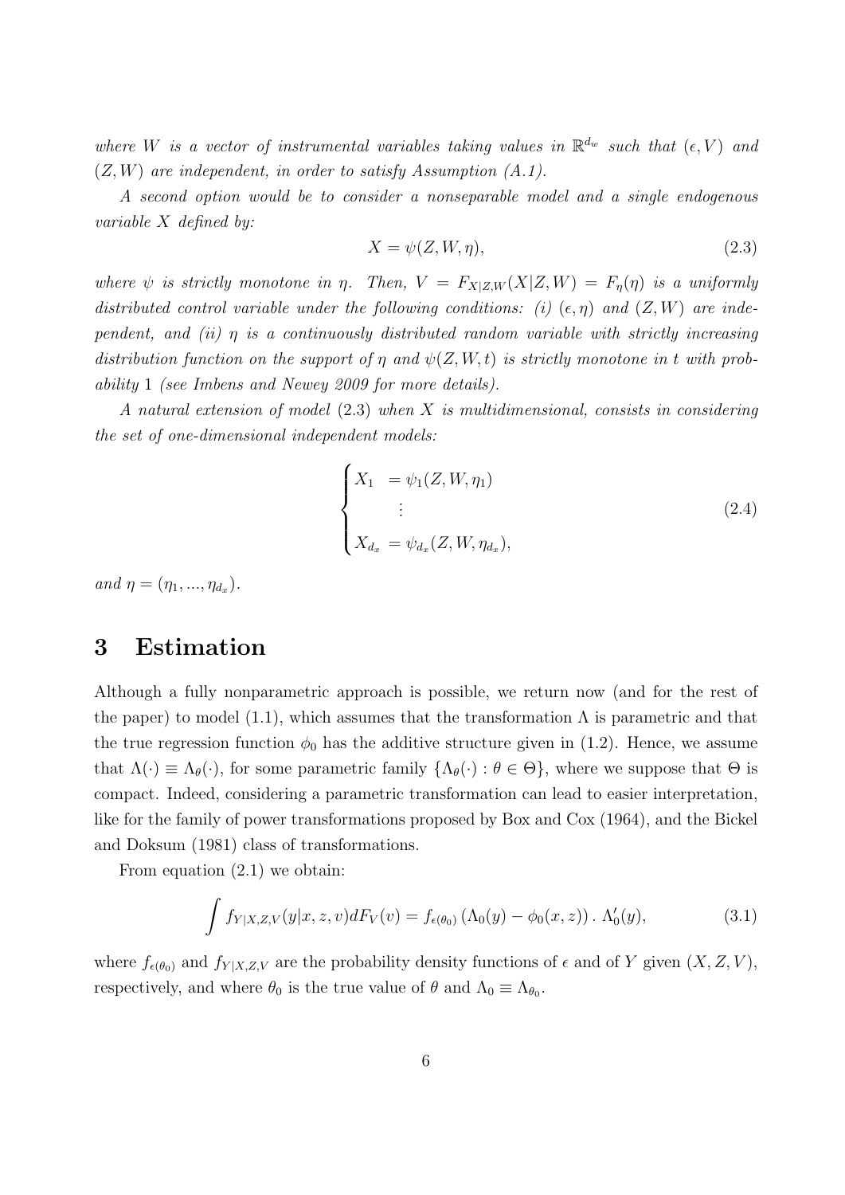*where $W$ is a vector of instrumental variables taking values in $\mathbb{R}^{d_w}$ such that $(\epsilon, V)$ and $(Z, W)$ are independent, in order to satisfy Assumption (A.1).*

*A second option would be to consider a nonseparable model and a single endogenous variable $X$ defined by:*

$$X = \psi(Z, W, \eta), \tag{2.3}$$

*where $\psi$ is strictly monotone in $\eta$. Then, $V = F_{X|Z,W}(X|Z, W) = F_\eta(\eta)$ is a uniformly distributed control variable under the following conditions: (i) $(\epsilon, \eta)$ and $(Z, W)$ are independent, and (ii) $\eta$ is a continuously distributed random variable with strictly increasing distribution function on the support of $\eta$ and $\psi(Z, W, t)$ is strictly monotone in $t$ with probability 1 (see Imbens and Newey 2009 for more details).*

*A natural extension of model (2.3) when $X$ is multidimensional, consists in considering the set of one-dimensional independent models:*

$$\begin{cases} X_1 &= \psi_1(Z, W, \eta_1) \\ & \vdots \\ X_{d_x} &= \psi_{d_x}(Z, W, \eta_{d_x}), \end{cases} \tag{2.4}$$

*and $\eta = (\eta_1, ..., \eta_{d_x})$.*

## 3 Estimation

Although a fully nonparametric approach is possible, we return now (and for the rest of the paper) to model (1.1), which assumes that the transformation $\Lambda$ is parametric and that the true regression function $\phi_0$ has the additive structure given in (1.2). Hence, we assume that $\Lambda(\cdot) \equiv \Lambda_\theta(\cdot)$, for some parametric family $\{\Lambda_\theta(\cdot) : \theta \in \Theta\}$, where we suppose that $\Theta$ is compact. Indeed, considering a parametric transformation can lead to easier interpretation, like for the family of power transformations proposed by Box and Cox (1964), and the Bickel and Doksum (1981) class of transformations.

From equation (2.1) we obtain:

$$\int f_{Y|X,Z,V}(y|x, z, v) dF_V(v) = f_{\epsilon(\theta_0)} \left(\Lambda_0(y) - \phi_0(x, z)\right) . \, \Lambda_0'(y), \tag{3.1}$$

where $f_{\epsilon(\theta_0)}$ and $f_{Y|X,Z,V}$ are the probability density functions of $\epsilon$ and of $Y$ given $(X, Z, V)$, respectively, and where $\theta_0$ is the true value of $\theta$ and $\Lambda_0 \equiv \Lambda_{\theta_0}$.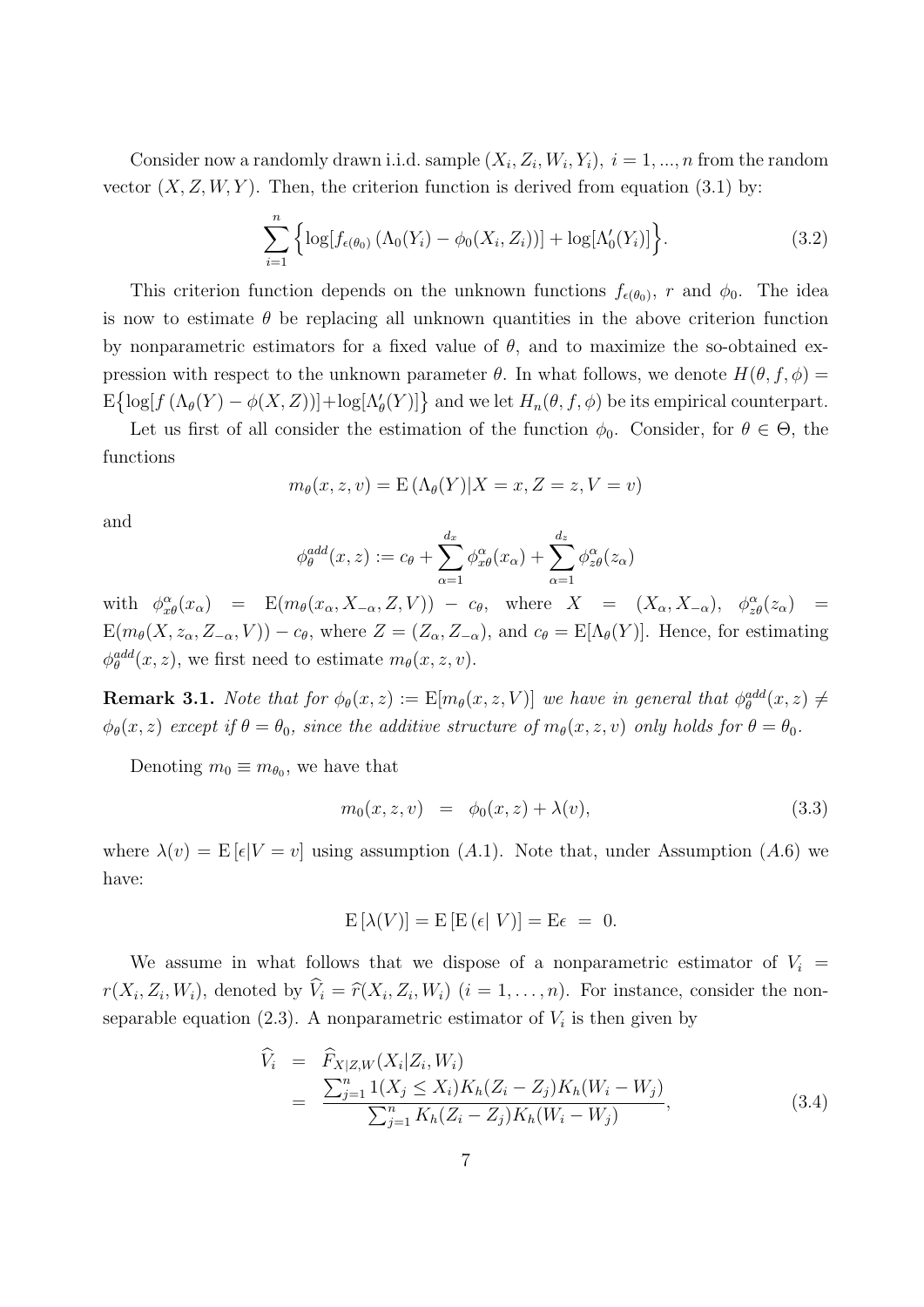Consider now a randomly drawn i.i.d. sample $(X_i, Z_i, W_i, Y_i),\ i = 1, ..., n$ from the random vector $(X, Z, W, Y)$. Then, the criterion function is derived from equation (3.1) by:

$$
\sum_{i=1}^{n} \Big\{ \log[f_{\epsilon(\theta_0)} \left( \Lambda_0(Y_i) - \phi_0(X_i, Z_i) \right)] + \log[\Lambda_0'(Y_i)] \Big\}. \tag{3.2}
$$

This criterion function depends on the unknown functions $f_{\epsilon(\theta_0)}$, $r$ and $\phi_0$. The idea is now to estimate $\theta$ be replacing all unknown quantities in the above criterion function by nonparametric estimators for a fixed value of $\theta$, and to maximize the so-obtained expression with respect to the unknown parameter $\theta$. In what follows, we denote $H(\theta, f, \phi) = \mathrm{E}\big\{\log[f\left(\Lambda_\theta(Y) - \phi(X, Z)\right)] + \log[\Lambda_\theta'(Y)]\big\}$ and we let $H_n(\theta, f, \phi)$ be its empirical counterpart.

Let us first of all consider the estimation of the function $\phi_0$. Consider, for $\theta \in \Theta$, the functions

$$
m_\theta(x, z, v) = \mathrm{E}\left(\Lambda_\theta(Y) | X = x, Z = z, V = v\right)
$$

and

$$
\phi_\theta^{add}(x, z) := c_\theta + \sum_{\alpha=1}^{d_x} \phi_{x\theta}^{\alpha}(x_\alpha) + \sum_{\alpha=1}^{d_z} \phi_{z\theta}^{\alpha}(z_\alpha)
$$

with $\phi_{x\theta}^{\alpha}(x_\alpha) = \mathrm{E}(m_\theta(x_\alpha, X_{-\alpha}, Z, V)) - c_\theta$, where $X = (X_\alpha, X_{-\alpha})$, $\phi_{z\theta}^{\alpha}(z_\alpha) = \mathrm{E}(m_\theta(X, z_\alpha, Z_{-\alpha}, V)) - c_\theta$, where $Z = (Z_\alpha, Z_{-\alpha})$, and $c_\theta = \mathrm{E}[\Lambda_\theta(Y)]$. Hence, for estimating $\phi_\theta^{add}(x, z)$, we first need to estimate $m_\theta(x, z, v)$.

**Remark 3.1.** *Note that for $\phi_\theta(x, z) := \mathrm{E}[m_\theta(x, z, V)]$ we have in general that $\phi_\theta^{add}(x, z) \neq \phi_\theta(x, z)$ except if $\theta = \theta_0$, since the additive structure of $m_\theta(x, z, v)$ only holds for $\theta = \theta_0$.*

Denoting $m_0 \equiv m_{\theta_0}$, we have that

$$
m_0(x, z, v) \;=\; \phi_0(x, z) + \lambda(v), \tag{3.3}
$$

where $\lambda(v) = \mathrm{E}\left[\epsilon | V = v\right]$ using assumption $(A.1)$. Note that, under Assumption $(A.6)$ we have:

$$
\mathrm{E}\left[\lambda(V)\right] = \mathrm{E}\left[\mathrm{E}\left(\epsilon |\ V\right)\right] = \mathrm{E}\epsilon \;=\; 0.
$$

We assume in what follows that we dispose of a nonparametric estimator of $V_i = r(X_i, Z_i, W_i)$, denoted by $\widehat{V}_i = \widehat{r}(X_i, Z_i, W_i)$ $(i = 1, \ldots, n)$. For instance, consider the nonseparable equation (2.3). A nonparametric estimator of $V_i$ is then given by

$$
\begin{aligned}
\widehat{V}_i \;&=\; \widehat{F}_{X|Z,W}(X_i | Z_i, W_i) \\
&=\; \frac{\sum_{j=1}^{n} 1(X_j \leq X_i) K_h(Z_i - Z_j) K_h(W_i - W_j)}{\sum_{j=1}^{n} K_h(Z_i - Z_j) K_h(W_i - W_j)},
\end{aligned} \tag{3.4}
$$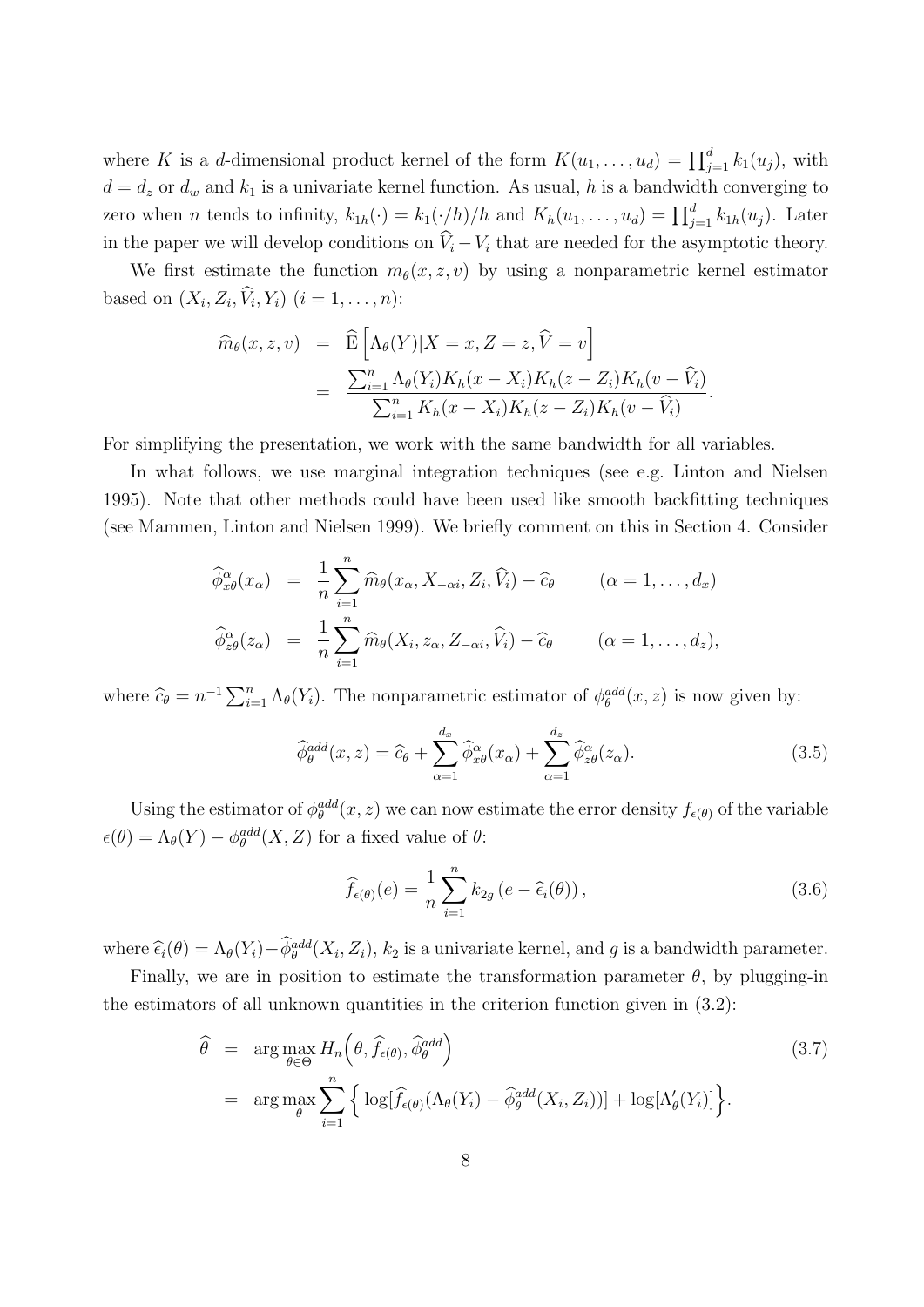where $K$ is a $d$-dimensional product kernel of the form $K(u_1,\ldots,u_d) = \prod_{j=1}^d k_1(u_j)$, with $d = d_z$ or $d_w$ and $k_1$ is a univariate kernel function. As usual, $h$ is a bandwidth converging to zero when $n$ tends to infinity, $k_{1h}(\cdot) = k_1(\cdot/h)/h$ and $K_h(u_1,\ldots,u_d) = \prod_{j=1}^d k_{1h}(u_j)$. Later in the paper we will develop conditions on $\widehat{V}_i - V_i$ that are needed for the asymptotic theory.

We first estimate the function $m_\theta(x,z,v)$ by using a nonparametric kernel estimator based on $(X_i, Z_i, \widehat{V}_i, Y_i)$ $(i = 1,\ldots,n)$:

$$
\begin{aligned}
\widehat{m}_\theta(x,z,v) &= \widehat{\mathrm{E}}\left[\Lambda_\theta(Y)|X = x, Z = z, \widehat{V} = v\right] \\
&= \frac{\sum_{i=1}^n \Lambda_\theta(Y_i) K_h(x - X_i) K_h(z - Z_i) K_h(v - \widehat{V}_i)}{\sum_{i=1}^n K_h(x - X_i) K_h(z - Z_i) K_h(v - \widehat{V}_i)}.
\end{aligned}
$$

For simplifying the presentation, we work with the same bandwidth for all variables.

In what follows, we use marginal integration techniques (see e.g. Linton and Nielsen 1995). Note that other methods could have been used like smooth backfitting techniques (see Mammen, Linton and Nielsen 1999). We briefly comment on this in Section 4. Consider

$$
\begin{aligned}
\widehat{\phi}^\alpha_{x\theta}(x_\alpha) &= \frac{1}{n}\sum_{i=1}^n \widehat{m}_\theta(x_\alpha, X_{-\alpha i}, Z_i, \widehat{V}_i) - \widehat{c}_\theta \qquad (\alpha = 1,\ldots,d_x) \\
\widehat{\phi}^\alpha_{z\theta}(z_\alpha) &= \frac{1}{n}\sum_{i=1}^n \widehat{m}_\theta(X_i, z_\alpha, Z_{-\alpha i}, \widehat{V}_i) - \widehat{c}_\theta \qquad (\alpha = 1,\ldots,d_z),
\end{aligned}
$$

where $\widehat{c}_\theta = n^{-1}\sum_{i=1}^n \Lambda_\theta(Y_i)$. The nonparametric estimator of $\phi^{add}_\theta(x,z)$ is now given by:

$$
\widehat{\phi}^{add}_\theta(x,z) = \widehat{c}_\theta + \sum_{\alpha=1}^{d_x} \widehat{\phi}^\alpha_{x\theta}(x_\alpha) + \sum_{\alpha=1}^{d_z} \widehat{\phi}^\alpha_{z\theta}(z_\alpha). \tag{3.5}
$$

Using the estimator of $\phi^{add}_\theta(x,z)$ we can now estimate the error density $f_{\epsilon(\theta)}$ of the variable $\epsilon(\theta) = \Lambda_\theta(Y) - \phi^{add}_\theta(X,Z)$ for a fixed value of $\theta$:

$$
\widehat{f}_{\epsilon(\theta)}(e) = \frac{1}{n}\sum_{i=1}^n k_{2g}\left(e - \widehat{\epsilon}_i(\theta)\right), \tag{3.6}
$$

where $\widehat{\epsilon}_i(\theta) = \Lambda_\theta(Y_i) - \widehat{\phi}^{add}_\theta(X_i, Z_i)$, $k_2$ is a univariate kernel, and $g$ is a bandwidth parameter.

Finally, we are in position to estimate the transformation parameter $\theta$, by plugging-in the estimators of all unknown quantities in the criterion function given in (3.2):

$$
\begin{aligned}
\widehat{\theta} &= \arg\max_{\theta\in\Theta} H_n\Big(\theta, \widehat{f}_{\epsilon(\theta)}, \widehat{\phi}^{add}_\theta\Big) \qquad\qquad (3.7)\\
&= \arg\max_\theta \sum_{i=1}^n \Big\{ \log[\widehat{f}_{\epsilon(\theta)}(\Lambda_\theta(Y_i) - \widehat{\phi}^{add}_\theta(X_i, Z_i))] + \log[\Lambda'_\theta(Y_i)]\Big\}.
\end{aligned}
$$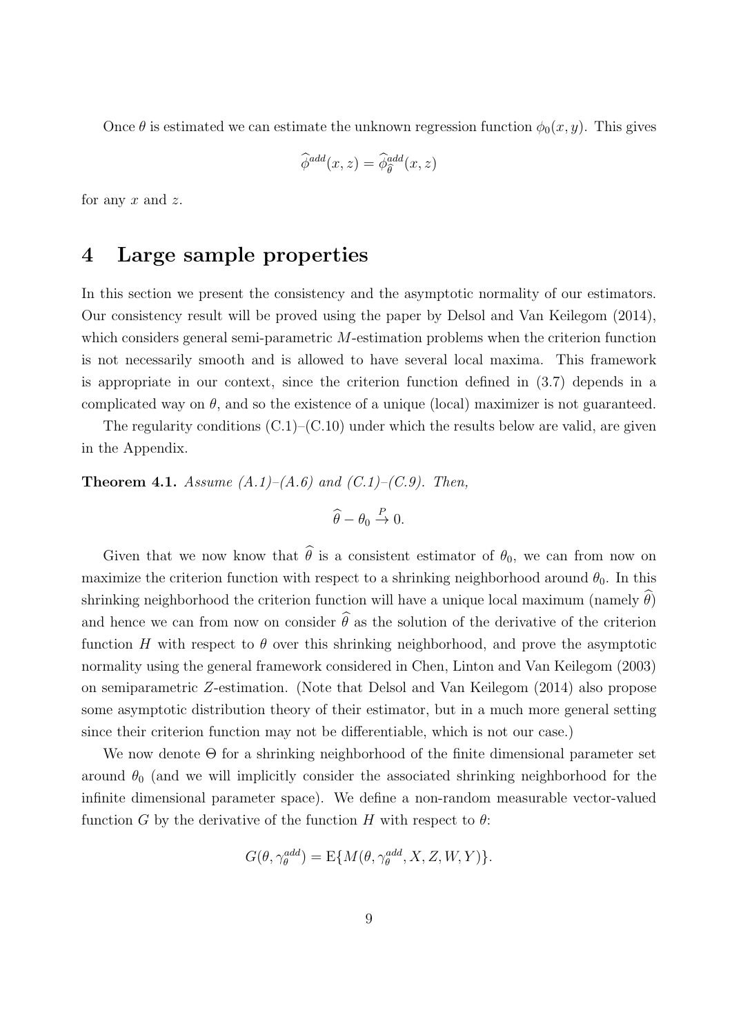Once $\theta$ is estimated we can estimate the unknown regression function $\phi_0(x, y)$. This gives

$$\widehat{\phi}^{add}(x, z) = \widehat{\phi}^{add}_{\widehat{\theta}}(x, z)$$

for any $x$ and $z$.

# 4 Large sample properties

In this section we present the consistency and the asymptotic normality of our estimators. Our consistency result will be proved using the paper by Delsol and Van Keilegom (2014), which considers general semi-parametric $M$-estimation problems when the criterion function is not necessarily smooth and is allowed to have several local maxima. This framework is appropriate in our context, since the criterion function defined in (3.7) depends in a complicated way on $\theta$, and so the existence of a unique (local) maximizer is not guaranteed.

The regularity conditions (C.1)–(C.10) under which the results below are valid, are given in the Appendix.

**Theorem 4.1.** *Assume (A.1)–(A.6) and (C.1)–(C.9). Then,*

$$\widehat{\theta} - \theta_0 \xrightarrow{P} 0.$$

Given that we now know that $\widehat{\theta}$ is a consistent estimator of $\theta_0$, we can from now on maximize the criterion function with respect to a shrinking neighborhood around $\theta_0$. In this shrinking neighborhood the criterion function will have a unique local maximum (namely $\widehat{\theta}$) and hence we can from now on consider $\widehat{\theta}$ as the solution of the derivative of the criterion function $H$ with respect to $\theta$ over this shrinking neighborhood, and prove the asymptotic normality using the general framework considered in Chen, Linton and Van Keilegom (2003) on semiparametric $Z$-estimation. (Note that Delsol and Van Keilegom (2014) also propose some asymptotic distribution theory of their estimator, but in a much more general setting since their criterion function may not be differentiable, which is not our case.)

We now denote $\Theta$ for a shrinking neighborhood of the finite dimensional parameter set around $\theta_0$ (and we will implicitly consider the associated shrinking neighborhood for the infinite dimensional parameter space). We define a non-random measurable vector-valued function $G$ by the derivative of the function $H$ with respect to $\theta$:

$$G(\theta, \gamma^{add}_{\theta}) = \mathrm{E}\{M(\theta, \gamma^{add}_{\theta}, X, Z, W, Y)\}.$$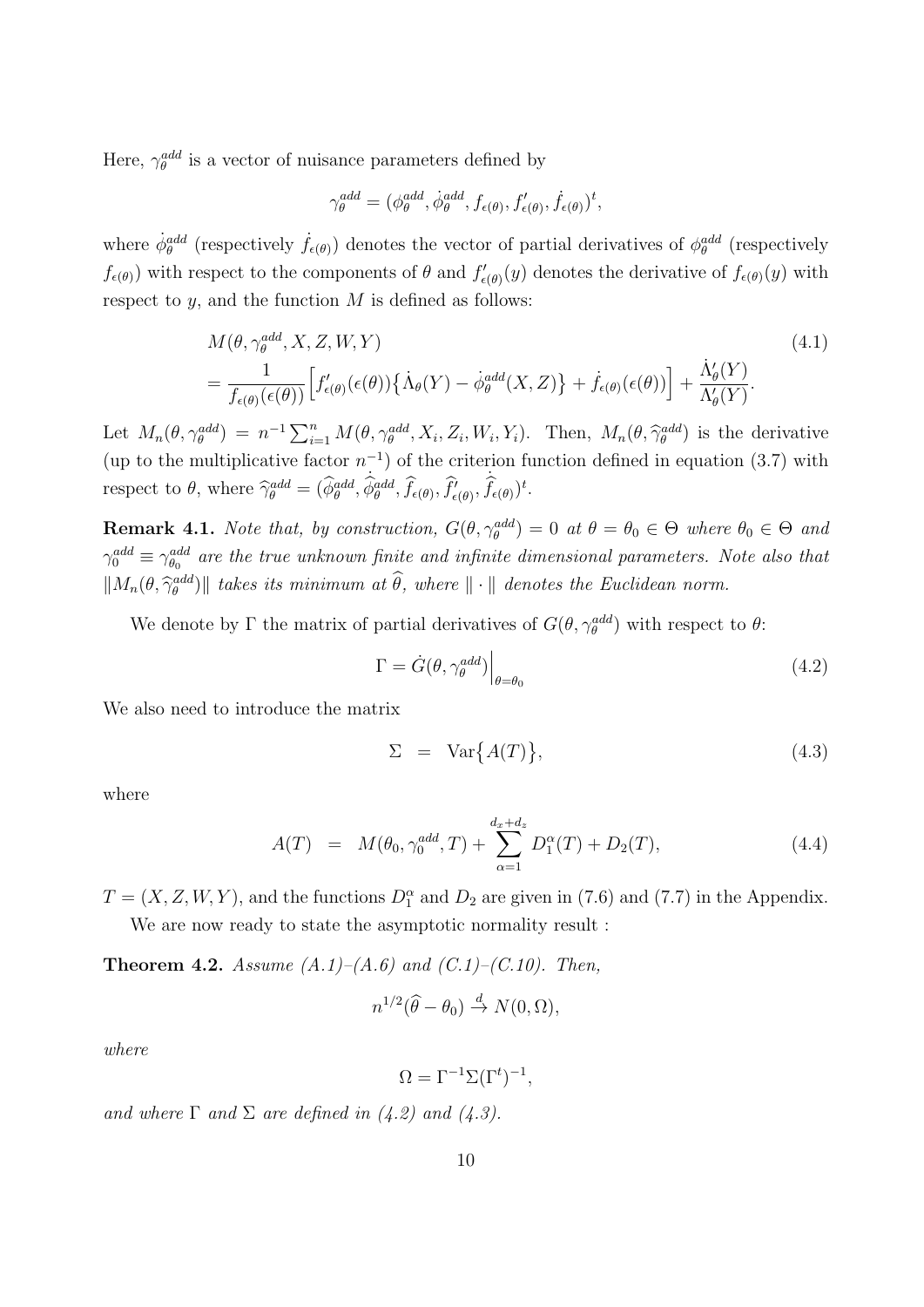Here, $\gamma_\theta^{add}$ is a vector of nuisance parameters defined by

$$\gamma_\theta^{add} = (\phi_\theta^{add}, \dot{\phi}_\theta^{add}, f_{\epsilon(\theta)}, f'_{\epsilon(\theta)}, \dot{f}_{\epsilon(\theta)})^t,$$

where $\dot{\phi}_\theta^{add}$ (respectively $\dot{f}_{\epsilon(\theta)}$) denotes the vector of partial derivatives of $\phi_\theta^{add}$ (respectively $f_{\epsilon(\theta)}$) with respect to the components of $\theta$ and $f'_{\epsilon(\theta)}(y)$ denotes the derivative of $f_{\epsilon(\theta)}(y)$ with respect to $y$, and the function $M$ is defined as follows:

$$\begin{aligned} & M(\theta, \gamma_\theta^{add}, X, Z, W, Y) \\ &= \frac{1}{f_{\epsilon(\theta)}(\epsilon(\theta))}\Big[f'_{\epsilon(\theta)}(\epsilon(\theta))\big\{\dot{\Lambda}_\theta(Y) - \dot{\phi}_\theta^{add}(X,Z)\big\} + \dot{f}_{\epsilon(\theta)}(\epsilon(\theta))\Big] + \frac{\dot{\Lambda}'_\theta(Y)}{\Lambda'_\theta(Y)}. \end{aligned} \tag{4.1}$$

Let $M_n(\theta, \gamma_\theta^{add}) = n^{-1}\sum_{i=1}^n M(\theta, \gamma_\theta^{add}, X_i, Z_i, W_i, Y_i)$. Then, $M_n(\theta, \widehat{\gamma}_\theta^{add})$ is the derivative (up to the multiplicative factor $n^{-1}$) of the criterion function defined in equation (3.7) with respect to $\theta$, where $\widehat{\gamma}_\theta^{add} = (\widehat{\phi}_\theta^{add}, \dot{\widehat{\phi}}_\theta^{add}, \widehat{f}_{\epsilon(\theta)}, \widehat{f}'_{\epsilon(\theta)}, \dot{\widehat{f}}_{\epsilon(\theta)})^t$.

**Remark 4.1.** *Note that, by construction, $G(\theta, \gamma_\theta^{add}) = 0$ at $\theta = \theta_0 \in \Theta$ where $\theta_0 \in \Theta$ and $\gamma_0^{add} \equiv \gamma_{\theta_0}^{add}$ are the true unknown finite and infinite dimensional parameters. Note also that $\|M_n(\theta, \widehat{\gamma}_\theta^{add})\|$ takes its minimum at $\widehat{\theta}$, where $\|\cdot\|$ denotes the Euclidean norm.*

We denote by $\Gamma$ the matrix of partial derivatives of $G(\theta, \gamma_\theta^{add})$ with respect to $\theta$:

$$\Gamma = \dot{G}(\theta, \gamma_\theta^{add})\Big|_{\theta=\theta_0} \tag{4.2}$$

We also need to introduce the matrix

$$\Sigma \;=\; \mathrm{Var}\big\{A(T)\big\}, \tag{4.3}$$

where

$$A(T) \;=\; M(\theta_0, \gamma_0^{add}, T) + \sum_{\alpha=1}^{d_x+d_z} D_1^\alpha(T) + D_2(T), \tag{4.4}$$

$T = (X, Z, W, Y)$, and the functions $D_1^\alpha$ and $D_2$ are given in (7.6) and (7.7) in the Appendix.

We are now ready to state the asymptotic normality result :

**Theorem 4.2.** *Assume (A.1)–(A.6) and (C.1)–(C.10). Then,*

$$n^{1/2}(\widehat{\theta} - \theta_0) \xrightarrow{d} N(0, \Omega),$$

*where*

$$\Omega = \Gamma^{-1}\Sigma(\Gamma^t)^{-1},$$

*and where $\Gamma$ and $\Sigma$ are defined in (4.2) and (4.3).*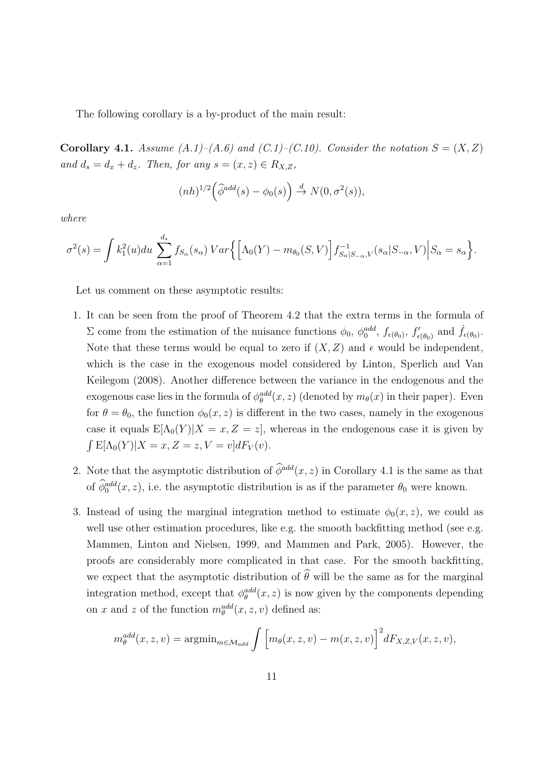The following corollary is a by-product of the main result:

**Corollary 4.1.** *Assume (A.1)–(A.6) and (C.1)–(C.10). Consider the notation $S = (X, Z)$ and $d_s = d_x + d_z$. Then, for any $s = (x, z) \in R_{X,Z}$,*

$$(nh)^{1/2}\Big(\widehat{\phi}^{add}(s) - \phi_0(s)\Big) \xrightarrow{d} N(0, \sigma^2(s)),$$

*where*

$$\sigma^2(s) = \int k_1^2(u)du \sum_{\alpha=1}^{d_s} f_{S_\alpha}(s_\alpha)\, Var\Big\{\Big[\Lambda_0(Y) - m_{\theta_0}(S, V)\Big] f^{-1}_{S_\alpha|S_{-\alpha},V}(s_\alpha|S_{-\alpha}, V)\Big| S_\alpha = s_\alpha\Big\}.$$

Let us comment on these asymptotic results:

1. It can be seen from the proof of Theorem 4.2 that the extra terms in the formula of $\Sigma$ come from the estimation of the nuisance functions $\phi_0$, $\phi_0^{add}$, $f_{\epsilon(\theta_0)}$, $f'_{\epsilon(\theta_0)}$ and $\dot{f}_{\epsilon(\theta_0)}$. Note that these terms would be equal to zero if $(X, Z)$ and $\epsilon$ would be independent, which is the case in the exogenous model considered by Linton, Sperlich and Van Keilegom (2008). Another difference between the variance in the endogenous and the exogenous case lies in the formula of $\phi_\theta^{add}(x, z)$ (denoted by $m_\theta(x)$ in their paper). Even for $\theta = \theta_0$, the function $\phi_0(x, z)$ is different in the two cases, namely in the exogenous case it equals $\mathrm{E}[\Lambda_0(Y)|X = x, Z = z]$, whereas in the endogenous case it is given by $\int \mathrm{E}[\Lambda_0(Y)|X = x, Z = z, V = v]dF_V(v)$.

2. Note that the asymptotic distribution of $\widehat{\phi}^{add}(x, z)$ in Corollary 4.1 is the same as that of $\widehat{\phi}_0^{add}(x, z)$, i.e. the asymptotic distribution is as if the parameter $\theta_0$ were known.

3. Instead of using the marginal integration method to estimate $\phi_0(x, z)$, we could as well use other estimation procedures, like e.g. the smooth backfitting method (see e.g. Mammen, Linton and Nielsen, 1999, and Mammen and Park, 2005). However, the proofs are considerably more complicated in that case. For the smooth backfitting, we expect that the asymptotic distribution of $\widehat{\theta}$ will be the same as for the marginal integration method, except that $\phi_\theta^{add}(x, z)$ is now given by the components depending on $x$ and $z$ of the function $m_\theta^{add}(x, z, v)$ defined as:

$$m_\theta^{add}(x, z, v) = \mathrm{argmin}_{m \in \mathcal{M}_{add}} \int \Big[m_\theta(x, z, v) - m(x, z, v)\Big]^2 dF_{X,Z,V}(x, z, v),$$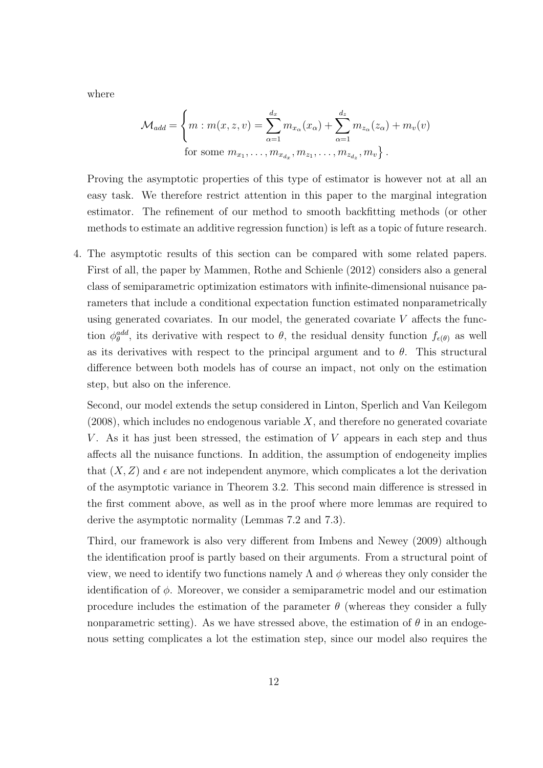where

$$\mathcal{M}_{add} = \left\{ m : m(x, z, v) = \sum_{\alpha=1}^{d_x} m_{x_\alpha}(x_\alpha) + \sum_{\alpha=1}^{d_z} m_{z_\alpha}(z_\alpha) + m_v(v) \right.$$
$$\left. \text{for some } m_{x_1}, \ldots, m_{x_{d_x}}, m_{z_1}, \ldots, m_{z_{d_z}}, m_v \right\}.$$

Proving the asymptotic properties of this type of estimator is however not at all an easy task. We therefore restrict attention in this paper to the marginal integration estimator. The refinement of our method to smooth backfitting methods (or other methods to estimate an additive regression function) is left as a topic of future research.

4. The asymptotic results of this section can be compared with some related papers. First of all, the paper by Mammen, Rothe and Schienle (2012) considers also a general class of semiparametric optimization estimators with infinite-dimensional nuisance parameters that include a conditional expectation function estimated nonparametrically using generated covariates. In our model, the generated covariate $V$ affects the function $\phi_\theta^{add}$, its derivative with respect to $\theta$, the residual density function $f_{\epsilon(\theta)}$ as well as its derivatives with respect to the principal argument and to $\theta$. This structural difference between both models has of course an impact, not only on the estimation step, but also on the inference.

   Second, our model extends the setup considered in Linton, Sperlich and Van Keilegom (2008), which includes no endogenous variable $X$, and therefore no generated covariate $V$. As it has just been stressed, the estimation of $V$ appears in each step and thus affects all the nuisance functions. In addition, the assumption of endogeneity implies that $(X, Z)$ and $\epsilon$ are not independent anymore, which complicates a lot the derivation of the asymptotic variance in Theorem 3.2. This second main difference is stressed in the first comment above, as well as in the proof where more lemmas are required to derive the asymptotic normality (Lemmas 7.2 and 7.3).

   Third, our framework is also very different from Imbens and Newey (2009) although the identification proof is partly based on their arguments. From a structural point of view, we need to identify two functions namely $\Lambda$ and $\phi$ whereas they only consider the identification of $\phi$. Moreover, we consider a semiparametric model and our estimation procedure includes the estimation of the parameter $\theta$ (whereas they consider a fully nonparametric setting). As we have stressed above, the estimation of $\theta$ in an endogenous setting complicates a lot the estimation step, since our model also requires the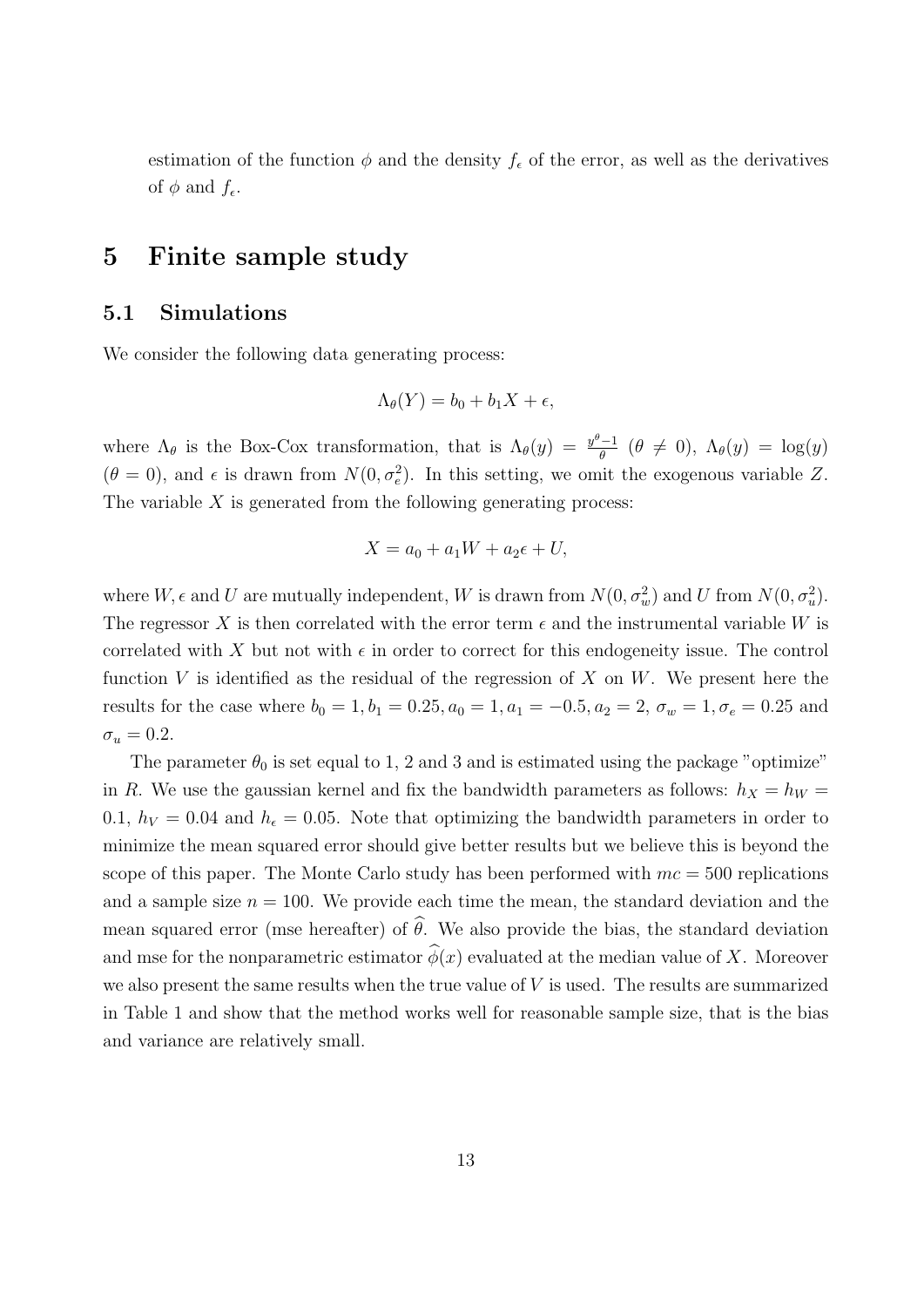estimation of the function $\phi$ and the density $f_\epsilon$ of the error, as well as the derivatives of $\phi$ and $f_\epsilon$.

# 5 Finite sample study

## 5.1 Simulations

We consider the following data generating process:

$$\Lambda_\theta(Y) = b_0 + b_1 X + \epsilon,$$

where $\Lambda_\theta$ is the Box-Cox transformation, that is $\Lambda_\theta(y) = \frac{y^\theta - 1}{\theta}$ ($\theta \neq 0$), $\Lambda_\theta(y) = \log(y)$ ($\theta = 0$), and $\epsilon$ is drawn from $N(0, \sigma_e^2)$. In this setting, we omit the exogenous variable $Z$. The variable $X$ is generated from the following generating process:

$$X = a_0 + a_1 W + a_2 \epsilon + U,$$

where $W, \epsilon$ and $U$ are mutually independent, $W$ is drawn from $N(0, \sigma_w^2)$ and $U$ from $N(0, \sigma_u^2)$. The regressor $X$ is then correlated with the error term $\epsilon$ and the instrumental variable $W$ is correlated with $X$ but not with $\epsilon$ in order to correct for this endogeneity issue. The control function $V$ is identified as the residual of the regression of $X$ on $W$. We present here the results for the case where $b_0 = 1, b_1 = 0.25, a_0 = 1, a_1 = -0.5, a_2 = 2$, $\sigma_w = 1, \sigma_e = 0.25$ and $\sigma_u = 0.2$.

The parameter $\theta_0$ is set equal to 1, 2 and 3 and is estimated using the package "optimize" in $R$. We use the gaussian kernel and fix the bandwidth parameters as follows: $h_X = h_W = 0.1$, $h_V = 0.04$ and $h_\epsilon = 0.05$. Note that optimizing the bandwidth parameters in order to minimize the mean squared error should give better results but we believe this is beyond the scope of this paper. The Monte Carlo study has been performed with $mc = 500$ replications and a sample size $n = 100$. We provide each time the mean, the standard deviation and the mean squared error (mse hereafter) of $\widehat{\theta}$. We also provide the bias, the standard deviation and mse for the nonparametric estimator $\widehat{\phi}(x)$ evaluated at the median value of $X$. Moreover we also present the same results when the true value of $V$ is used. The results are summarized in Table 1 and show that the method works well for reasonable sample size, that is the bias and variance are relatively small.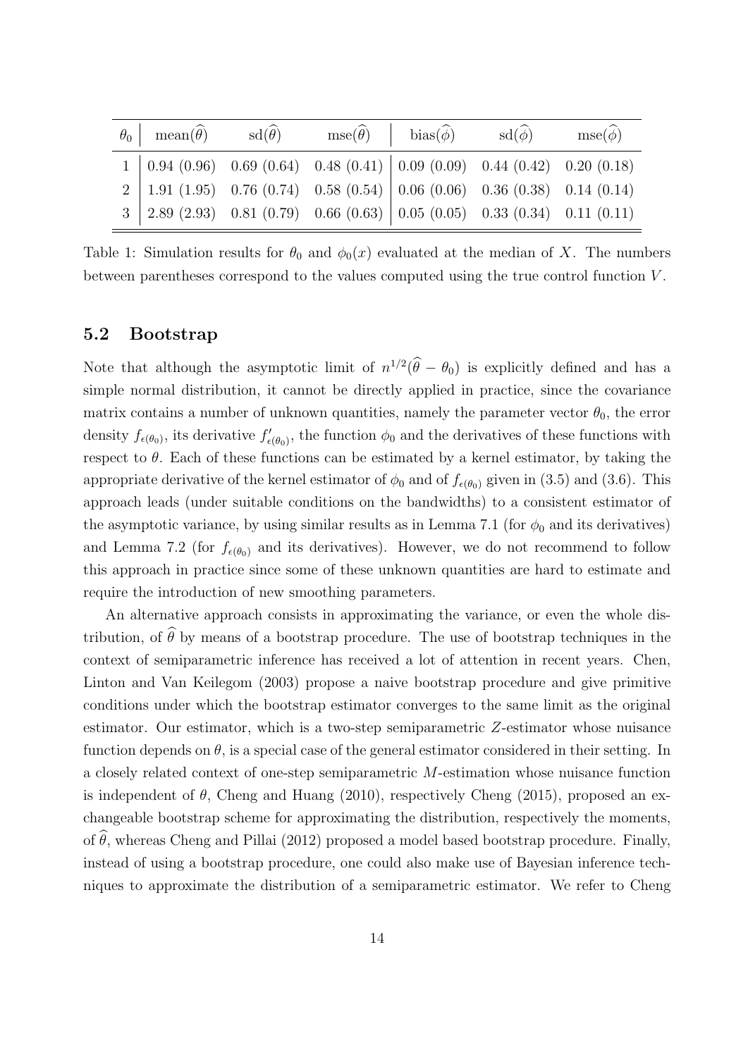| $\theta_0$ | mean($\widehat{\theta}$) | sd($\widehat{\theta}$) | mse($\widehat{\theta}$) | bias($\widehat{\phi}$) | sd($\widehat{\phi}$) | mse($\widehat{\phi}$) |
|---|---|---|---|---|---|---|
| 1 | 0.94 (0.96) | 0.69 (0.64) | 0.48 (0.41) | 0.09 (0.09) | 0.44 (0.42) | 0.20 (0.18) |
| 2 | 1.91 (1.95) | 0.76 (0.74) | 0.58 (0.54) | 0.06 (0.06) | 0.36 (0.38) | 0.14 (0.14) |
| 3 | 2.89 (2.93) | 0.81 (0.79) | 0.66 (0.63) | 0.05 (0.05) | 0.33 (0.34) | 0.11 (0.11) |

Table 1: Simulation results for $\theta_0$ and $\phi_0(x)$ evaluated at the median of $X$. The numbers between parentheses correspond to the values computed using the true control function $V$.

### 5.2 Bootstrap

Note that although the asymptotic limit of $n^{1/2}(\widehat{\theta} - \theta_0)$ is explicitly defined and has a simple normal distribution, it cannot be directly applied in practice, since the covariance matrix contains a number of unknown quantities, namely the parameter vector $\theta_0$, the error density $f_{\epsilon(\theta_0)}$, its derivative $f'_{\epsilon(\theta_0)}$, the function $\phi_0$ and the derivatives of these functions with respect to $\theta$. Each of these functions can be estimated by a kernel estimator, by taking the appropriate derivative of the kernel estimator of $\phi_0$ and of $f_{\epsilon(\theta_0)}$ given in (3.5) and (3.6). This approach leads (under suitable conditions on the bandwidths) to a consistent estimator of the asymptotic variance, by using similar results as in Lemma 7.1 (for $\phi_0$ and its derivatives) and Lemma 7.2 (for $f_{\epsilon(\theta_0)}$ and its derivatives). However, we do not recommend to follow this approach in practice since some of these unknown quantities are hard to estimate and require the introduction of new smoothing parameters.

An alternative approach consists in approximating the variance, or even the whole distribution, of $\widehat{\theta}$ by means of a bootstrap procedure. The use of bootstrap techniques in the context of semiparametric inference has received a lot of attention in recent years. Chen, Linton and Van Keilegom (2003) propose a naive bootstrap procedure and give primitive conditions under which the bootstrap estimator converges to the same limit as the original estimator. Our estimator, which is a two-step semiparametric $Z$-estimator whose nuisance function depends on $\theta$, is a special case of the general estimator considered in their setting. In a closely related context of one-step semiparametric $M$-estimation whose nuisance function is independent of $\theta$, Cheng and Huang (2010), respectively Cheng (2015), proposed an exchangeable bootstrap scheme for approximating the distribution, respectively the moments, of $\widehat{\theta}$, whereas Cheng and Pillai (2012) proposed a model based bootstrap procedure. Finally, instead of using a bootstrap procedure, one could also make use of Bayesian inference techniques to approximate the distribution of a semiparametric estimator. We refer to Cheng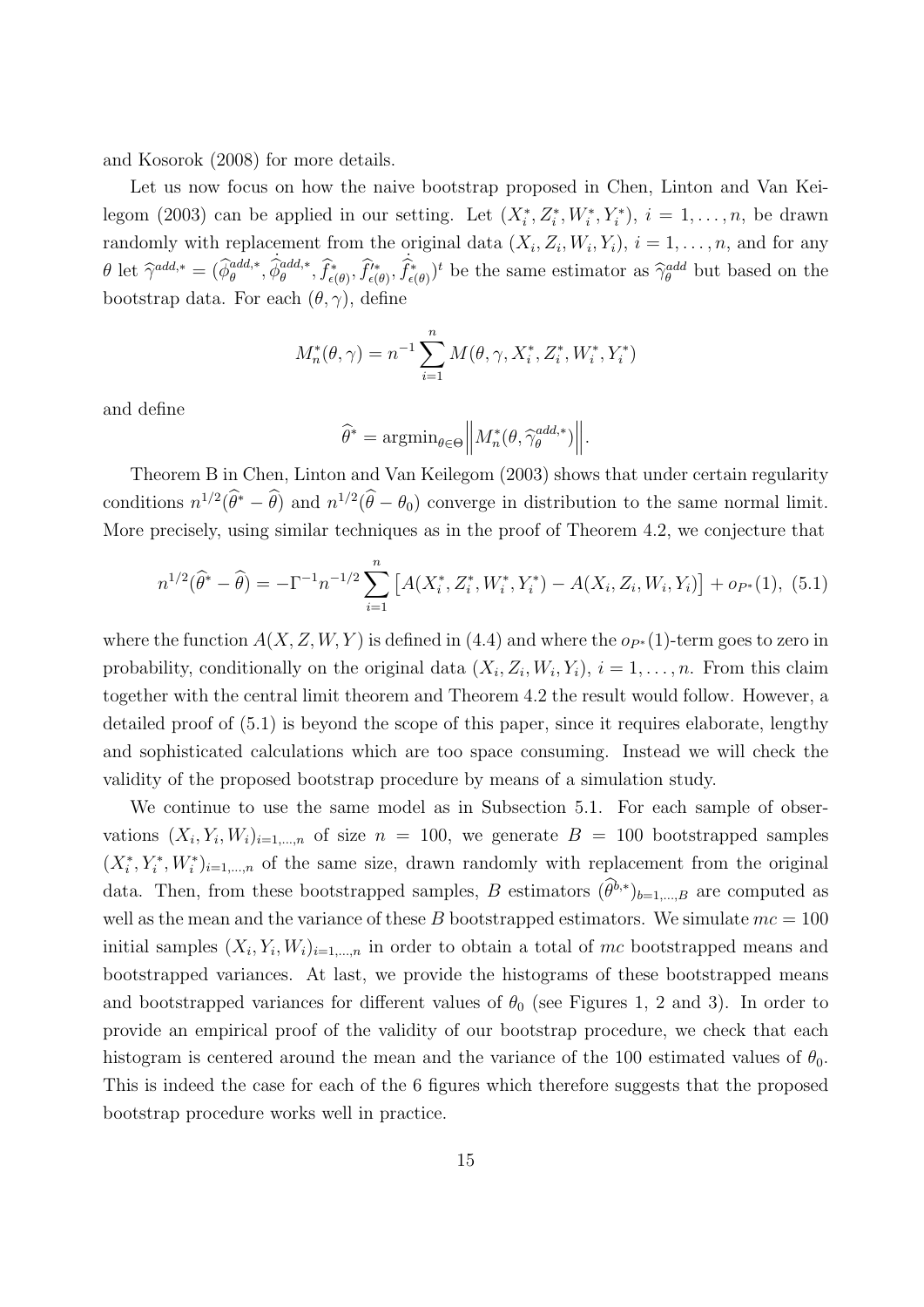and Kosorok (2008) for more details.

Let us now focus on how the naive bootstrap proposed in Chen, Linton and Van Keilegom (2003) can be applied in our setting. Let $(X_i^*, Z_i^*, W_i^*, Y_i^*)$, $i = 1, \ldots, n$, be drawn randomly with replacement from the original data $(X_i, Z_i, W_i, Y_i)$, $i = 1, \ldots, n$, and for any $\theta$ let $\widehat{\gamma}^{add,*} = (\widehat{\phi}_\theta^{add,*}, \dot{\widehat{\phi}}_\theta^{add,*}, \widehat{f}_{\epsilon(\theta)}^*, \widehat{f}_{\epsilon(\theta)}^{\prime *}, \dot{\widehat{f}}_{\epsilon(\theta)}^*)^t$ be the same estimator as $\widehat{\gamma}_\theta^{add}$ but based on the bootstrap data. For each $(\theta, \gamma)$, define

$$M_n^*(\theta, \gamma) = n^{-1} \sum_{i=1}^n M(\theta, \gamma, X_i^*, Z_i^*, W_i^*, Y_i^*)$$

and define

$$\widehat{\theta}^* = \operatorname{argmin}_{\theta \in \Theta} \Big\| M_n^*(\theta, \widehat{\gamma}_\theta^{add,*}) \Big\|.$$

Theorem B in Chen, Linton and Van Keilegom (2003) shows that under certain regularity conditions $n^{1/2}(\widehat{\theta}^* - \widehat{\theta})$ and $n^{1/2}(\widehat{\theta} - \theta_0)$ converge in distribution to the same normal limit. More precisely, using similar techniques as in the proof of Theorem 4.2, we conjecture that

$$n^{1/2}(\widehat{\theta}^* - \widehat{\theta}) = -\Gamma^{-1} n^{-1/2} \sum_{i=1}^n \big[ A(X_i^*, Z_i^*, W_i^*, Y_i^*) - A(X_i, Z_i, W_i, Y_i) \big] + o_{P^*}(1), \quad (5.1)$$

where the function $A(X, Z, W, Y)$ is defined in (4.4) and where the $o_{P^*}(1)$-term goes to zero in probability, conditionally on the original data $(X_i, Z_i, W_i, Y_i)$, $i = 1, \ldots, n$. From this claim together with the central limit theorem and Theorem 4.2 the result would follow. However, a detailed proof of (5.1) is beyond the scope of this paper, since it requires elaborate, lengthy and sophisticated calculations which are too space consuming. Instead we will check the validity of the proposed bootstrap procedure by means of a simulation study.

We continue to use the same model as in Subsection 5.1. For each sample of observations $(X_i, Y_i, W_i)_{i=1,\ldots,n}$ of size $n = 100$, we generate $B = 100$ bootstrapped samples $(X_i^*, Y_i^*, W_i^*)_{i=1,\ldots,n}$ of the same size, drawn randomly with replacement from the original data. Then, from these bootstrapped samples, $B$ estimators $(\widehat{\theta}^{b,*})_{b=1,\ldots,B}$ are computed as well as the mean and the variance of these $B$ bootstrapped estimators. We simulate $mc = 100$ initial samples $(X_i, Y_i, W_i)_{i=1,\ldots,n}$ in order to obtain a total of $mc$ bootstrapped means and bootstrapped variances. At last, we provide the histograms of these bootstrapped means and bootstrapped variances for different values of $\theta_0$ (see Figures 1, 2 and 3). In order to provide an empirical proof of the validity of our bootstrap procedure, we check that each histogram is centered around the mean and the variance of the 100 estimated values of $\theta_0$. This is indeed the case for each of the 6 figures which therefore suggests that the proposed bootstrap procedure works well in practice.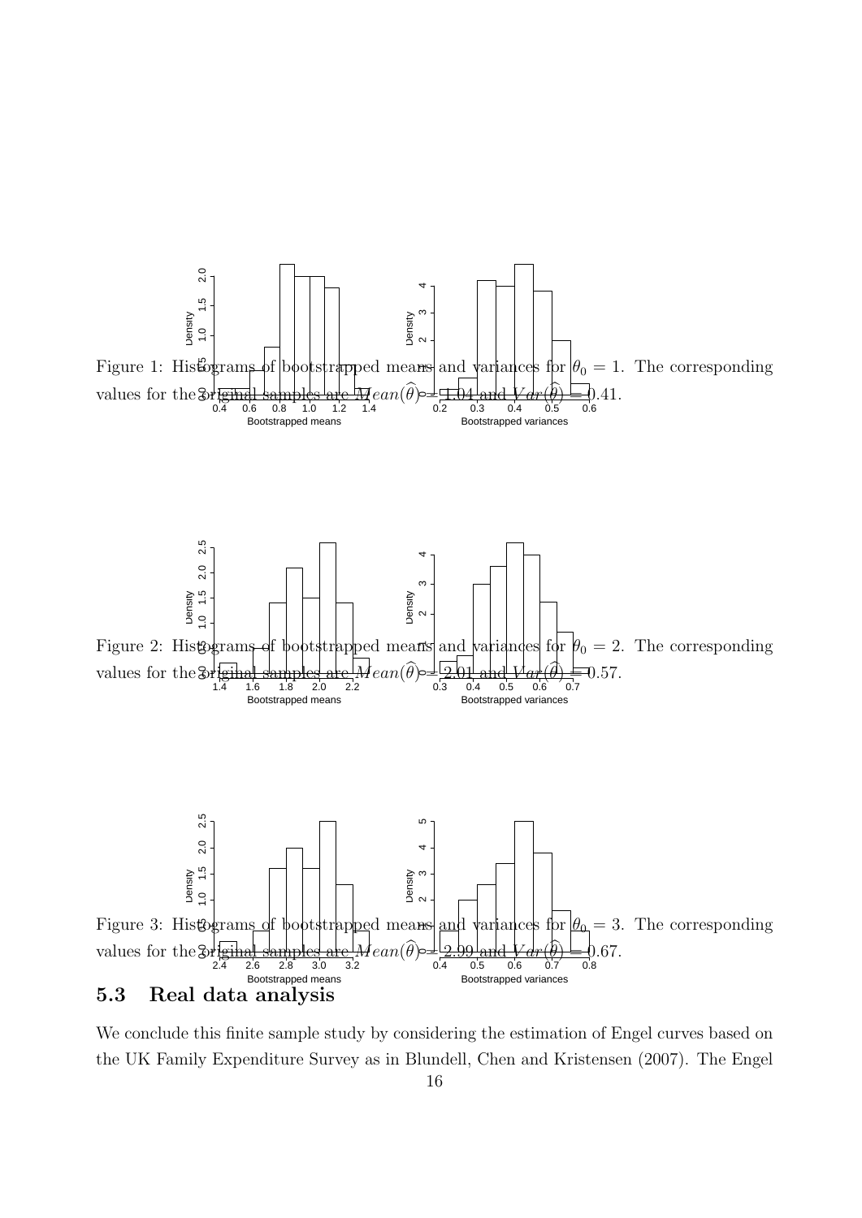Figure 1: Histograms of bootstrapped means and variances for $\theta_0 = 1$. The corresponding values for the original samples are $Mean(\widehat{\theta}) = 1.04$ and $Var(\widehat{\theta}) = 0.41$.

Figure 2: Histograms of bootstrapped means and variances for $\theta_0 = 2$. The corresponding values for the original samples are $Mean(\widehat{\theta}) = 2.01$ and $Var(\widehat{\theta}) = 0.57$.

Figure 3: Histograms of bootstrapped means and variances for $\theta_0 = 3$. The corresponding values for the original samples are $Mean(\widehat{\theta}) = 2.99$ and $Var(\widehat{\theta}) = 0.67$.

### 5.3 Real data analysis

We conclude this finite sample study by considering the estimation of Engel curves based on the UK Family Expenditure Survey as in Blundell, Chen and Kristensen (2007). The Engel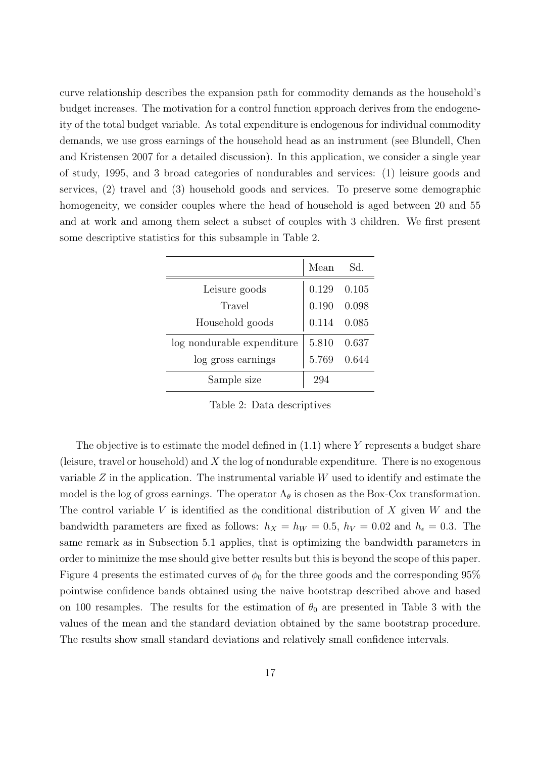curve relationship describes the expansion path for commodity demands as the household's budget increases. The motivation for a control function approach derives from the endogeneity of the total budget variable. As total expenditure is endogenous for individual commodity demands, we use gross earnings of the household head as an instrument (see Blundell, Chen and Kristensen 2007 for a detailed discussion). In this application, we consider a single year of study, 1995, and 3 broad categories of nondurables and services: (1) leisure goods and services, (2) travel and (3) household goods and services. To preserve some demographic homogeneity, we consider couples where the head of household is aged between 20 and 55 and at work and among them select a subset of couples with 3 children. We first present some descriptive statistics for this subsample in Table 2.

| | Mean | Sd. |
|---|---|---|
| Leisure goods | 0.129 | 0.105 |
| Travel | 0.190 | 0.098 |
| Household goods | 0.114 | 0.085 |
| log nondurable expenditure | 5.810 | 0.637 |
| log gross earnings | 5.769 | 0.644 |
| Sample size | 294 | |

Table 2: Data descriptives

The objective is to estimate the model defined in (1.1) where $Y$ represents a budget share (leisure, travel or household) and $X$ the log of nondurable expenditure. There is no exogenous variable $Z$ in the application. The instrumental variable $W$ used to identify and estimate the model is the log of gross earnings. The operator $\Lambda_\theta$ is chosen as the Box-Cox transformation. The control variable $V$ is identified as the conditional distribution of $X$ given $W$ and the bandwidth parameters are fixed as follows: $h_X = h_W = 0.5$, $h_V = 0.02$ and $h_\epsilon = 0.3$. The same remark as in Subsection 5.1 applies, that is optimizing the bandwidth parameters in order to minimize the mse should give better results but this is beyond the scope of this paper. Figure 4 presents the estimated curves of $\phi_0$ for the three goods and the corresponding 95% pointwise confidence bands obtained using the naive bootstrap described above and based on 100 resamples. The results for the estimation of $\theta_0$ are presented in Table 3 with the values of the mean and the standard deviation obtained by the same bootstrap procedure. The results show small standard deviations and relatively small confidence intervals.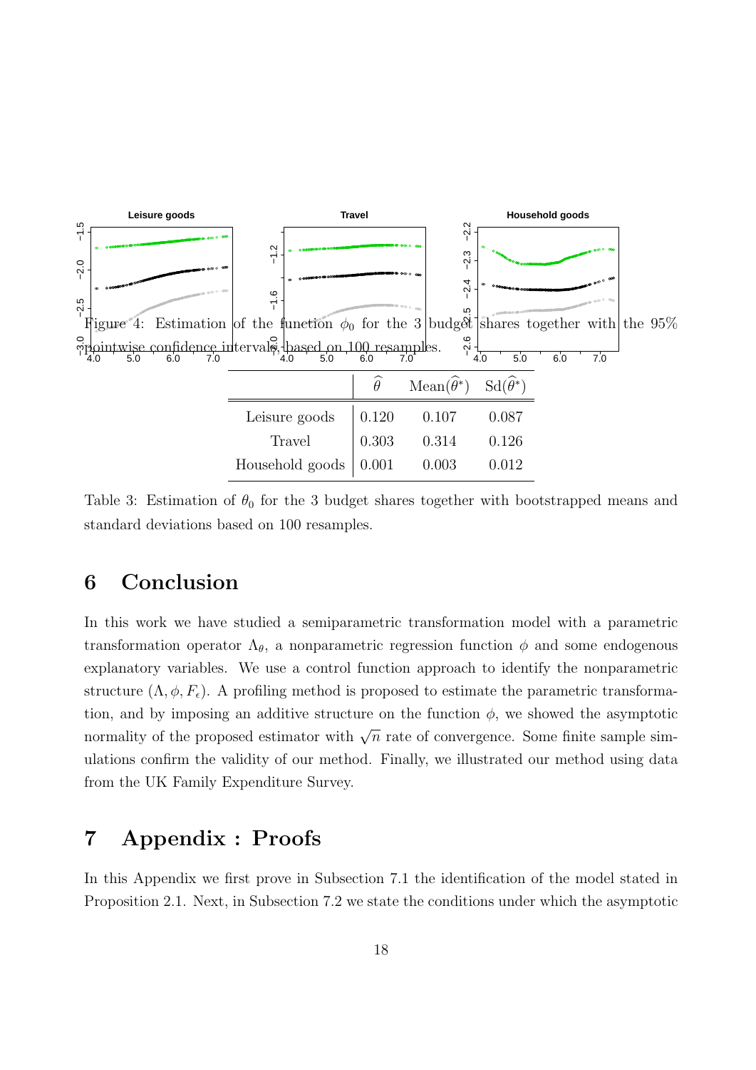Figure 4: Estimation of the function $\phi_0$ for the 3 budget shares together with the 95% pointwise confidence intervals, based on 100 resamples.

| | $\widehat{\theta}$ | Mean($\widehat{\theta}^*$) | Sd($\widehat{\theta}^*$) |
|---|---|---|---|
| Leisure goods | 0.120 | 0.107 | 0.087 |
| Travel | 0.303 | 0.314 | 0.126 |
| Household goods | 0.001 | 0.003 | 0.012 |

Table 3: Estimation of $\theta_0$ for the 3 budget shares together with bootstrapped means and standard deviations based on 100 resamples.

## 6 Conclusion

In this work we have studied a semiparametric transformation model with a parametric transformation operator $\Lambda_\theta$, a nonparametric regression function $\phi$ and some endogenous explanatory variables. We use a control function approach to identify the nonparametric structure $(\Lambda, \phi, F_\epsilon)$. A profiling method is proposed to estimate the parametric transformation, and by imposing an additive structure on the function $\phi$, we showed the asymptotic normality of the proposed estimator with $\sqrt{n}$ rate of convergence. Some finite sample simulations confirm the validity of our method. Finally, we illustrated our method using data from the UK Family Expenditure Survey.

## 7 Appendix : Proofs

In this Appendix we first prove in Subsection 7.1 the identification of the model stated in Proposition 2.1. Next, in Subsection 7.2 we state the conditions under which the asymptotic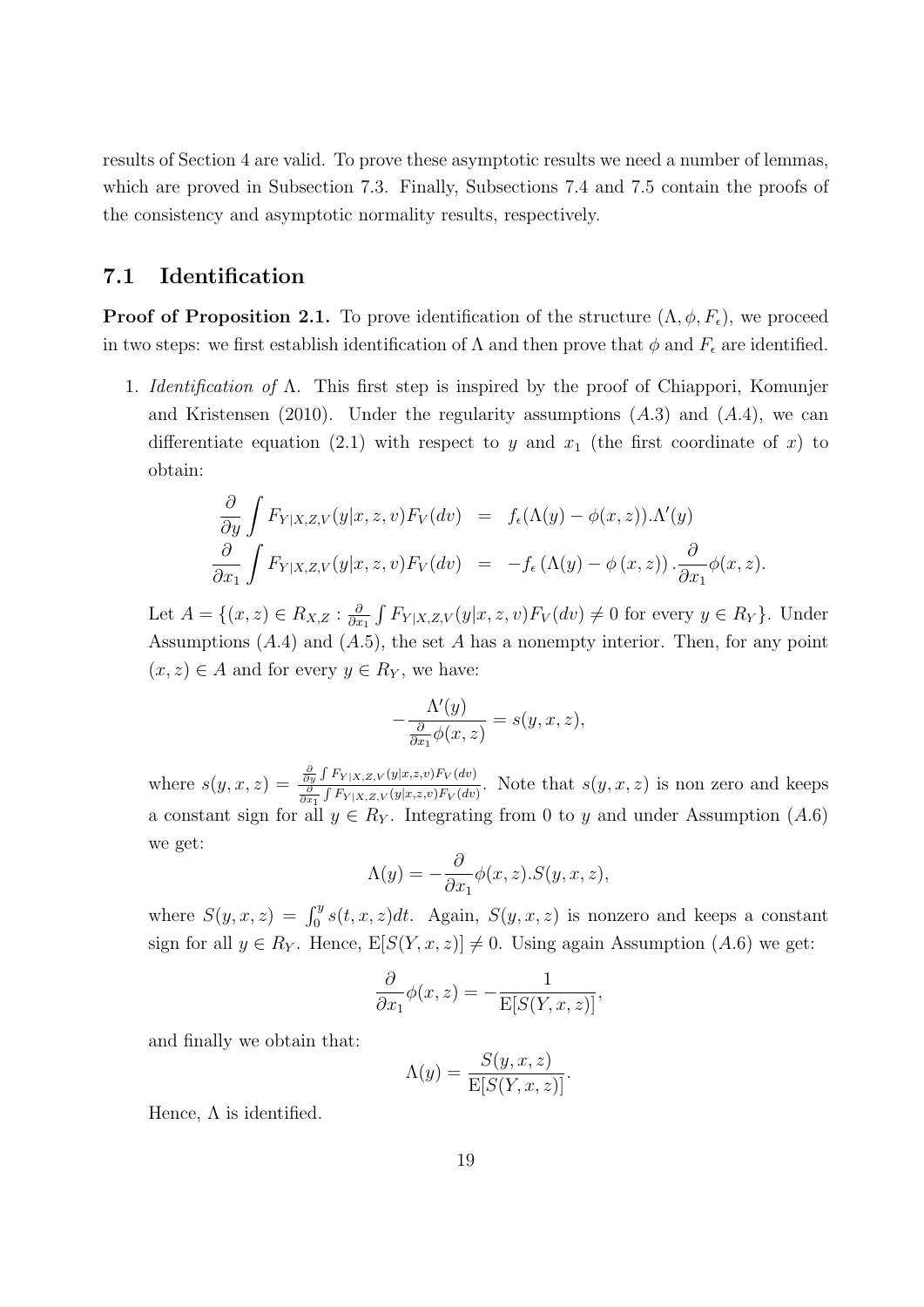results of Section 4 are valid. To prove these asymptotic results we need a number of lemmas, which are proved in Subsection 7.3. Finally, Subsections 7.4 and 7.5 contain the proofs of the consistency and asymptotic normality results, respectively.

## 7.1 Identification

**Proof of Proposition 2.1.** To prove identification of the structure $(\Lambda, \phi, F_\epsilon)$, we proceed in two steps: we first establish identification of $\Lambda$ and then prove that $\phi$ and $F_\epsilon$ are identified.

1. *Identification of* $\Lambda$. This first step is inspired by the proof of Chiappori, Komunjer and Kristensen (2010). Under the regularity assumptions $(A.3)$ and $(A.4)$, we can differentiate equation (2.1) with respect to $y$ and $x_1$ (the first coordinate of $x$) to obtain:

$$
\begin{aligned}
\frac{\partial}{\partial y}\int F_{Y|X,Z,V}(y|x,z,v)F_V(dv) &= f_\epsilon(\Lambda(y)-\phi(x,z)).\Lambda'(y) \\
\frac{\partial}{\partial x_1}\int F_{Y|X,Z,V}(y|x,z,v)F_V(dv) &= -f_\epsilon\left(\Lambda(y)-\phi\left(x,z\right)\right).\frac{\partial}{\partial x_1}\phi(x,z).
\end{aligned}
$$

Let $A=\{(x,z)\in R_{X,Z} : \frac{\partial}{\partial x_1}\int F_{Y|X,Z,V}(y|x,z,v)F_V(dv)\neq 0 \text{ for every } y\in R_Y\}$. Under Assumptions $(A.4)$ and $(A.5)$, the set $A$ has a nonempty interior. Then, for any point $(x,z)\in A$ and for every $y\in R_Y$, we have:

$$
-\frac{\Lambda'(y)}{\frac{\partial}{\partial x_1}\phi(x,z)} = s(y,x,z),
$$

where $s(y,x,z)=\frac{\frac{\partial}{\partial y}\int F_{Y|X,Z,V}(y|x,z,v)F_V(dv)}{\frac{\partial}{\partial x_1}\int F_{Y|X,Z,V}(y|x,z,v)F_V(dv)}$. Note that $s(y,x,z)$ is non zero and keeps a constant sign for all $y\in R_Y$. Integrating from 0 to $y$ and under Assumption $(A.6)$ we get:

$$
\Lambda(y) = -\frac{\partial}{\partial x_1}\phi(x,z).S(y,x,z),
$$

where $S(y,x,z)=\int_0^y s(t,x,z)dt$. Again, $S(y,x,z)$ is nonzero and keeps a constant sign for all $y\in R_Y$. Hence, $\mathrm{E}[S(Y,x,z)]\neq 0$. Using again Assumption $(A.6)$ we get:

$$
\frac{\partial}{\partial x_1}\phi(x,z) = -\frac{1}{\mathrm{E}[S(Y,x,z)]},
$$

and finally we obtain that:

$$
\Lambda(y) = \frac{S(y,x,z)}{\mathrm{E}[S(Y,x,z)]}.
$$

Hence, $\Lambda$ is identified.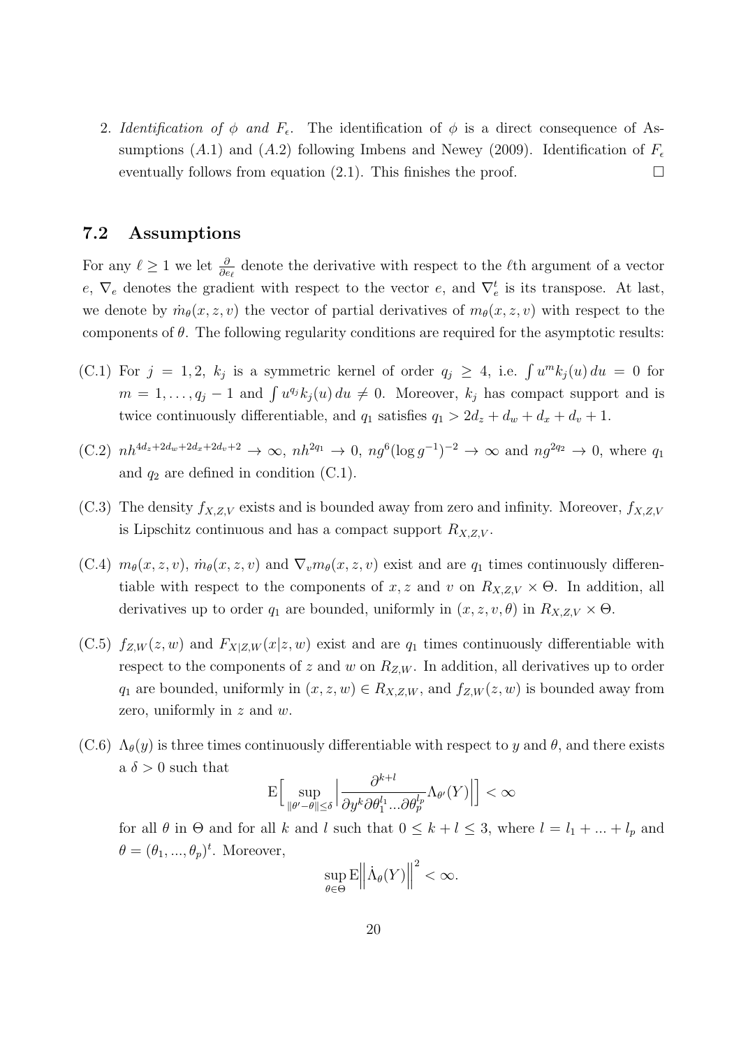2. *Identification of* $\phi$ *and* $F_\epsilon$. The identification of $\phi$ is a direct consequence of Assumptions $(A.1)$ and $(A.2)$ following Imbens and Newey (2009). Identification of $F_\epsilon$ eventually follows from equation (2.1). This finishes the proof. $\square$

## 7.2 Assumptions

For any $\ell \geq 1$ we let $\frac{\partial}{\partial e_\ell}$ denote the derivative with respect to the $\ell$th argument of a vector $e$, $\nabla_e$ denotes the gradient with respect to the vector $e$, and $\nabla_e^t$ is its transpose. At last, we denote by $\dot{m}_\theta(x, z, v)$ the vector of partial derivatives of $m_\theta(x, z, v)$ with respect to the components of $\theta$. The following regularity conditions are required for the asymptotic results:

(C.1) For $j = 1, 2$, $k_j$ is a symmetric kernel of order $q_j \geq 4$, i.e. $\int u^m k_j(u)\, du = 0$ for $m = 1, \ldots, q_j - 1$ and $\int u^{q_j} k_j(u)\, du \neq 0$. Moreover, $k_j$ has compact support and is twice continuously differentiable, and $q_1$ satisfies $q_1 > 2d_z + d_w + d_x + d_v + 1$.

(C.2) $nh^{4d_z+2d_w+2d_x+2d_v+2} \to \infty$, $nh^{2q_1} \to 0$, $ng^6(\log g^{-1})^{-2} \to \infty$ and $ng^{2q_2} \to 0$, where $q_1$ and $q_2$ are defined in condition (C.1).

(C.3) The density $f_{X,Z,V}$ exists and is bounded away from zero and infinity. Moreover, $f_{X,Z,V}$ is Lipschitz continuous and has a compact support $R_{X,Z,V}$.

(C.4) $m_\theta(x, z, v)$, $\dot{m}_\theta(x, z, v)$ and $\nabla_v m_\theta(x, z, v)$ exist and are $q_1$ times continuously differentiable with respect to the components of $x, z$ and $v$ on $R_{X,Z,V} \times \Theta$. In addition, all derivatives up to order $q_1$ are bounded, uniformly in $(x, z, v, \theta)$ in $R_{X,Z,V} \times \Theta$.

(C.5) $f_{Z,W}(z, w)$ and $F_{X|Z,W}(x|z, w)$ exist and are $q_1$ times continuously differentiable with respect to the components of $z$ and $w$ on $R_{Z,W}$. In addition, all derivatives up to order $q_1$ are bounded, uniformly in $(x, z, w) \in R_{X,Z,W}$, and $f_{Z,W}(z, w)$ is bounded away from zero, uniformly in $z$ and $w$.

(C.6) $\Lambda_\theta(y)$ is three times continuously differentiable with respect to $y$ and $\theta$, and there exists a $\delta > 0$ such that

$$\mathrm{E}\Big[\sup_{\|\theta'-\theta\| \leq \delta} \Big| \frac{\partial^{k+l}}{\partial y^k \partial \theta_1^{l_1} \ldots \partial \theta_p^{l_p}} \Lambda_{\theta'}(Y) \Big| \Big] < \infty$$

for all $\theta$ in $\Theta$ and for all $k$ and $l$ such that $0 \leq k + l \leq 3$, where $l = l_1 + \ldots + l_p$ and $\theta = (\theta_1, \ldots, \theta_p)^t$. Moreover,

$$\sup_{\theta \in \Theta} \mathrm{E}\Big\| \dot{\Lambda}_\theta(Y) \Big\|^2 < \infty.$$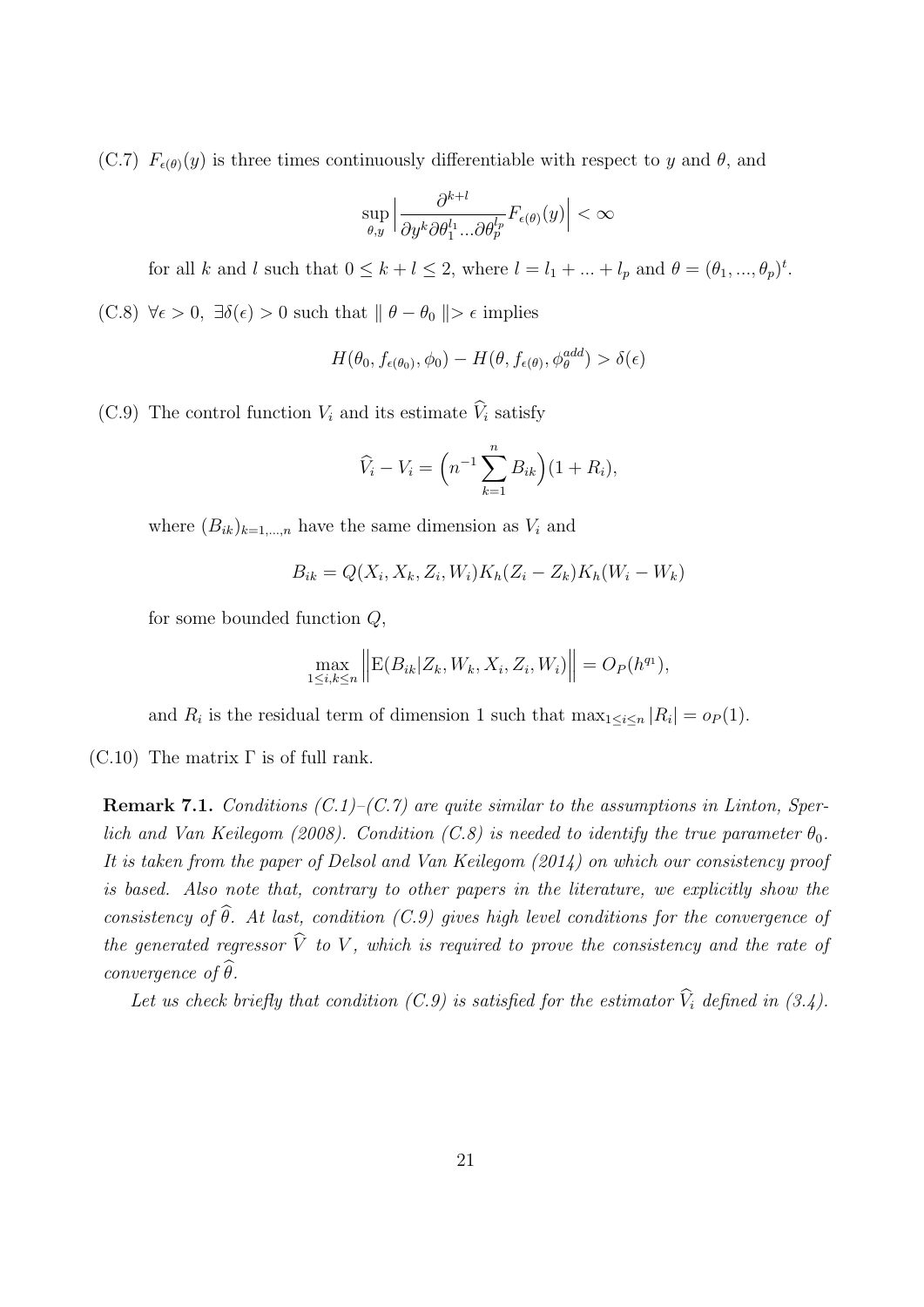(C.7) $F_{\epsilon(\theta)}(y)$ is three times continuously differentiable with respect to $y$ and $\theta$, and

$$\sup_{\theta,y}\Big|\frac{\partial^{k+l}}{\partial y^k \partial\theta_1^{l_1}...\partial\theta_p^{l_p}}F_{\epsilon(\theta)}(y)\Big| < \infty$$

for all $k$ and $l$ such that $0 \leq k+l \leq 2$, where $l = l_1 + ... + l_p$ and $\theta = (\theta_1, ..., \theta_p)^t$.

(C.8) $\forall \epsilon > 0$, $\exists \delta(\epsilon) > 0$ such that $\| \theta - \theta_0 \| > \epsilon$ implies

$$H(\theta_0, f_{\epsilon(\theta_0)}, \phi_0) - H(\theta, f_{\epsilon(\theta)}, \phi_\theta^{add}) > \delta(\epsilon)$$

(C.9) The control function $V_i$ and its estimate $\widehat{V}_i$ satisfy

$$\widehat{V}_i - V_i = \Big(n^{-1}\sum_{k=1}^n B_{ik}\Big)(1 + R_i),$$

where $(B_{ik})_{k=1,...,n}$ have the same dimension as $V_i$ and

$$B_{ik} = Q(X_i, X_k, Z_i, W_i)K_h(Z_i - Z_k)K_h(W_i - W_k)$$

for some bounded function $Q$,

$$\max_{1\leq i,k\leq n}\Big\|\mathrm{E}(B_{ik}|Z_k, W_k, X_i, Z_i, W_i)\Big\| = O_P(h^{q_1}),$$

and $R_i$ is the residual term of dimension 1 such that $\max_{1\leq i\leq n}|R_i| = o_P(1)$.

(C.10) The matrix $\Gamma$ is of full rank.

**Remark 7.1.** *Conditions (C.1)–(C.7) are quite similar to the assumptions in Linton, Sperlich and Van Keilegom (2008). Condition (C.8) is needed to identify the true parameter $\theta_0$. It is taken from the paper of Delsol and Van Keilegom (2014) on which our consistency proof is based. Also note that, contrary to other papers in the literature, we explicitly show the consistency of $\widehat{\theta}$. At last, condition (C.9) gives high level conditions for the convergence of the generated regressor $\widehat{V}$ to $V$, which is required to prove the consistency and the rate of convergence of $\widehat{\theta}$.*

*Let us check briefly that condition (C.9) is satisfied for the estimator $\widehat{V}_i$ defined in (3.4).*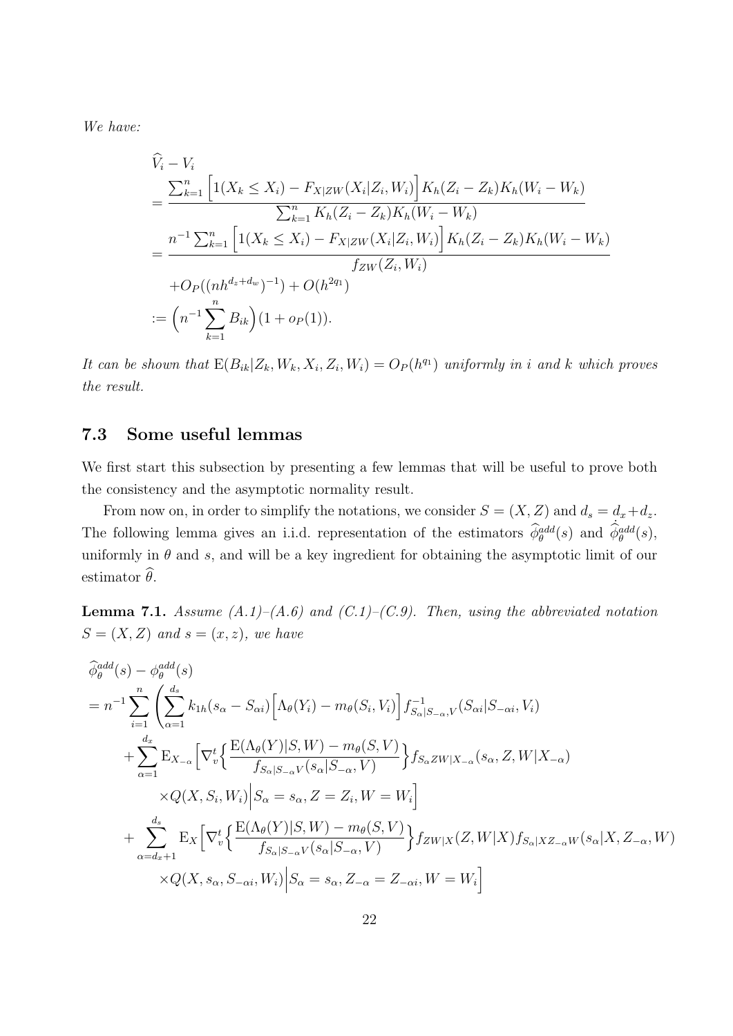*We have:*

$$
\begin{aligned}
&\widehat{V}_i - V_i \\
&= \frac{\sum_{k=1}^n \Big[1(X_k \leq X_i) - F_{X|ZW}(X_i|Z_i, W_i)\Big] K_h(Z_i - Z_k) K_h(W_i - W_k)}{\sum_{k=1}^n K_h(Z_i - Z_k) K_h(W_i - W_k)} \\
&= \frac{n^{-1}\sum_{k=1}^n \Big[1(X_k \leq X_i) - F_{X|ZW}(X_i|Z_i, W_i)\Big] K_h(Z_i - Z_k) K_h(W_i - W_k)}{f_{ZW}(Z_i, W_i)} \\
&\quad + O_P((nh^{d_z+d_w})^{-1}) + O(h^{2q_1}) \\
&:= \Big(n^{-1}\sum_{k=1}^n B_{ik}\Big)(1 + o_P(1)).
\end{aligned}
$$

*It can be shown that* $\mathrm{E}(B_{ik}|Z_k, W_k, X_i, Z_i, W_i) = O_P(h^{q_1})$ *uniformly in* $i$ *and* $k$ *which proves the result.*

## 7.3 Some useful lemmas

We first start this subsection by presenting a few lemmas that will be useful to prove both the consistency and the asymptotic normality result.

From now on, in order to simplify the notations, we consider $S = (X, Z)$ and $d_s = d_x + d_z$. The following lemma gives an i.i.d. representation of the estimators $\widehat{\phi}_\theta^{add}(s)$ and $\dot{\widehat{\phi}}_\theta^{add}(s)$, uniformly in $\theta$ and $s$, and will be a key ingredient for obtaining the asymptotic limit of our estimator $\widehat{\theta}$.

**Lemma 7.1.** *Assume (A.1)–(A.6) and (C.1)–(C.9). Then, using the abbreviated notation* $S = (X, Z)$ *and* $s = (x, z)$*, we have*

$$
\begin{aligned}
&\widehat{\phi}_\theta^{add}(s) - \phi_\theta^{add}(s) \\
&= n^{-1}\sum_{i=1}^n \Bigg( \sum_{\alpha=1}^{d_s} k_{1h}(s_\alpha - S_{\alpha i})\Big[\Lambda_\theta(Y_i) - m_\theta(S_i, V_i)\Big] f^{-1}_{S_\alpha|S_{-\alpha},V}(S_{\alpha i}|S_{-\alpha i}, V_i) \\
&\quad + \sum_{\alpha=1}^{d_x} \mathrm{E}_{X_{-\alpha}}\Big[\nabla_v^t \Big\{ \frac{\mathrm{E}(\Lambda_\theta(Y)|S, W) - m_\theta(S, V)}{f_{S_\alpha|S_{-\alpha}V}(s_\alpha|S_{-\alpha}, V)} \Big\} f_{S_\alpha ZW|X_{-\alpha}}(s_\alpha, Z, W|X_{-\alpha}) \\
&\quad\quad \times Q(X, S_i, W_i)\Big| S_\alpha = s_\alpha, Z = Z_i, W = W_i\Big] \\
&\quad + \sum_{\alpha=d_x+1}^{d_s} \mathrm{E}_X\Big[\nabla_v^t \Big\{ \frac{\mathrm{E}(\Lambda_\theta(Y)|S, W) - m_\theta(S, V)}{f_{S_\alpha|S_{-\alpha}V}(s_\alpha|S_{-\alpha}, V)} \Big\} f_{ZW|X}(Z, W|X) f_{S_\alpha|XZ_{-\alpha}W}(s_\alpha|X, Z_{-\alpha}, W) \\
&\quad\quad \times Q(X, s_\alpha, S_{-\alpha i}, W_i)\Big| S_\alpha = s_\alpha, Z_{-\alpha} = Z_{-\alpha i}, W = W_i\Big]
\end{aligned}
$$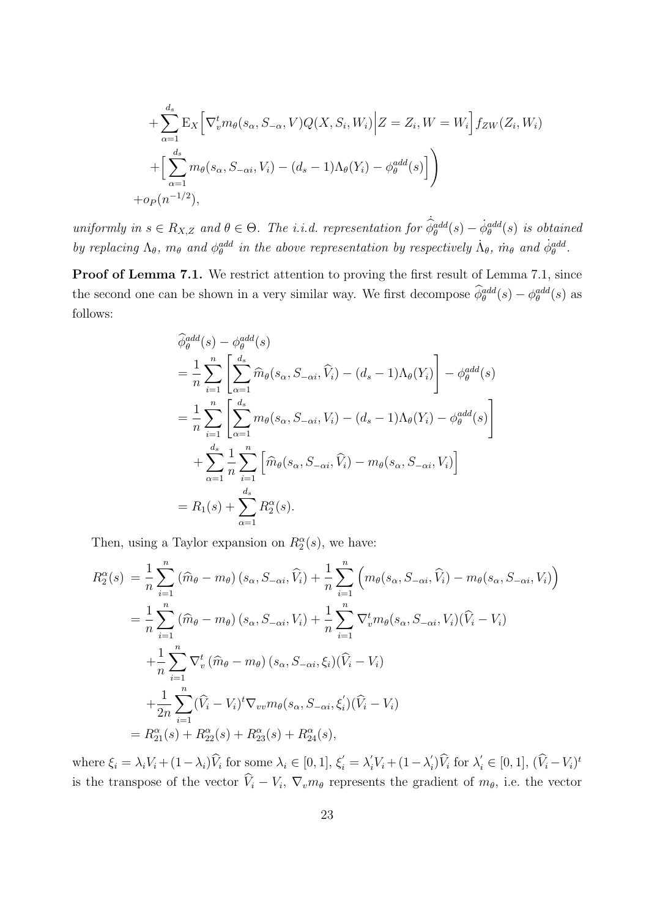$$
\begin{aligned}
&+\sum_{\alpha=1}^{d_s} \mathrm{E}_X\Big[\nabla_v^t m_\theta(s_\alpha, S_{-\alpha}, V) Q(X, S_i, W_i)\Big| Z = Z_i, W = W_i\Big] f_{ZW}(Z_i, W_i) \\
&+\Big[\sum_{\alpha=1}^{d_s} m_\theta(s_\alpha, S_{-\alpha i}, V_i) - (d_s - 1)\Lambda_\theta(Y_i) - \phi_\theta^{add}(s)\Big]\Bigg) \\
&+o_P(n^{-1/2}),
\end{aligned}
$$

*uniformly in $s \in R_{X,Z}$ and $\theta \in \Theta$. The i.i.d. representation for $\dot{\widehat{\phi}}{}_\theta^{add}(s) - \dot{\phi}_\theta^{add}(s)$ is obtained by replacing $\Lambda_\theta$, $m_\theta$ and $\phi_\theta^{add}$ in the above representation by respectively $\dot{\Lambda}_\theta$, $\dot{m}_\theta$ and $\dot{\phi}_\theta^{add}$.*

**Proof of Lemma 7.1.** We restrict attention to proving the first result of Lemma 7.1, since the second one can be shown in a very similar way. We first decompose $\widehat{\phi}_\theta^{add}(s) - \phi_\theta^{add}(s)$ as follows:

$$
\begin{aligned}
&\widehat{\phi}_\theta^{add}(s) - \phi_\theta^{add}(s) \\
&= \frac{1}{n}\sum_{i=1}^n \left[\sum_{\alpha=1}^{d_s} \widehat{m}_\theta(s_\alpha, S_{-\alpha i}, \widehat{V}_i) - (d_s - 1)\Lambda_\theta(Y_i)\right] - \phi_\theta^{add}(s) \\
&= \frac{1}{n}\sum_{i=1}^n \left[\sum_{\alpha=1}^{d_s} m_\theta(s_\alpha, S_{-\alpha i}, V_i) - (d_s - 1)\Lambda_\theta(Y_i) - \phi_\theta^{add}(s)\right] \\
&\quad + \sum_{\alpha=1}^{d_s} \frac{1}{n}\sum_{i=1}^n \Big[\widehat{m}_\theta(s_\alpha, S_{-\alpha i}, \widehat{V}_i) - m_\theta(s_\alpha, S_{-\alpha i}, V_i)\Big] \\
&= R_1(s) + \sum_{\alpha=1}^{d_s} R_2^\alpha(s).
\end{aligned}
$$

Then, using a Taylor expansion on $R_2^\alpha(s)$, we have:

$$
\begin{aligned}
R_2^\alpha(s) &= \frac{1}{n}\sum_{i=1}^n \left(\widehat{m}_\theta - m_\theta\right)(s_\alpha, S_{-\alpha i}, \widehat{V}_i) + \frac{1}{n}\sum_{i=1}^n \Big(m_\theta(s_\alpha, S_{-\alpha i}, \widehat{V}_i) - m_\theta(s_\alpha, S_{-\alpha i}, V_i)\Big) \\
&= \frac{1}{n}\sum_{i=1}^n \left(\widehat{m}_\theta - m_\theta\right)(s_\alpha, S_{-\alpha i}, V_i) + \frac{1}{n}\sum_{i=1}^n \nabla_v^t m_\theta(s_\alpha, S_{-\alpha i}, V_i)(\widehat{V}_i - V_i) \\
&\quad + \frac{1}{n}\sum_{i=1}^n \nabla_v^t \left(\widehat{m}_\theta - m_\theta\right)(s_\alpha, S_{-\alpha i}, \xi_i)(\widehat{V}_i - V_i) \\
&\quad + \frac{1}{2n}\sum_{i=1}^n (\widehat{V}_i - V_i)^t \nabla_{vv} m_\theta(s_\alpha, S_{-\alpha i}, \xi_i^{'})(\widehat{V}_i - V_i) \\
&= R_{21}^\alpha(s) + R_{22}^\alpha(s) + R_{23}^\alpha(s) + R_{24}^\alpha(s),
\end{aligned}
$$

where $\xi_i = \lambda_i V_i + (1 - \lambda_i)\widehat{V}_i$ for some $\lambda_i \in [0, 1]$, $\xi_i^{'} = \lambda_i^{'} V_i + (1 - \lambda_i^{'})\widehat{V}_i$ for $\lambda_i^{'} \in [0, 1]$, $(\widehat{V}_i - V_i)^t$ is the transpose of the vector $\widehat{V}_i - V_i$, $\nabla_v m_\theta$ represents the gradient of $m_\theta$, i.e. the vector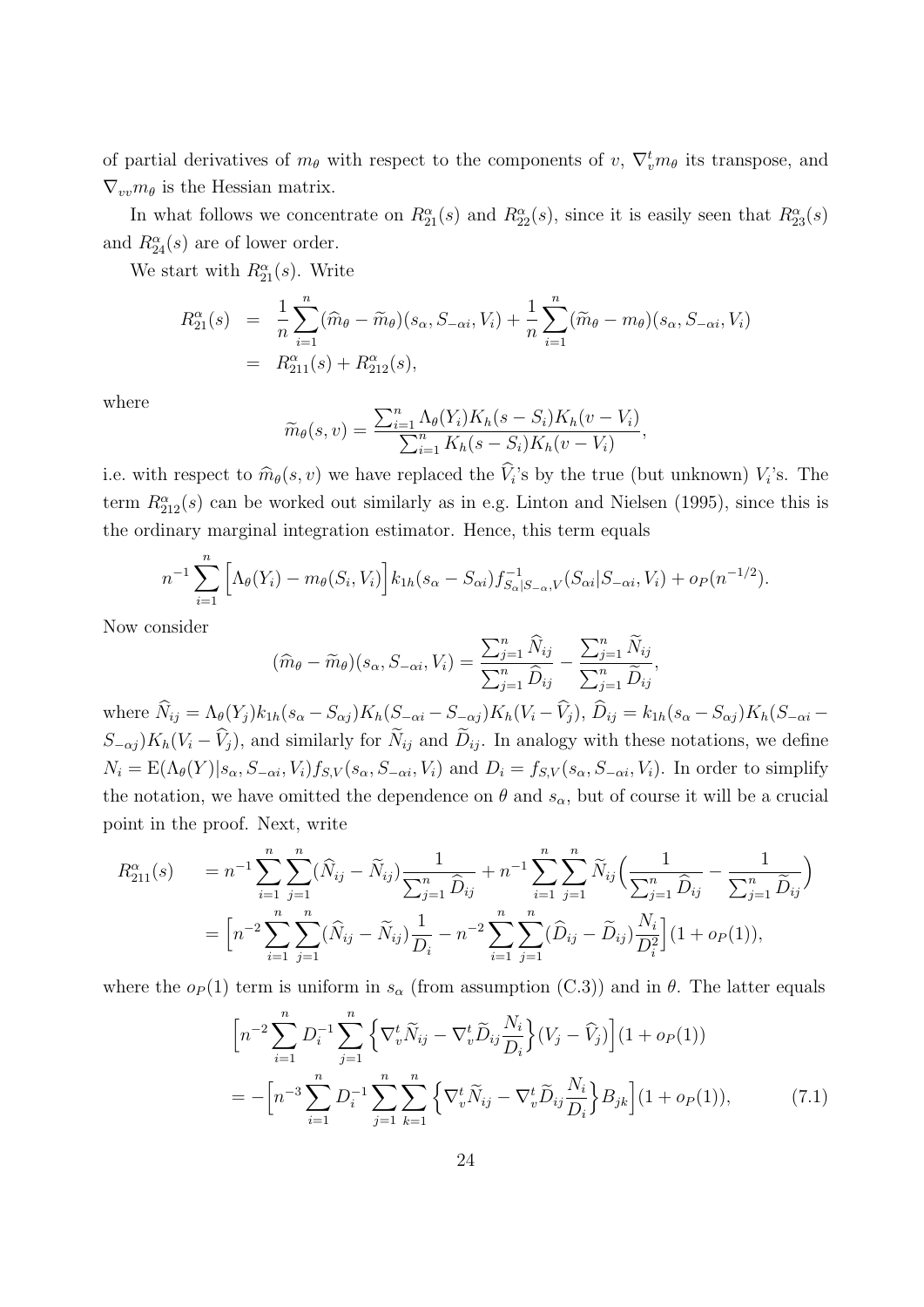of partial derivatives of $m_\theta$ with respect to the components of $v$, $\nabla_v^t m_\theta$ its transpose, and $\nabla_{vv} m_\theta$ is the Hessian matrix.

In what follows we concentrate on $R_{21}^\alpha(s)$ and $R_{22}^\alpha(s)$, since it is easily seen that $R_{23}^\alpha(s)$ and $R_{24}^\alpha(s)$ are of lower order.

We start with $R_{21}^\alpha(s)$. Write

$$
\begin{aligned}
R_{21}^\alpha(s) &= \frac{1}{n}\sum_{i=1}^n (\widehat{m}_\theta - \widetilde{m}_\theta)(s_\alpha, S_{-\alpha i}, V_i) + \frac{1}{n}\sum_{i=1}^n (\widetilde{m}_\theta - m_\theta)(s_\alpha, S_{-\alpha i}, V_i) \\
&= R_{211}^\alpha(s) + R_{212}^\alpha(s),
\end{aligned}
$$

where

$$
\widetilde{m}_\theta(s,v) = \frac{\sum_{i=1}^n \Lambda_\theta(Y_i) K_h(s - S_i) K_h(v - V_i)}{\sum_{i=1}^n K_h(s - S_i) K_h(v - V_i)},
$$

i.e. with respect to $\widehat{m}_\theta(s,v)$ we have replaced the $\widehat{V}_i$'s by the true (but unknown) $V_i$'s. The term $R_{212}^\alpha(s)$ can be worked out similarly as in e.g. Linton and Nielsen (1995), since this is the ordinary marginal integration estimator. Hence, this term equals

$$
n^{-1}\sum_{i=1}^n \Big[\Lambda_\theta(Y_i) - m_\theta(S_i, V_i)\Big] k_{1h}(s_\alpha - S_{\alpha i}) f^{-1}_{S_\alpha|S_{-\alpha},V}(S_{\alpha i}|S_{-\alpha i}, V_i) + o_P(n^{-1/2}).
$$

Now consider

$$
(\widehat{m}_\theta - \widetilde{m}_\theta)(s_\alpha, S_{-\alpha i}, V_i) = \frac{\sum_{j=1}^n \widehat{N}_{ij}}{\sum_{j=1}^n \widehat{D}_{ij}} - \frac{\sum_{j=1}^n \widetilde{N}_{ij}}{\sum_{j=1}^n \widetilde{D}_{ij}},
$$

where $\widehat{N}_{ij} = \Lambda_\theta(Y_j) k_{1h}(s_\alpha - S_{\alpha j}) K_h(S_{-\alpha i} - S_{-\alpha j}) K_h(V_i - \widehat{V}_j)$, $\widehat{D}_{ij} = k_{1h}(s_\alpha - S_{\alpha j}) K_h(S_{-\alpha i} - S_{-\alpha j}) K_h(V_i - \widehat{V}_j)$, and similarly for $\widetilde{N}_{ij}$ and $\widetilde{D}_{ij}$. In analogy with these notations, we define $N_i = \mathrm{E}(\Lambda_\theta(Y)|s_\alpha, S_{-\alpha i}, V_i) f_{S,V}(s_\alpha, S_{-\alpha i}, V_i)$ and $D_i = f_{S,V}(s_\alpha, S_{-\alpha i}, V_i)$. In order to simplify the notation, we have omitted the dependence on $\theta$ and $s_\alpha$, but of course it will be a crucial point in the proof. Next, write

$$
\begin{aligned}
R_{211}^\alpha(s) \quad &= n^{-1}\sum_{i=1}^n\sum_{j=1}^n (\widehat{N}_{ij} - \widetilde{N}_{ij}) \frac{1}{\sum_{j=1}^n \widehat{D}_{ij}} + n^{-1}\sum_{i=1}^n\sum_{j=1}^n \widetilde{N}_{ij}\Big(\frac{1}{\sum_{j=1}^n \widehat{D}_{ij}} - \frac{1}{\sum_{j=1}^n \widetilde{D}_{ij}}\Big) \\
&= \Big[n^{-2}\sum_{i=1}^n\sum_{j=1}^n (\widehat{N}_{ij} - \widetilde{N}_{ij})\frac{1}{D_i} - n^{-2}\sum_{i=1}^n\sum_{j=1}^n (\widehat{D}_{ij} - \widetilde{D}_{ij})\frac{N_i}{D_i^2}\Big](1 + o_P(1)),
\end{aligned}
$$

where the $o_P(1)$ term is uniform in $s_\alpha$ (from assumption (C.3)) and in $\theta$. The latter equals

$$
\begin{aligned}
&\Big[n^{-2}\sum_{i=1}^n D_i^{-1}\sum_{j=1}^n \Big\{\nabla_v^t \widetilde{N}_{ij} - \nabla_v^t \widetilde{D}_{ij}\frac{N_i}{D_i}\Big\}(V_j - \widehat{V}_j)\Big](1 + o_P(1)) \\
&= -\Big[n^{-3}\sum_{i=1}^n D_i^{-1}\sum_{j=1}^n\sum_{k=1}^n \Big\{\nabla_v^t \widetilde{N}_{ij} - \nabla_v^t \widetilde{D}_{ij}\frac{N_i}{D_i}\Big\} B_{jk}\Big](1 + o_P(1)), \qquad (7.1)
\end{aligned}
$$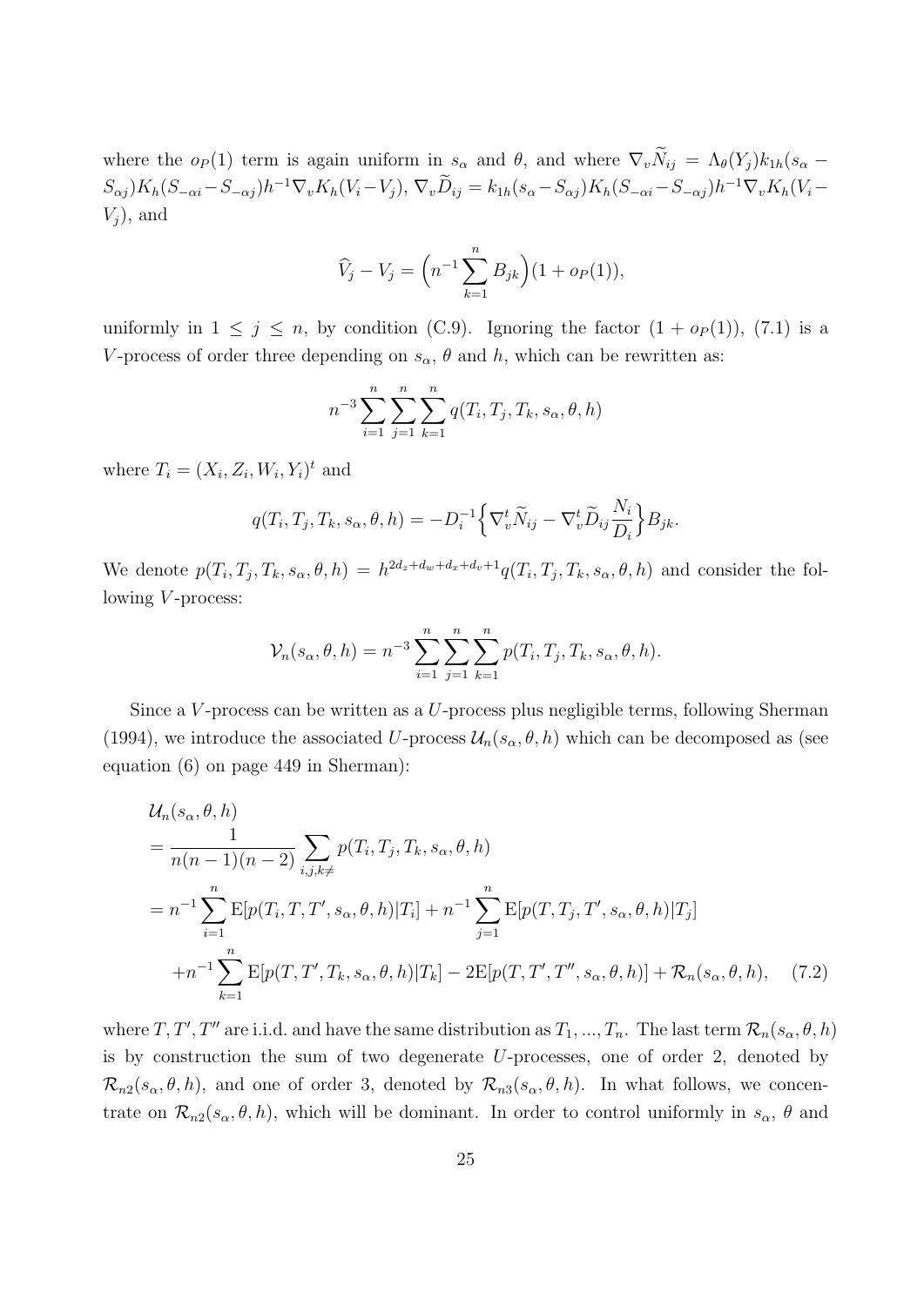where the $o_P(1)$ term is again uniform in $s_\alpha$ and $\theta$, and where $\nabla_v \widetilde{N}_{ij} = \Lambda_\theta(Y_j) k_{1h}(s_\alpha - S_{\alpha j}) K_h(S_{-\alpha i} - S_{-\alpha j}) h^{-1} \nabla_v K_h(V_i - V_j)$, $\nabla_v \widetilde{D}_{ij} = k_{1h}(s_\alpha - S_{\alpha j}) K_h(S_{-\alpha i} - S_{-\alpha j}) h^{-1} \nabla_v K_h(V_i - V_j)$, and

$$
\widehat{V}_j - V_j = \Big( n^{-1} \sum_{k=1}^n B_{jk} \Big) (1 + o_P(1)),
$$

uniformly in $1 \leq j \leq n$, by condition (C.9). Ignoring the factor $(1 + o_P(1))$, (7.1) is a $V$-process of order three depending on $s_\alpha$, $\theta$ and $h$, which can be rewritten as:

$$
n^{-3} \sum_{i=1}^n \sum_{j=1}^n \sum_{k=1}^n q(T_i, T_j, T_k, s_\alpha, \theta, h)
$$

where $T_i = (X_i, Z_i, W_i, Y_i)^t$ and

$$
q(T_i, T_j, T_k, s_\alpha, \theta, h) = -D_i^{-1} \Big\{ \nabla_v^t \widetilde{N}_{ij} - \nabla_v^t \widetilde{D}_{ij} \frac{N_i}{D_i} \Big\} B_{jk}.
$$

We denote $p(T_i, T_j, T_k, s_\alpha, \theta, h) = h^{2d_z + d_w + d_x + d_v + 1} q(T_i, T_j, T_k, s_\alpha, \theta, h)$ and consider the following $V$-process:

$$
\mathcal{V}_n(s_\alpha, \theta, h) = n^{-3} \sum_{i=1}^n \sum_{j=1}^n \sum_{k=1}^n p(T_i, T_j, T_k, s_\alpha, \theta, h).
$$

Since a $V$-process can be written as a $U$-process plus negligible terms, following Sherman (1994), we introduce the associated $U$-process $\mathcal{U}_n(s_\alpha, \theta, h)$ which can be decomposed as (see equation (6) on page 449 in Sherman):

$$
\begin{aligned}
&\mathcal{U}_n(s_\alpha, \theta, h) \\
&= \frac{1}{n(n-1)(n-2)} \sum_{i,j,k \neq} p(T_i, T_j, T_k, s_\alpha, \theta, h) \\
&= n^{-1} \sum_{i=1}^n \mathrm{E}[p(T_i, T, T', s_\alpha, \theta, h) | T_i] + n^{-1} \sum_{j=1}^n \mathrm{E}[p(T, T_j, T', s_\alpha, \theta, h) | T_j] \\
&\quad + n^{-1} \sum_{k=1}^n \mathrm{E}[p(T, T', T_k, s_\alpha, \theta, h) | T_k] - 2\mathrm{E}[p(T, T', T'', s_\alpha, \theta, h)] + \mathcal{R}_n(s_\alpha, \theta, h), \qquad (7.2)
\end{aligned}
$$

where $T, T', T''$ are i.i.d. and have the same distribution as $T_1, ..., T_n$. The last term $\mathcal{R}_n(s_\alpha, \theta, h)$ is by construction the sum of two degenerate $U$-processes, one of order 2, denoted by $\mathcal{R}_{n2}(s_\alpha, \theta, h)$, and one of order 3, denoted by $\mathcal{R}_{n3}(s_\alpha, \theta, h)$. In what follows, we concentrate on $\mathcal{R}_{n2}(s_\alpha, \theta, h)$, which will be dominant. In order to control uniformly in $s_\alpha$, $\theta$ and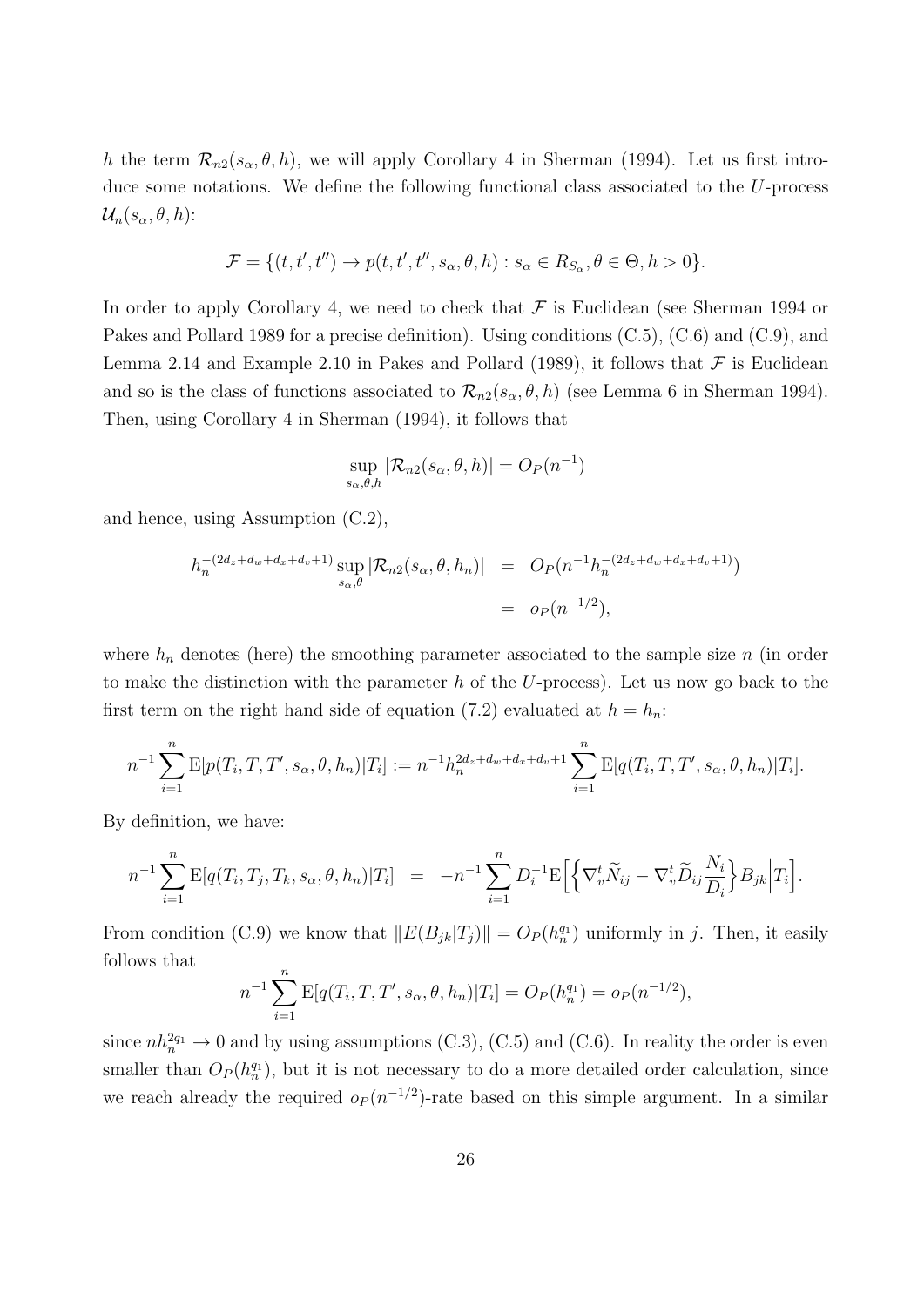$h$ the term $\mathcal{R}_{n2}(s_\alpha, \theta, h)$, we will apply Corollary 4 in Sherman (1994). Let us first introduce some notations. We define the following functional class associated to the $U$-process $\mathcal{U}_n(s_\alpha, \theta, h)$:

$$\mathcal{F} = \{(t, t', t'') \to p(t, t', t'', s_\alpha, \theta, h) : s_\alpha \in R_{S_\alpha}, \theta \in \Theta, h > 0\}.$$

In order to apply Corollary 4, we need to check that $\mathcal{F}$ is Euclidean (see Sherman 1994 or Pakes and Pollard 1989 for a precise definition). Using conditions (C.5), (C.6) and (C.9), and Lemma 2.14 and Example 2.10 in Pakes and Pollard (1989), it follows that $\mathcal{F}$ is Euclidean and so is the class of functions associated to $\mathcal{R}_{n2}(s_\alpha, \theta, h)$ (see Lemma 6 in Sherman 1994). Then, using Corollary 4 in Sherman (1994), it follows that

$$\sup_{s_\alpha, \theta, h} |\mathcal{R}_{n2}(s_\alpha, \theta, h)| = O_P(n^{-1})$$

and hence, using Assumption (C.2),

$$\begin{aligned} h_n^{-(2d_z+d_w+d_x+d_v+1)} \sup_{s_\alpha, \theta} |\mathcal{R}_{n2}(s_\alpha, \theta, h_n)| &= O_P(n^{-1} h_n^{-(2d_z+d_w+d_x+d_v+1)}) \\ &= o_P(n^{-1/2}), \end{aligned}$$

where $h_n$ denotes (here) the smoothing parameter associated to the sample size $n$ (in order to make the distinction with the parameter $h$ of the $U$-process). Let us now go back to the first term on the right hand side of equation (7.2) evaluated at $h = h_n$:

$$n^{-1} \sum_{i=1}^n \mathrm{E}[p(T_i, T, T', s_\alpha, \theta, h_n)|T_i] := n^{-1} h_n^{2d_z+d_w+d_x+d_v+1} \sum_{i=1}^n \mathrm{E}[q(T_i, T, T', s_\alpha, \theta, h_n)|T_i].$$

By definition, we have:

$$n^{-1} \sum_{i=1}^n \mathrm{E}[q(T_i, T_j, T_k, s_\alpha, \theta, h_n)|T_i] = -n^{-1} \sum_{i=1}^n D_i^{-1} \mathrm{E}\Big[\Big\{\nabla_v^t \widetilde{N}_{ij} - \nabla_v^t \widetilde{D}_{ij} \frac{N_i}{D_i}\Big\} B_{jk} \Big| T_i\Big].$$

From condition (C.9) we know that $\|E(B_{jk}|T_j)\| = O_P(h_n^{q_1})$ uniformly in $j$. Then, it easily follows that

$$n^{-1} \sum_{i=1}^n \mathrm{E}[q(T_i, T, T', s_\alpha, \theta, h_n)|T_i] = O_P(h_n^{q_1}) = o_P(n^{-1/2}),$$

since $n h_n^{2q_1} \to 0$ and by using assumptions (C.3), (C.5) and (C.6). In reality the order is even smaller than $O_P(h_n^{q_1})$, but it is not necessary to do a more detailed order calculation, since we reach already the required $o_P(n^{-1/2})$-rate based on this simple argument. In a similar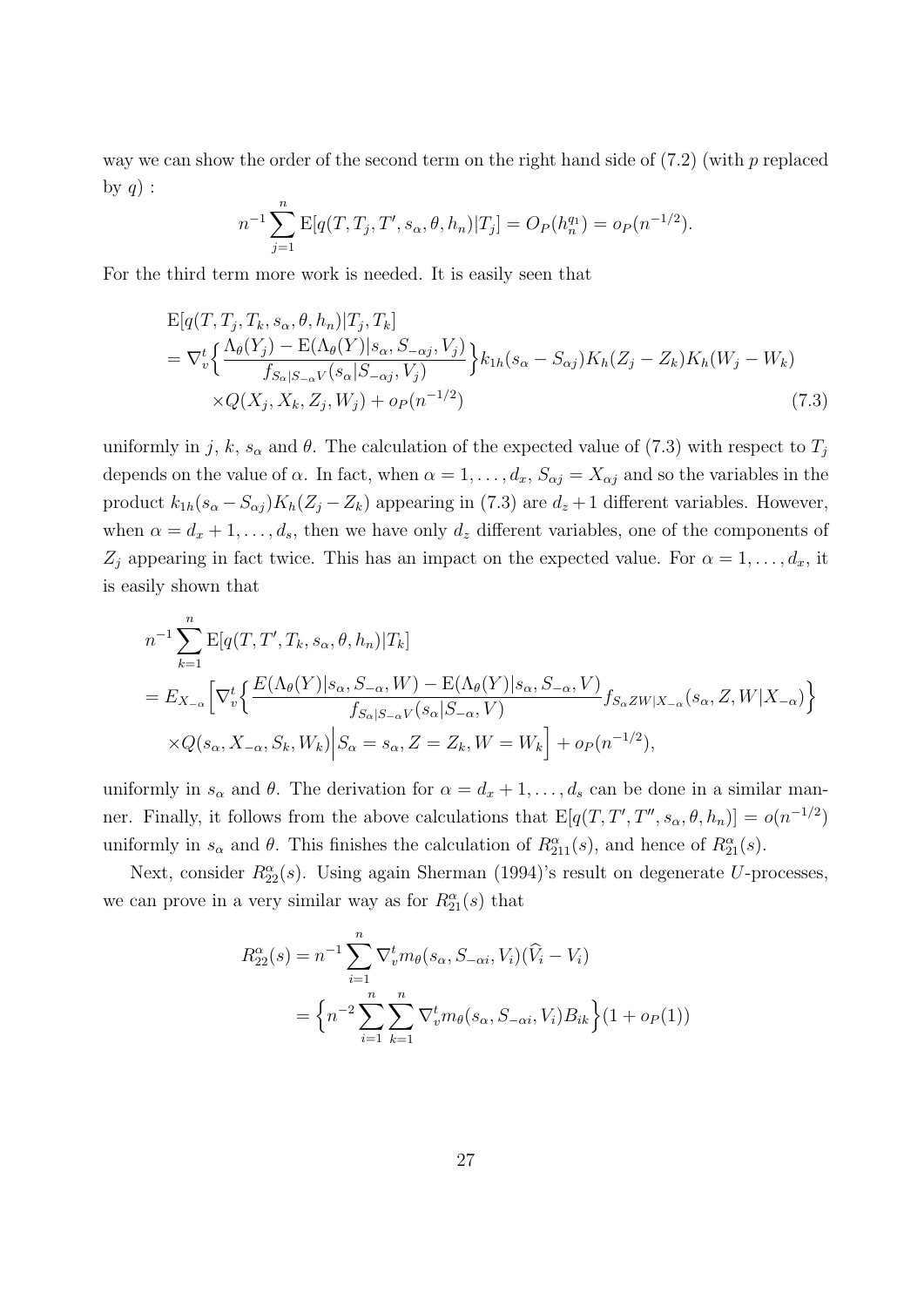way we can show the order of the second term on the right hand side of (7.2) (with $p$ replaced by $q$) :

$$n^{-1}\sum_{j=1}^{n} \mathrm{E}[q(T,T_j,T',s_\alpha,\theta,h_n)|T_j] = O_P(h_n^{q_1}) = o_P(n^{-1/2}).$$

For the third term more work is needed. It is easily seen that

$$\begin{aligned}
&\mathrm{E}[q(T,T_j,T_k,s_\alpha,\theta,h_n)|T_j,T_k] \\
&= \nabla_v^t\Big\{\frac{\Lambda_\theta(Y_j)-\mathrm{E}(\Lambda_\theta(Y)|s_\alpha,S_{-\alpha j},V_j)}{f_{S_\alpha|S_{-\alpha}V}(s_\alpha|S_{-\alpha j},V_j)}\Big\}k_{1h}(s_\alpha-S_{\alpha j})K_h(Z_j-Z_k)K_h(W_j-W_k) \\
&\quad\times Q(X_j,X_k,Z_j,W_j)+o_P(n^{-1/2}) \qquad (7.3)
\end{aligned}$$

uniformly in $j$, $k$, $s_\alpha$ and $\theta$. The calculation of the expected value of (7.3) with respect to $T_j$ depends on the value of $\alpha$. In fact, when $\alpha=1,\ldots,d_x$, $S_{\alpha j}=X_{\alpha j}$ and so the variables in the product $k_{1h}(s_\alpha-S_{\alpha j})K_h(Z_j-Z_k)$ appearing in (7.3) are $d_z+1$ different variables. However, when $\alpha=d_x+1,\ldots,d_s$, then we have only $d_z$ different variables, one of the components of $Z_j$ appearing in fact twice. This has an impact on the expected value. For $\alpha=1,\ldots,d_x$, it is easily shown that

$$\begin{aligned}
&n^{-1}\sum_{k=1}^{n}\mathrm{E}[q(T,T',T_k,s_\alpha,\theta,h_n)|T_k] \\
&= E_{X_{-\alpha}}\Big[\nabla_v^t\Big\{\frac{E(\Lambda_\theta(Y)|s_\alpha,S_{-\alpha},W)-\mathrm{E}(\Lambda_\theta(Y)|s_\alpha,S_{-\alpha},V)}{f_{S_\alpha|S_{-\alpha}V}(s_\alpha|S_{-\alpha},V)}f_{S_\alpha ZW|X_{-\alpha}}(s_\alpha,Z,W|X_{-\alpha})\Big\} \\
&\quad\times Q(s_\alpha,X_{-\alpha},S_k,W_k)\Big|S_\alpha=s_\alpha,Z=Z_k,W=W_k\Big]+o_P(n^{-1/2}),
\end{aligned}$$

uniformly in $s_\alpha$ and $\theta$. The derivation for $\alpha=d_x+1,\ldots,d_s$ can be done in a similar manner. Finally, it follows from the above calculations that $\mathrm{E}[q(T,T',T'',s_\alpha,\theta,h_n)]=o(n^{-1/2})$ uniformly in $s_\alpha$ and $\theta$. This finishes the calculation of $R^\alpha_{211}(s)$, and hence of $R^\alpha_{21}(s)$.

Next, consider $R^\alpha_{22}(s)$. Using again Sherman (1994)'s result on degenerate $U$-processes, we can prove in a very similar way as for $R^\alpha_{21}(s)$ that

$$\begin{aligned}
R^\alpha_{22}(s) &= n^{-1}\sum_{i=1}^{n}\nabla_v^t m_\theta(s_\alpha,S_{-\alpha i},V_i)(\widehat{V}_i-V_i) \\
&= \Big\{n^{-2}\sum_{i=1}^{n}\sum_{k=1}^{n}\nabla_v^t m_\theta(s_\alpha,S_{-\alpha i},V_i)B_{ik}\Big\}(1+o_P(1))
\end{aligned}$$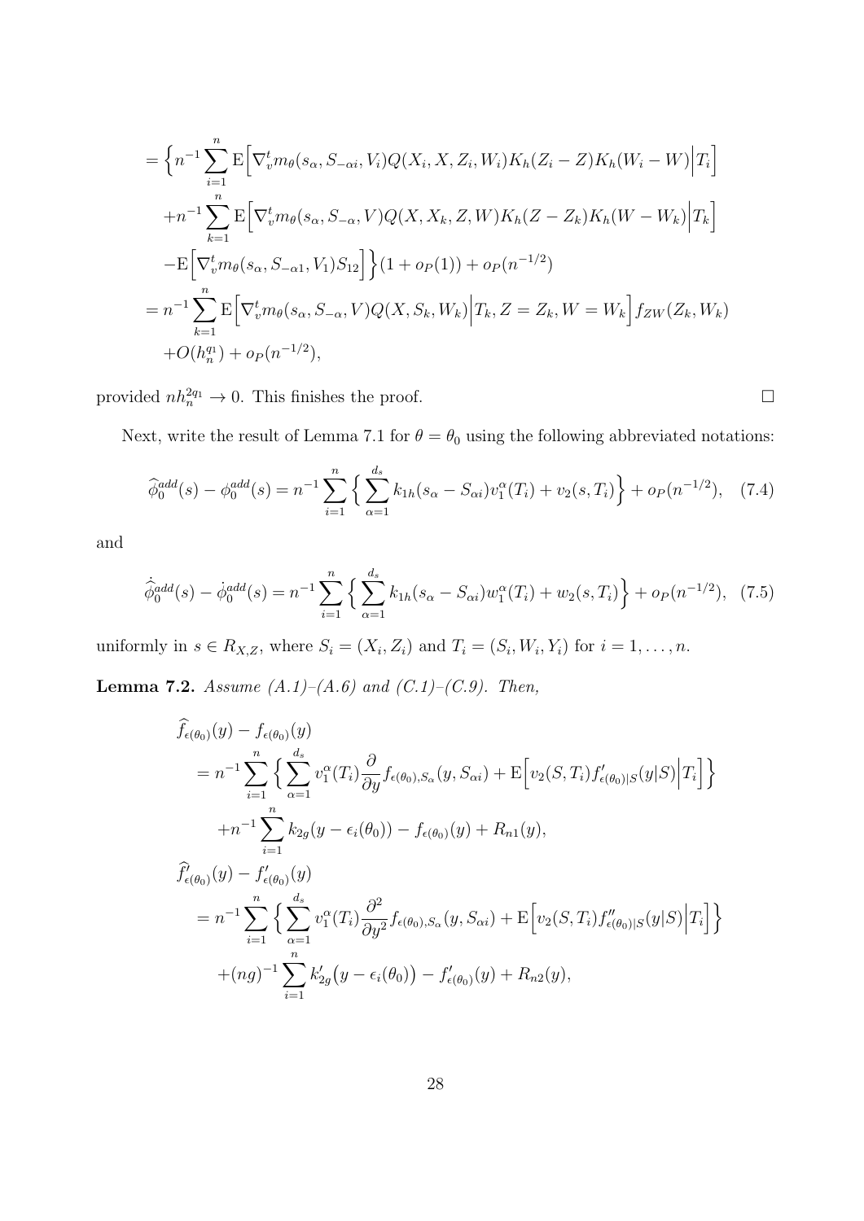$$
\begin{aligned}
&= \Big\{ n^{-1} \sum_{i=1}^{n} \mathrm{E}\Big[ \nabla_v^t m_\theta(s_\alpha, S_{-\alpha i}, V_i) Q(X_i, X, Z_i, W_i) K_h(Z_i - Z) K_h(W_i - W) \Big| T_i \Big] \\
&\quad + n^{-1} \sum_{k=1}^{n} \mathrm{E}\Big[ \nabla_v^t m_\theta(s_\alpha, S_{-\alpha}, V) Q(X, X_k, Z, W) K_h(Z - Z_k) K_h(W - W_k) \Big| T_k \Big] \\
&\quad - \mathrm{E}\Big[ \nabla_v^t m_\theta(s_\alpha, S_{-\alpha 1}, V_1) S_{12} \Big] \Big\} (1 + o_P(1)) + o_P(n^{-1/2}) \\
&= n^{-1} \sum_{k=1}^{n} \mathrm{E}\Big[ \nabla_v^t m_\theta(s_\alpha, S_{-\alpha}, V) Q(X, S_k, W_k) \Big| T_k, Z = Z_k, W = W_k \Big] f_{ZW}(Z_k, W_k) \\
&\quad + O(h_n^{q_1}) + o_P(n^{-1/2}),
\end{aligned}
$$

provided $nh_n^{2q_1} \to 0$. This finishes the proof. $\square$

Next, write the result of Lemma 7.1 for $\theta = \theta_0$ using the following abbreviated notations:

$$
\widehat{\phi}_0^{add}(s) - \phi_0^{add}(s) = n^{-1} \sum_{i=1}^{n} \Big\{ \sum_{\alpha=1}^{d_s} k_{1h}(s_\alpha - S_{\alpha i}) v_1^\alpha(T_i) + v_2(s, T_i) \Big\} + o_P(n^{-1/2}), \quad (7.4)
$$

and

$$
\dot{\widehat{\phi}}_0^{add}(s) - \dot{\phi}_0^{add}(s) = n^{-1} \sum_{i=1}^{n} \Big\{ \sum_{\alpha=1}^{d_s} k_{1h}(s_\alpha - S_{\alpha i}) w_1^\alpha(T_i) + w_2(s, T_i) \Big\} + o_P(n^{-1/2}), \quad (7.5)
$$

uniformly in $s \in R_{X,Z}$, where $S_i = (X_i, Z_i)$ and $T_i = (S_i, W_i, Y_i)$ for $i = 1, \ldots, n$.

**Lemma 7.2.** *Assume (A.1)–(A.6) and (C.1)–(C.9). Then,*

$$
\begin{aligned}
&\widehat{f}_{\epsilon(\theta_0)}(y) - f_{\epsilon(\theta_0)}(y) \\
&\quad = n^{-1} \sum_{i=1}^{n} \Big\{ \sum_{\alpha=1}^{d_s} v_1^\alpha(T_i) \frac{\partial}{\partial y} f_{\epsilon(\theta_0), S_\alpha}(y, S_{\alpha i}) + \mathrm{E}\Big[ v_2(S, T_i) f'_{\epsilon(\theta_0)|S}(y|S) \Big| T_i \Big] \Big\} \\
&\qquad + n^{-1} \sum_{i=1}^{n} k_{2g}(y - \epsilon_i(\theta_0)) - f_{\epsilon(\theta_0)}(y) + R_{n1}(y), \\
&\widehat{f}'_{\epsilon(\theta_0)}(y) - f'_{\epsilon(\theta_0)}(y) \\
&\quad = n^{-1} \sum_{i=1}^{n} \Big\{ \sum_{\alpha=1}^{d_s} v_1^\alpha(T_i) \frac{\partial^2}{\partial y^2} f_{\epsilon(\theta_0), S_\alpha}(y, S_{\alpha i}) + \mathrm{E}\Big[ v_2(S, T_i) f''_{\epsilon(\theta_0)|S}(y|S) \Big| T_i \Big] \Big\} \\
&\qquad + (ng)^{-1} \sum_{i=1}^{n} k'_{2g}\big(y - \epsilon_i(\theta_0)\big) - f'_{\epsilon(\theta_0)}(y) + R_{n2}(y),
\end{aligned}
$$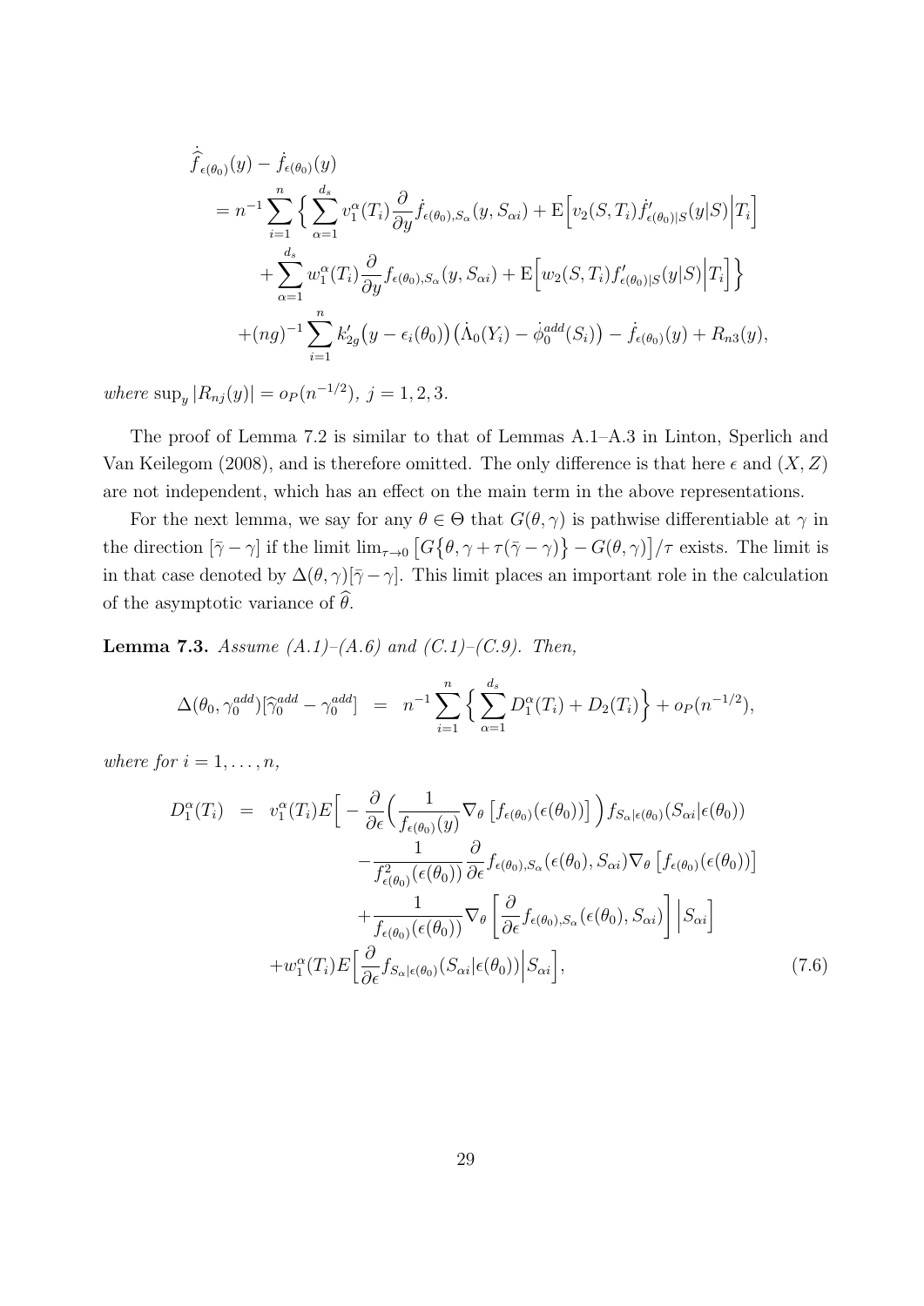$$
\begin{aligned}
&\dot{\widehat{f}}_{\epsilon(\theta_0)}(y) - \dot{f}_{\epsilon(\theta_0)}(y) \\
&= n^{-1} \sum_{i=1}^{n} \Big\{ \sum_{\alpha=1}^{d_s} v_1^\alpha(T_i) \frac{\partial}{\partial y} \dot{f}_{\epsilon(\theta_0),S_\alpha}(y, S_{\alpha i}) + \mathrm{E}\Big[ v_2(S, T_i) \dot{f}'_{\epsilon(\theta_0)|S}(y|S) \Big| T_i \Big] \\
&\quad + \sum_{\alpha=1}^{d_s} w_1^\alpha(T_i) \frac{\partial}{\partial y} f_{\epsilon(\theta_0),S_\alpha}(y, S_{\alpha i}) + \mathrm{E}\Big[ w_2(S, T_i) f'_{\epsilon(\theta_0)|S}(y|S) \Big| T_i \Big] \Big\} \\
&\quad + (ng)^{-1} \sum_{i=1}^{n} k'_{2g}\big(y - \epsilon_i(\theta_0)\big) \big(\dot{\Lambda}_0(Y_i) - \dot{\phi}_0^{add}(S_i)\big) - \dot{f}_{\epsilon(\theta_0)}(y) + R_{n3}(y),
\end{aligned}
$$

*where* $\sup_y |R_{nj}(y)| = o_P(n^{-1/2})$, $j = 1, 2, 3$.

The proof of Lemma 7.2 is similar to that of Lemmas A.1–A.3 in Linton, Sperlich and Van Keilegom (2008), and is therefore omitted. The only difference is that here $\epsilon$ and $(X, Z)$ are not independent, which has an effect on the main term in the above representations.

For the next lemma, we say for any $\theta \in \Theta$ that $G(\theta, \gamma)$ is pathwise differentiable at $\gamma$ in the direction $[\bar{\gamma} - \gamma]$ if the limit $\lim_{\tau \to 0} \big[ G\big\{\theta, \gamma + \tau(\bar{\gamma} - \gamma)\big\} - G(\theta, \gamma) \big] / \tau$ exists. The limit is in that case denoted by $\Delta(\theta, \gamma)[\bar{\gamma} - \gamma]$. This limit places an important role in the calculation of the asymptotic variance of $\widehat{\theta}$.

**Lemma 7.3.** *Assume (A.1)–(A.6) and (C.1)–(C.9). Then,*

$$
\Delta(\theta_0, \gamma_0^{add})[\widehat{\gamma}_0^{add} - \gamma_0^{add}] \;=\; n^{-1} \sum_{i=1}^{n} \Big\{ \sum_{\alpha=1}^{d_s} D_1^\alpha(T_i) + D_2(T_i) \Big\} + o_P(n^{-1/2}),
$$

*where for* $i = 1, \ldots, n$,

$$
\begin{aligned}
D_1^\alpha(T_i) \;=\; & v_1^\alpha(T_i) E\Big[ -\frac{\partial}{\partial \epsilon} \Big( \frac{1}{f_{\epsilon(\theta_0)}(y)} \nabla_\theta \left[ f_{\epsilon(\theta_0)}(\epsilon(\theta_0)) \right] \Big) f_{S_\alpha|\epsilon(\theta_0)}(S_{\alpha i}|\epsilon(\theta_0)) \\
& - \frac{1}{f^2_{\epsilon(\theta_0)}(\epsilon(\theta_0))} \frac{\partial}{\partial \epsilon} f_{\epsilon(\theta_0),S_\alpha}(\epsilon(\theta_0), S_{\alpha i}) \nabla_\theta \left[ f_{\epsilon(\theta_0)}(\epsilon(\theta_0)) \right] \\
& + \frac{1}{f_{\epsilon(\theta_0)}(\epsilon(\theta_0))} \nabla_\theta \left[ \frac{\partial}{\partial \epsilon} f_{\epsilon(\theta_0),S_\alpha}(\epsilon(\theta_0), S_{\alpha i}) \right] \Big| S_{\alpha i} \Big] \\
& + w_1^\alpha(T_i) E\Big[ \frac{\partial}{\partial \epsilon} f_{S_\alpha|\epsilon(\theta_0)}(S_{\alpha i}|\epsilon(\theta_0)) \Big| S_{\alpha i} \Big],
\end{aligned} \tag{7.6}
$$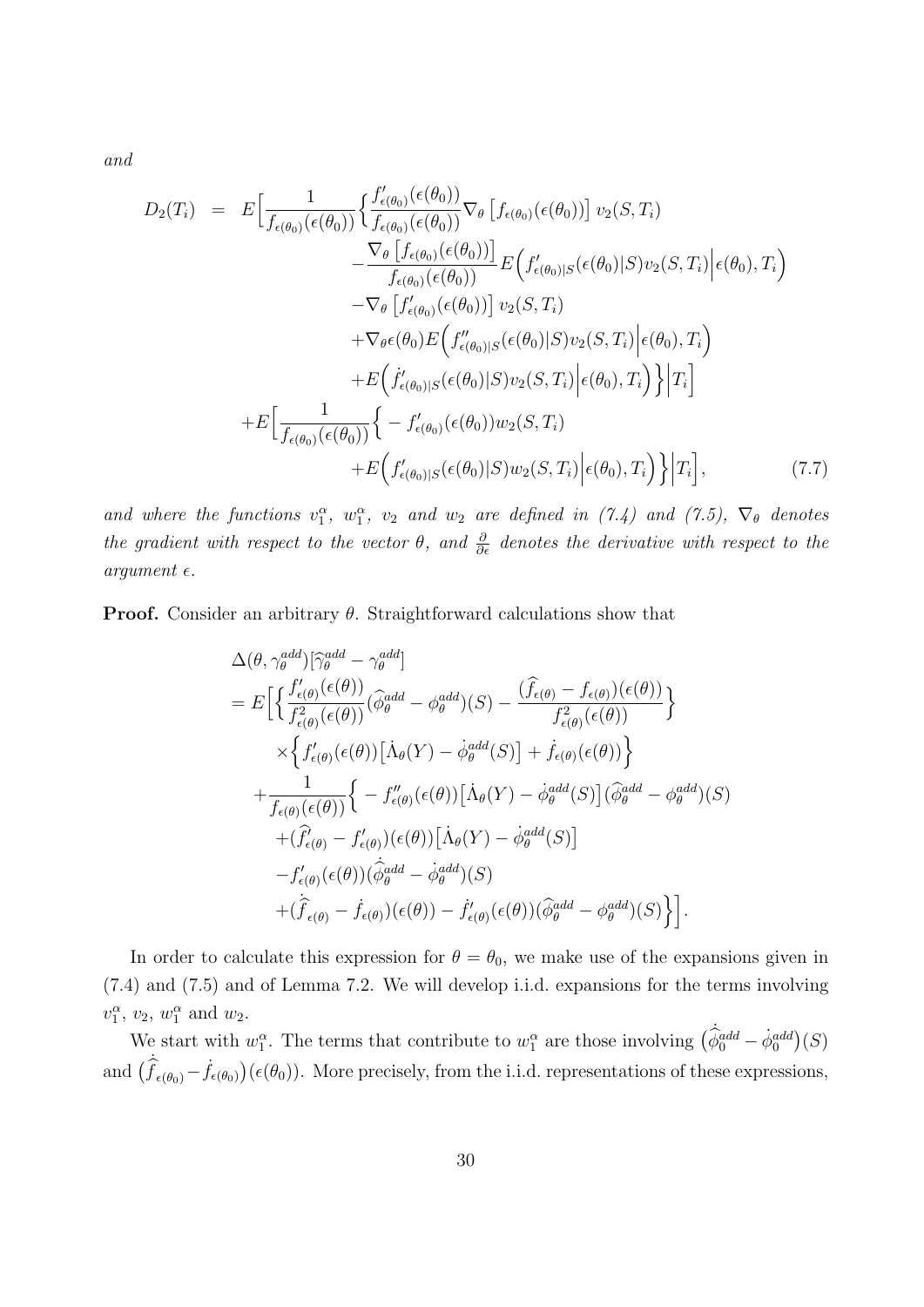*and*

$$
\begin{aligned}
D_2(T_i) \;=\; & E\Big[\frac{1}{f_{\epsilon(\theta_0)}(\epsilon(\theta_0))}\Big\{\frac{f'_{\epsilon(\theta_0)}(\epsilon(\theta_0))}{f_{\epsilon(\theta_0)}(\epsilon(\theta_0))}\nabla_\theta\left[f_{\epsilon(\theta_0)}(\epsilon(\theta_0))\right] v_2(S,T_i) \\
& \qquad -\frac{\nabla_\theta\left[f_{\epsilon(\theta_0)}(\epsilon(\theta_0))\right]}{f_{\epsilon(\theta_0)}(\epsilon(\theta_0))} E\Big(f'_{\epsilon(\theta_0)|S}(\epsilon(\theta_0)|S)v_2(S,T_i)\Big|\epsilon(\theta_0),T_i\Big) \\
& \qquad -\nabla_\theta\left[f'_{\epsilon(\theta_0)}(\epsilon(\theta_0))\right] v_2(S,T_i) \\
& \qquad +\nabla_\theta\epsilon(\theta_0)E\Big(f''_{\epsilon(\theta_0)|S}(\epsilon(\theta_0)|S)v_2(S,T_i)\Big|\epsilon(\theta_0),T_i\Big) \\
& \qquad +E\Big(\dot{f}'_{\epsilon(\theta_0)|S}(\epsilon(\theta_0)|S)v_2(S,T_i)\Big|\epsilon(\theta_0),T_i\Big)\Big\}\Big|T_i\Big] \\
& +E\Big[\frac{1}{f_{\epsilon(\theta_0)}(\epsilon(\theta_0))}\Big\{-f'_{\epsilon(\theta_0)}(\epsilon(\theta_0))w_2(S,T_i) \\
& \qquad +E\Big(f'_{\epsilon(\theta_0)|S}(\epsilon(\theta_0)|S)w_2(S,T_i)\Big|\epsilon(\theta_0),T_i\Big)\Big\}\Big|T_i\Big], \qquad (7.7)
\end{aligned}
$$

*and where the functions $v_1^\alpha$, $w_1^\alpha$, $v_2$ and $w_2$ are defined in (7.4) and (7.5), $\nabla_\theta$ denotes the gradient with respect to the vector $\theta$, and $\frac{\partial}{\partial\epsilon}$ denotes the derivative with respect to the argument $\epsilon$.*

**Proof.** Consider an arbitrary $\theta$. Straightforward calculations show that

$$
\begin{aligned}
& \Delta(\theta,\gamma_\theta^{add})[\widehat{\gamma}_\theta^{add}-\gamma_\theta^{add}] \\
&= E\Big[\Big\{\frac{f'_{\epsilon(\theta)}(\epsilon(\theta))}{f^2_{\epsilon(\theta)}(\epsilon(\theta))}(\widehat{\phi}_\theta^{add}-\phi_\theta^{add})(S)-\frac{(\widehat{f}_{\epsilon(\theta)}-f_{\epsilon(\theta)})(\epsilon(\theta))}{f^2_{\epsilon(\theta)}(\epsilon(\theta))}\Big\} \\
& \qquad \times\Big\{f'_{\epsilon(\theta)}(\epsilon(\theta))\big[\dot{\Lambda}_\theta(Y)-\dot{\phi}_\theta^{add}(S)\big]+\dot{f}_{\epsilon(\theta)}(\epsilon(\theta))\Big\} \\
& \quad +\frac{1}{f_{\epsilon(\theta)}(\epsilon(\theta))}\Big\{-f''_{\epsilon(\theta)}(\epsilon(\theta))\big[\dot{\Lambda}_\theta(Y)-\dot{\phi}_\theta^{add}(S)\big](\widehat{\phi}_\theta^{add}-\phi_\theta^{add})(S) \\
& \qquad +(\widehat{f}'_{\epsilon(\theta)}-f'_{\epsilon(\theta)})(\epsilon(\theta))\big[\dot{\Lambda}_\theta(Y)-\dot{\phi}_\theta^{add}(S)\big] \\
& \qquad -f'_{\epsilon(\theta)}(\epsilon(\theta))(\dot{\widehat{\phi}}_\theta^{add}-\dot{\phi}_\theta^{add})(S) \\
& \qquad +(\dot{\widehat{f}}_{\epsilon(\theta)}-\dot{f}_{\epsilon(\theta)})(\epsilon(\theta))-\dot{f}'_{\epsilon(\theta)}(\epsilon(\theta))(\widehat{\phi}_\theta^{add}-\phi_\theta^{add})(S)\Big\}\Big].
\end{aligned}
$$

In order to calculate this expression for $\theta=\theta_0$, we make use of the expansions given in (7.4) and (7.5) and of Lemma 7.2. We will develop i.i.d. expansions for the terms involving $v_1^\alpha$, $v_2$, $w_1^\alpha$ and $w_2$.

We start with $w_1^\alpha$. The terms that contribute to $w_1^\alpha$ are those involving $\big(\dot{\widehat{\phi}}_0^{add}-\dot{\phi}_0^{add}\big)(S)$ and $\big(\dot{\widehat{f}}_{\epsilon(\theta_0)}-\dot{f}_{\epsilon(\theta_0)}\big)(\epsilon(\theta_0))$. More precisely, from the i.i.d. representations of these expressions,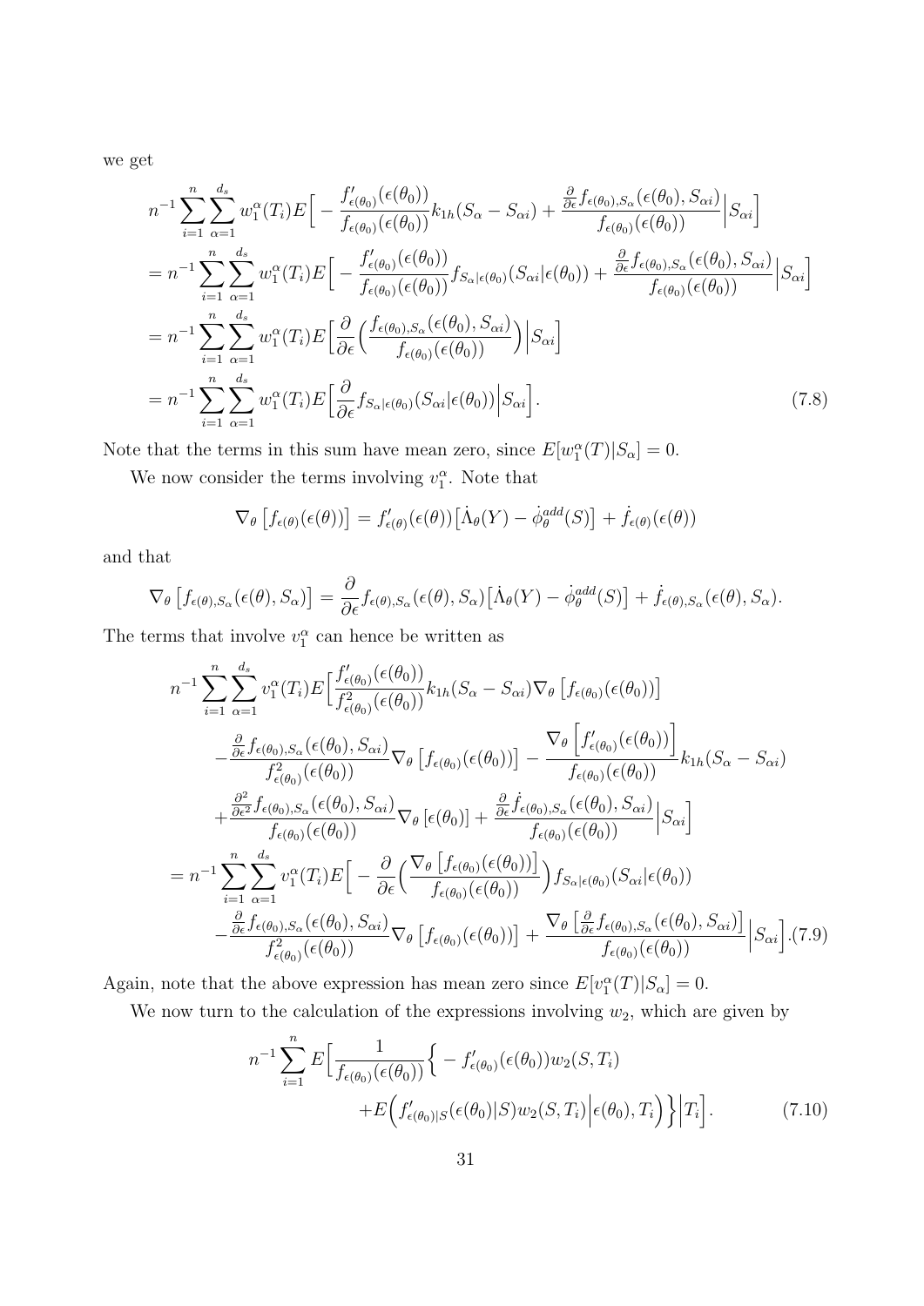we get

$$
\begin{aligned}
& n^{-1} \sum_{i=1}^{n} \sum_{\alpha=1}^{d_s} w_1^\alpha(T_i) E\Big[ - \frac{f'_{\epsilon(\theta_0)}(\epsilon(\theta_0))}{f_{\epsilon(\theta_0)}(\epsilon(\theta_0))} k_{1h}(S_\alpha - S_{\alpha i}) + \frac{\frac{\partial}{\partial \epsilon} f_{\epsilon(\theta_0), S_\alpha}(\epsilon(\theta_0), S_{\alpha i})}{f_{\epsilon(\theta_0)}(\epsilon(\theta_0))} \Big| S_{\alpha i} \Big] \\
&= n^{-1} \sum_{i=1}^{n} \sum_{\alpha=1}^{d_s} w_1^\alpha(T_i) E\Big[ - \frac{f'_{\epsilon(\theta_0)}(\epsilon(\theta_0))}{f_{\epsilon(\theta_0)}(\epsilon(\theta_0))} f_{S_\alpha|\epsilon(\theta_0)}(S_{\alpha i}|\epsilon(\theta_0)) + \frac{\frac{\partial}{\partial \epsilon} f_{\epsilon(\theta_0), S_\alpha}(\epsilon(\theta_0), S_{\alpha i})}{f_{\epsilon(\theta_0)}(\epsilon(\theta_0))} \Big| S_{\alpha i} \Big] \\
&= n^{-1} \sum_{i=1}^{n} \sum_{\alpha=1}^{d_s} w_1^\alpha(T_i) E\Big[ \frac{\partial}{\partial \epsilon} \Big( \frac{f_{\epsilon(\theta_0), S_\alpha}(\epsilon(\theta_0), S_{\alpha i})}{f_{\epsilon(\theta_0)}(\epsilon(\theta_0))} \Big) \Big| S_{\alpha i} \Big] \\
&= n^{-1} \sum_{i=1}^{n} \sum_{\alpha=1}^{d_s} w_1^\alpha(T_i) E\Big[ \frac{\partial}{\partial \epsilon} f_{S_\alpha|\epsilon(\theta_0)}(S_{\alpha i}|\epsilon(\theta_0)) \Big| S_{\alpha i} \Big]. \qquad (7.8)
\end{aligned}
$$

Note that the terms in this sum have mean zero, since $E[w_1^\alpha(T)|S_\alpha] = 0$.

We now consider the terms involving $v_1^\alpha$. Note that

$$
\nabla_\theta \left[ f_{\epsilon(\theta)}(\epsilon(\theta)) \right] = f'_{\epsilon(\theta)}(\epsilon(\theta)) \big[ \dot{\Lambda}_\theta(Y) - \dot{\phi}_\theta^{add}(S) \big] + \dot{f}_{\epsilon(\theta)}(\epsilon(\theta))
$$

and that

$$
\nabla_\theta \left[ f_{\epsilon(\theta), S_\alpha}(\epsilon(\theta), S_\alpha) \right] = \frac{\partial}{\partial \epsilon} f_{\epsilon(\theta), S_\alpha}(\epsilon(\theta), S_\alpha) \big[ \dot{\Lambda}_\theta(Y) - \dot{\phi}_\theta^{add}(S) \big] + \dot{f}_{\epsilon(\theta), S_\alpha}(\epsilon(\theta), S_\alpha).
$$

The terms that involve $v_1^\alpha$ can hence be written as

$$
\begin{aligned}
& n^{-1} \sum_{i=1}^{n} \sum_{\alpha=1}^{d_s} v_1^\alpha(T_i) E\Big[ \frac{f'_{\epsilon(\theta_0)}(\epsilon(\theta_0))}{f^2_{\epsilon(\theta_0)}(\epsilon(\theta_0))} k_{1h}(S_\alpha - S_{\alpha i}) \nabla_\theta \left[ f_{\epsilon(\theta_0)}(\epsilon(\theta_0)) \right] \\
& \qquad - \frac{\frac{\partial}{\partial \epsilon} f_{\epsilon(\theta_0), S_\alpha}(\epsilon(\theta_0), S_{\alpha i})}{f^2_{\epsilon(\theta_0)}(\epsilon(\theta_0))} \nabla_\theta \left[ f_{\epsilon(\theta_0)}(\epsilon(\theta_0)) \right] - \frac{\nabla_\theta \left[ f'_{\epsilon(\theta_0)}(\epsilon(\theta_0)) \right]}{f_{\epsilon(\theta_0)}(\epsilon(\theta_0))} k_{1h}(S_\alpha - S_{\alpha i}) \\
& \qquad + \frac{\frac{\partial^2}{\partial \epsilon^2} f_{\epsilon(\theta_0), S_\alpha}(\epsilon(\theta_0), S_{\alpha i})}{f_{\epsilon(\theta_0)}(\epsilon(\theta_0))} \nabla_\theta \left[ \epsilon(\theta_0) \right] + \frac{\frac{\partial}{\partial \epsilon} \dot{f}_{\epsilon(\theta_0), S_\alpha}(\epsilon(\theta_0), S_{\alpha i})}{f_{\epsilon(\theta_0)}(\epsilon(\theta_0))} \Big| S_{\alpha i} \Big] \\
&= n^{-1} \sum_{i=1}^{n} \sum_{\alpha=1}^{d_s} v_1^\alpha(T_i) E\Big[ - \frac{\partial}{\partial \epsilon} \Big( \frac{\nabla_\theta \left[ f_{\epsilon(\theta_0)}(\epsilon(\theta_0)) \right]}{f_{\epsilon(\theta_0)}(\epsilon(\theta_0))} \Big) f_{S_\alpha|\epsilon(\theta_0)}(S_{\alpha i}|\epsilon(\theta_0)) \\
& \qquad - \frac{\frac{\partial}{\partial \epsilon} f_{\epsilon(\theta_0), S_\alpha}(\epsilon(\theta_0), S_{\alpha i})}{f^2_{\epsilon(\theta_0)}(\epsilon(\theta_0))} \nabla_\theta \left[ f_{\epsilon(\theta_0)}(\epsilon(\theta_0)) \right] + \frac{\nabla_\theta \left[ \frac{\partial}{\partial \epsilon} f_{\epsilon(\theta_0), S_\alpha}(\epsilon(\theta_0), S_{\alpha i}) \right]}{f_{\epsilon(\theta_0)}(\epsilon(\theta_0))} \Big| S_{\alpha i} \Big]. \qquad (7.9)
\end{aligned}
$$

Again, note that the above expression has mean zero since $E[v_1^\alpha(T)|S_\alpha] = 0$.

We now turn to the calculation of the expressions involving $w_2$, which are given by

$$
\begin{aligned}
n^{-1} \sum_{i=1}^{n} E\Big[ \frac{1}{f_{\epsilon(\theta_0)}(\epsilon(\theta_0))} \Big\{ & - f'_{\epsilon(\theta_0)}(\epsilon(\theta_0)) w_2(S, T_i) \\
& + E\Big( f'_{\epsilon(\theta_0)|S}(\epsilon(\theta_0)|S) w_2(S, T_i) \Big| \epsilon(\theta_0), T_i \Big) \Big\} \Big| T_i \Big]. \qquad (7.10)
\end{aligned}
$$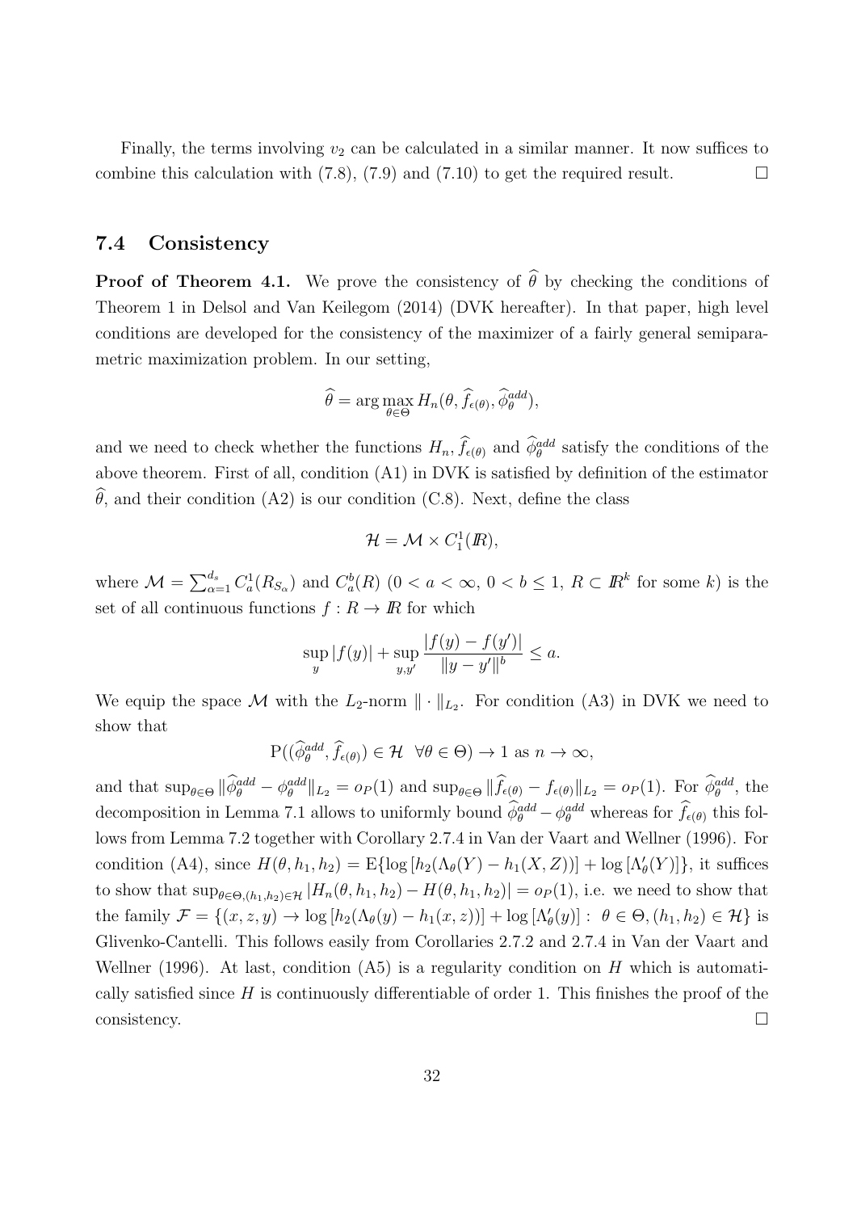Finally, the terms involving $v_2$ can be calculated in a similar manner. It now suffices to combine this calculation with (7.8), (7.9) and (7.10) to get the required result. $\square$

### 7.4 Consistency

**Proof of Theorem 4.1.** We prove the consistency of $\widehat{\theta}$ by checking the conditions of Theorem 1 in Delsol and Van Keilegom (2014) (DVK hereafter). In that paper, high level conditions are developed for the consistency of the maximizer of a fairly general semiparametric maximization problem. In our setting,

$$\widehat{\theta} = \arg\max_{\theta \in \Theta} H_n(\theta, \widehat{f}_{\epsilon(\theta)}, \widehat{\phi}_\theta^{add}),$$

and we need to check whether the functions $H_n, \widehat{f}_{\epsilon(\theta)}$ and $\widehat{\phi}_\theta^{add}$ satisfy the conditions of the above theorem. First of all, condition (A1) in DVK is satisfied by definition of the estimator $\widehat{\theta}$, and their condition (A2) is our condition (C.8). Next, define the class

$$\mathcal{H} = \mathcal{M} \times C_1^1(I\!R),$$

where $\mathcal{M} = \sum_{\alpha=1}^{d_s} C_a^1(R_{S_\alpha})$ and $C_a^b(R)$ $(0 < a < \infty,\ 0 < b \leq 1,\ R \subset I\!R^k$ for some $k)$ is the set of all continuous functions $f : R \to I\!R$ for which

$$\sup_y |f(y)| + \sup_{y,y'} \frac{|f(y) - f(y')|}{\|y - y'\|^b} \leq a.$$

We equip the space $\mathcal{M}$ with the $L_2$-norm $\|\cdot\|_{L_2}$. For condition (A3) in DVK we need to show that

$$\mathrm{P}((\widehat{\phi}_\theta^{add}, \widehat{f}_{\epsilon(\theta)}) \in \mathcal{H} \ \ \forall \theta \in \Theta) \to 1 \text{ as } n \to \infty,$$

and that $\sup_{\theta\in\Theta} \|\widehat{\phi}_\theta^{add} - \phi_\theta^{add}\|_{L_2} = o_P(1)$ and $\sup_{\theta\in\Theta} \|\widehat{f}_{\epsilon(\theta)} - f_{\epsilon(\theta)}\|_{L_2} = o_P(1)$. For $\widehat{\phi}_\theta^{add}$, the decomposition in Lemma 7.1 allows to uniformly bound $\widehat{\phi}_\theta^{add} - \phi_\theta^{add}$ whereas for $\widehat{f}_{\epsilon(\theta)}$ this follows from Lemma 7.2 together with Corollary 2.7.4 in Van der Vaart and Wellner (1996). For condition (A4), since $H(\theta, h_1, h_2) = \mathrm{E}\{\log[h_2(\Lambda_\theta(Y) - h_1(X,Z))] + \log[\Lambda'_\theta(Y)]\}$, it suffices to show that $\sup_{\theta\in\Theta,(h_1,h_2)\in\mathcal{H}} |H_n(\theta, h_1, h_2) - H(\theta, h_1, h_2)| = o_P(1)$, i.e. we need to show that the family $\mathcal{F} = \{(x, z, y) \to \log[h_2(\Lambda_\theta(y) - h_1(x, z))] + \log[\Lambda'_\theta(y)] : \ \theta \in \Theta, (h_1, h_2) \in \mathcal{H}\}$ is Glivenko-Cantelli. This follows easily from Corollaries 2.7.2 and 2.7.4 in Van der Vaart and Wellner (1996). At last, condition (A5) is a regularity condition on $H$ which is automatically satisfied since $H$ is continuously differentiable of order 1. This finishes the proof of the consistency. $\square$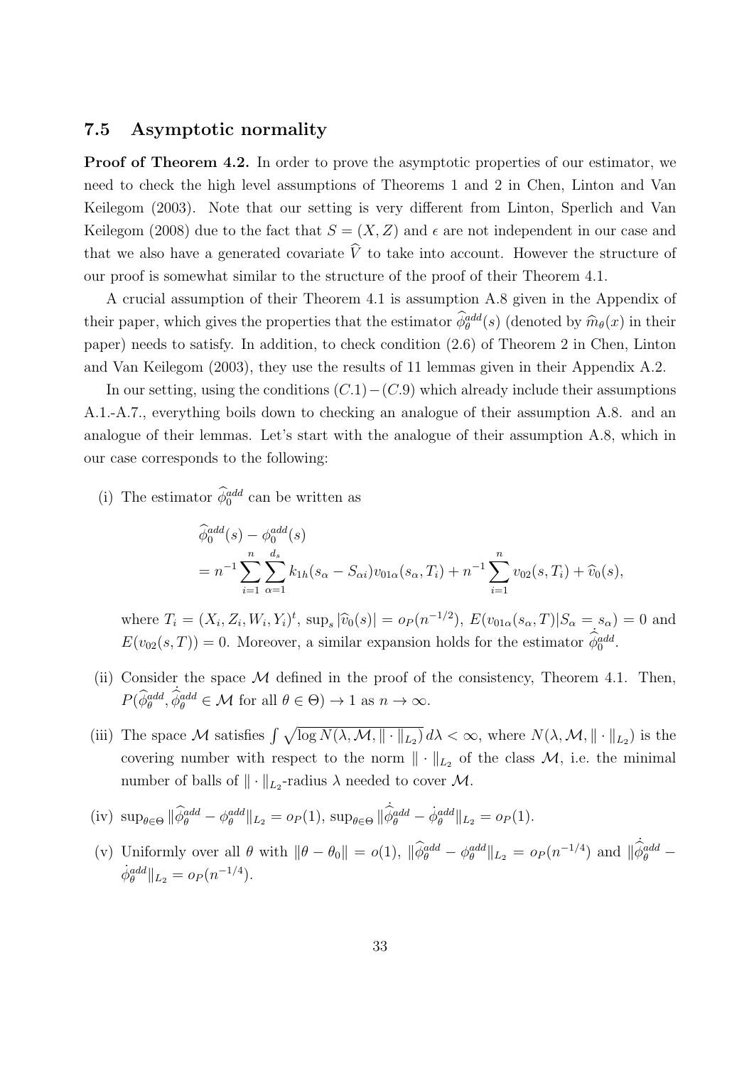## 7.5 Asymptotic normality

**Proof of Theorem 4.2.** In order to prove the asymptotic properties of our estimator, we need to check the high level assumptions of Theorems 1 and 2 in Chen, Linton and Van Keilegom (2003). Note that our setting is very different from Linton, Sperlich and Van Keilegom (2008) due to the fact that $S = (X, Z)$ and $\epsilon$ are not independent in our case and that we also have a generated covariate $\widehat{V}$ to take into account. However the structure of our proof is somewhat similar to the structure of the proof of their Theorem 4.1.

A crucial assumption of their Theorem 4.1 is assumption A.8 given in the Appendix of their paper, which gives the properties that the estimator $\widehat{\phi}_\theta^{add}(s)$ (denoted by $\widehat{m}_\theta(x)$ in their paper) needs to satisfy. In addition, to check condition (2.6) of Theorem 2 in Chen, Linton and Van Keilegom (2003), they use the results of 11 lemmas given in their Appendix A.2.

In our setting, using the conditions $(C.1)-(C.9)$ which already include their assumptions A.1.-A.7., everything boils down to checking an analogue of their assumption A.8. and an analogue of their lemmas. Let's start with the analogue of their assumption A.8, which in our case corresponds to the following:

(i) The estimator $\widehat{\phi}_0^{add}$ can be written as

$$
\begin{aligned}
&\widehat{\phi}_0^{add}(s) - \phi_0^{add}(s) \\
&= n^{-1} \sum_{i=1}^{n} \sum_{\alpha=1}^{d_s} k_{1h}(s_\alpha - S_{\alpha i}) v_{01\alpha}(s_\alpha, T_i) + n^{-1} \sum_{i=1}^{n} v_{02}(s, T_i) + \widehat{v}_0(s),
\end{aligned}
$$

where $T_i = (X_i, Z_i, W_i, Y_i)^t$, $\sup_s |\widehat{v}_0(s)| = o_P(n^{-1/2})$, $E(v_{01\alpha}(s_\alpha, T)|S_\alpha = s_\alpha) = 0$ and $E(v_{02}(s, T)) = 0$. Moreover, a similar expansion holds for the estimator $\widehat{\dot{\phi}}_0^{add}$.

(ii) Consider the space $\mathcal{M}$ defined in the proof of the consistency, Theorem 4.1. Then, $P(\widehat{\phi}_\theta^{add}, \widehat{\dot{\phi}}_\theta^{add} \in \mathcal{M} \text{ for all } \theta \in \Theta) \to 1$ as $n \to \infty$.

(iii) The space $\mathcal{M}$ satisfies $\int \sqrt{\log N(\lambda, \mathcal{M}, \| \cdot \|_{L_2})}\, d\lambda < \infty$, where $N(\lambda, \mathcal{M}, \| \cdot \|_{L_2})$ is the covering number with respect to the norm $\| \cdot \|_{L_2}$ of the class $\mathcal{M}$, i.e. the minimal number of balls of $\| \cdot \|_{L_2}$-radius $\lambda$ needed to cover $\mathcal{M}$.

(iv) $\sup_{\theta \in \Theta} \|\widehat{\phi}_\theta^{add} - \phi_\theta^{add}\|_{L_2} = o_P(1)$, $\sup_{\theta \in \Theta} \|\widehat{\dot{\phi}}_\theta^{add} - \dot{\phi}_\theta^{add}\|_{L_2} = o_P(1)$.

(v) Uniformly over all $\theta$ with $\|\theta - \theta_0\| = o(1)$, $\|\widehat{\phi}_\theta^{add} - \phi_\theta^{add}\|_{L_2} = o_P(n^{-1/4})$ and $\|\widehat{\dot{\phi}}_\theta^{add} - \dot{\phi}_\theta^{add}\|_{L_2} = o_P(n^{-1/4})$.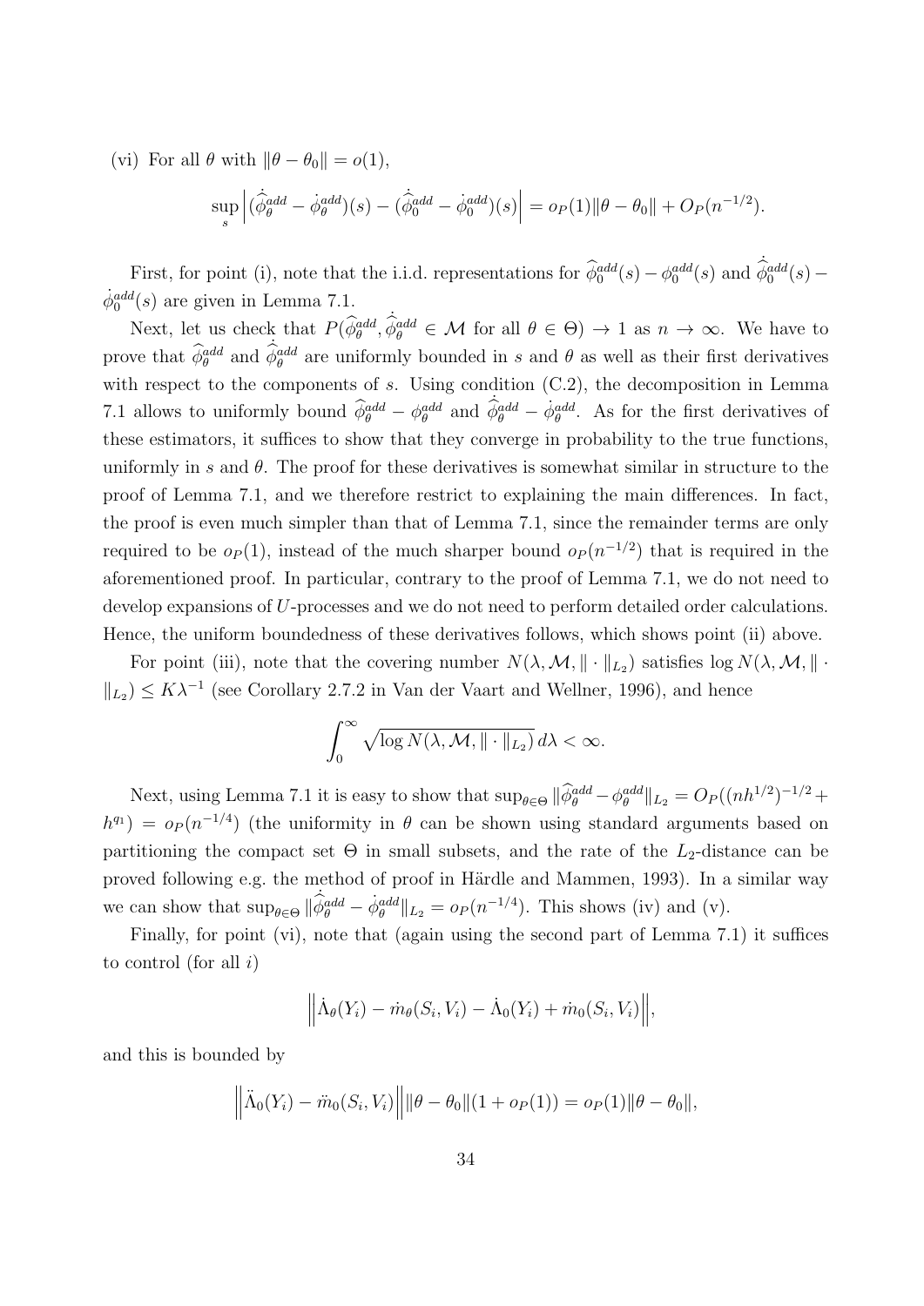(vi) For all $\theta$ with $\|\theta - \theta_0\| = o(1)$,

$$\sup_s \Big| (\hat{\dot{\phi}}_\theta^{add} - \dot{\phi}_\theta^{add})(s) - (\hat{\dot{\phi}}_0^{add} - \dot{\phi}_0^{add})(s) \Big| = o_P(1)\|\theta - \theta_0\| + O_P(n^{-1/2}).$$

First, for point (i), note that the i.i.d. representations for $\widehat{\phi}_0^{add}(s) - \phi_0^{add}(s)$ and $\hat{\dot{\phi}}_0^{add}(s) - \dot{\phi}_0^{add}(s)$ are given in Lemma 7.1.

Next, let us check that $P(\widehat{\phi}_\theta^{add}, \hat{\dot{\phi}}_\theta^{add} \in \mathcal{M}$ for all $\theta \in \Theta) \to 1$ as $n \to \infty$. We have to prove that $\widehat{\phi}_\theta^{add}$ and $\hat{\dot{\phi}}_\theta^{add}$ are uniformly bounded in $s$ and $\theta$ as well as their first derivatives with respect to the components of $s$. Using condition (C.2), the decomposition in Lemma 7.1 allows to uniformly bound $\widehat{\phi}_\theta^{add} - \phi_\theta^{add}$ and $\hat{\dot{\phi}}_\theta^{add} - \dot{\phi}_\theta^{add}$. As for the first derivatives of these estimators, it suffices to show that they converge in probability to the true functions, uniformly in $s$ and $\theta$. The proof for these derivatives is somewhat similar in structure to the proof of Lemma 7.1, and we therefore restrict to explaining the main differences. In fact, the proof is even much simpler than that of Lemma 7.1, since the remainder terms are only required to be $o_P(1)$, instead of the much sharper bound $o_P(n^{-1/2})$ that is required in the aforementioned proof. In particular, contrary to the proof of Lemma 7.1, we do not need to develop expansions of $U$-processes and we do not need to perform detailed order calculations. Hence, the uniform boundedness of these derivatives follows, which shows point (ii) above.

For point (iii), note that the covering number $N(\lambda, \mathcal{M}, \|\cdot\|_{L_2})$ satisfies $\log N(\lambda, \mathcal{M}, \|\cdot\|_{L_2}) \leq K\lambda^{-1}$ (see Corollary 2.7.2 in Van der Vaart and Wellner, 1996), and hence

$$\int_0^\infty \sqrt{\log N(\lambda, \mathcal{M}, \|\cdot\|_{L_2})}\, d\lambda < \infty.$$

Next, using Lemma 7.1 it is easy to show that $\sup_{\theta\in\Theta} \|\widehat{\phi}_\theta^{add} - \phi_\theta^{add}\|_{L_2} = O_P((nh^{1/2})^{-1/2} + h^{q_1}) = o_P(n^{-1/4})$ (the uniformity in $\theta$ can be shown using standard arguments based on partitioning the compact set $\Theta$ in small subsets, and the rate of the $L_2$-distance can be proved following e.g. the method of proof in Härdle and Mammen, 1993). In a similar way we can show that $\sup_{\theta\in\Theta} \|\hat{\dot{\phi}}_\theta^{add} - \dot{\phi}_\theta^{add}\|_{L_2} = o_P(n^{-1/4})$. This shows (iv) and (v).

Finally, for point (vi), note that (again using the second part of Lemma 7.1) it suffices to control (for all $i$)

$$\Big\| \dot{\Lambda}_\theta(Y_i) - \dot{m}_\theta(S_i, V_i) - \dot{\Lambda}_0(Y_i) + \dot{m}_0(S_i, V_i) \Big\|,$$

and this is bounded by

$$\Big\| \ddot{\Lambda}_0(Y_i) - \ddot{m}_0(S_i, V_i) \Big\| \|\theta - \theta_0\|(1 + o_P(1)) = o_P(1)\|\theta - \theta_0\|,$$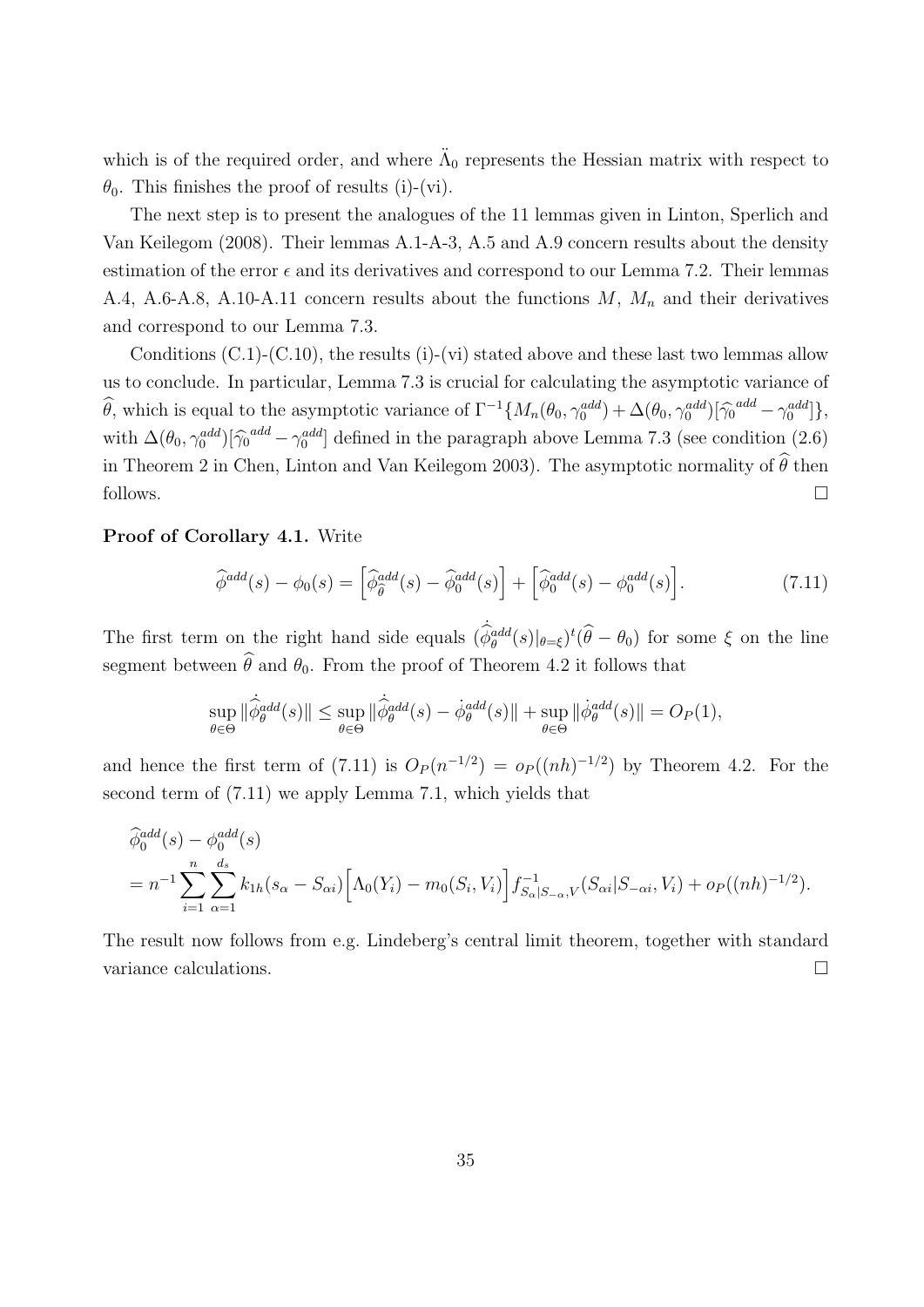which is of the required order, and where $\ddot{\Lambda}_0$ represents the Hessian matrix with respect to $\theta_0$. This finishes the proof of results (i)-(vi).

The next step is to present the analogues of the 11 lemmas given in Linton, Sperlich and Van Keilegom (2008). Their lemmas A.1-A-3, A.5 and A.9 concern results about the density estimation of the error $\epsilon$ and its derivatives and correspond to our Lemma 7.2. Their lemmas A.4, A.6-A.8, A.10-A.11 concern results about the functions $M$, $M_n$ and their derivatives and correspond to our Lemma 7.3.

Conditions (C.1)-(C.10), the results (i)-(vi) stated above and these last two lemmas allow us to conclude. In particular, Lemma 7.3 is crucial for calculating the asymptotic variance of $\widehat{\theta}$, which is equal to the asymptotic variance of $\Gamma^{-1}\{M_n(\theta_0, \gamma_0^{add}) + \Delta(\theta_0, \gamma_0^{add})[\widehat{\gamma}_0^{add} - \gamma_0^{add}]\}$, with $\Delta(\theta_0, \gamma_0^{add})[\widehat{\gamma}_0^{add} - \gamma_0^{add}]$ defined in the paragraph above Lemma 7.3 (see condition (2.6) in Theorem 2 in Chen, Linton and Van Keilegom 2003). The asymptotic normality of $\widehat{\theta}$ then follows. $\square$

**Proof of Corollary 4.1.** Write

$$\widehat{\phi}^{add}(s) - \phi_0(s) = \Big[\widehat{\phi}_{\widehat{\theta}}^{add}(s) - \widehat{\phi}_0^{add}(s)\Big] + \Big[\widehat{\phi}_0^{add}(s) - \phi_0^{add}(s)\Big]. \tag{7.11}$$

The first term on the right hand side equals $(\dot{\widehat{\phi}}_\theta^{add}(s)|_{\theta=\xi})^t(\widehat{\theta} - \theta_0)$ for some $\xi$ on the line segment between $\widehat{\theta}$ and $\theta_0$. From the proof of Theorem 4.2 it follows that

$$\sup_{\theta\in\Theta} \|\dot{\widehat{\phi}}_\theta^{add}(s)\| \le \sup_{\theta\in\Theta} \|\dot{\widehat{\phi}}_\theta^{add}(s) - \dot{\phi}_\theta^{add}(s)\| + \sup_{\theta\in\Theta} \|\dot{\phi}_\theta^{add}(s)\| = O_P(1),$$

and hence the first term of (7.11) is $O_P(n^{-1/2}) = o_P((nh)^{-1/2})$ by Theorem 4.2. For the second term of (7.11) we apply Lemma 7.1, which yields that

$$\begin{aligned}
&\widehat{\phi}_0^{add}(s) - \phi_0^{add}(s) \\
&= n^{-1} \sum_{i=1}^n \sum_{\alpha=1}^{d_s} k_{1h}(s_\alpha - S_{\alpha i}) \Big[\Lambda_0(Y_i) - m_0(S_i, V_i)\Big] f_{S_\alpha|S_{-\alpha},V}^{-1}(S_{\alpha i}|S_{-\alpha i}, V_i) + o_P((nh)^{-1/2}).
\end{aligned}$$

The result now follows from e.g. Lindeberg's central limit theorem, together with standard variance calculations. $\square$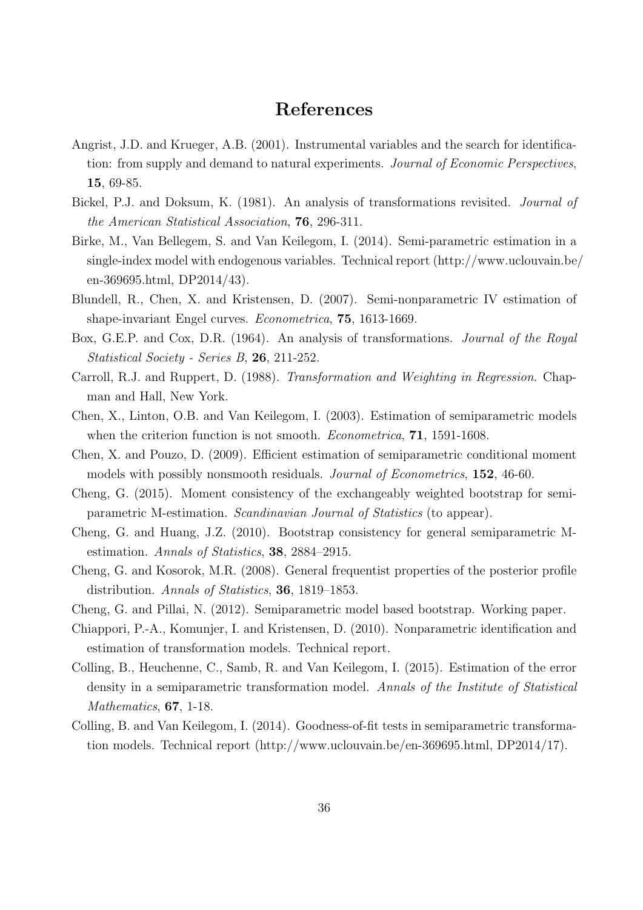# References

Angrist, J.D. and Krueger, A.B. (2001). Instrumental variables and the search for identification: from supply and demand to natural experiments. *Journal of Economic Perspectives*, **15**, 69-85.

Bickel, P.J. and Doksum, K. (1981). An analysis of transformations revisited. *Journal of the American Statistical Association*, **76**, 296-311.

Birke, M., Van Bellegem, S. and Van Keilegom, I. (2014). Semi-parametric estimation in a single-index model with endogenous variables. Technical report (http://www.uclouvain.be/en-369695.html, DP2014/43).

Blundell, R., Chen, X. and Kristensen, D. (2007). Semi-nonparametric IV estimation of shape-invariant Engel curves. *Econometrica*, **75**, 1613-1669.

Box, G.E.P. and Cox, D.R. (1964). An analysis of transformations. *Journal of the Royal Statistical Society - Series B*, **26**, 211-252.

Carroll, R.J. and Ruppert, D. (1988). *Transformation and Weighting in Regression*. Chapman and Hall, New York.

Chen, X., Linton, O.B. and Van Keilegom, I. (2003). Estimation of semiparametric models when the criterion function is not smooth. *Econometrica*, **71**, 1591-1608.

Chen, X. and Pouzo, D. (2009). Efficient estimation of semiparametric conditional moment models with possibly nonsmooth residuals. *Journal of Econometrics*, **152**, 46-60.

Cheng, G. (2015). Moment consistency of the exchangeably weighted bootstrap for semiparametric M-estimation. *Scandinavian Journal of Statistics* (to appear).

Cheng, G. and Huang, J.Z. (2010). Bootstrap consistency for general semiparametric M-estimation. *Annals of Statistics*, **38**, 2884–2915.

Cheng, G. and Kosorok, M.R. (2008). General frequentist properties of the posterior profile distribution. *Annals of Statistics*, **36**, 1819–1853.

Cheng, G. and Pillai, N. (2012). Semiparametric model based bootstrap. Working paper.

Chiappori, P.-A., Komunjer, I. and Kristensen, D. (2010). Nonparametric identification and estimation of transformation models. Technical report.

Colling, B., Heuchenne, C., Samb, R. and Van Keilegom, I. (2015). Estimation of the error density in a semiparametric transformation model. *Annals of the Institute of Statistical Mathematics*, **67**, 1-18.

Colling, B. and Van Keilegom, I. (2014). Goodness-of-fit tests in semiparametric transformation models. Technical report (http://www.uclouvain.be/en-369695.html, DP2014/17).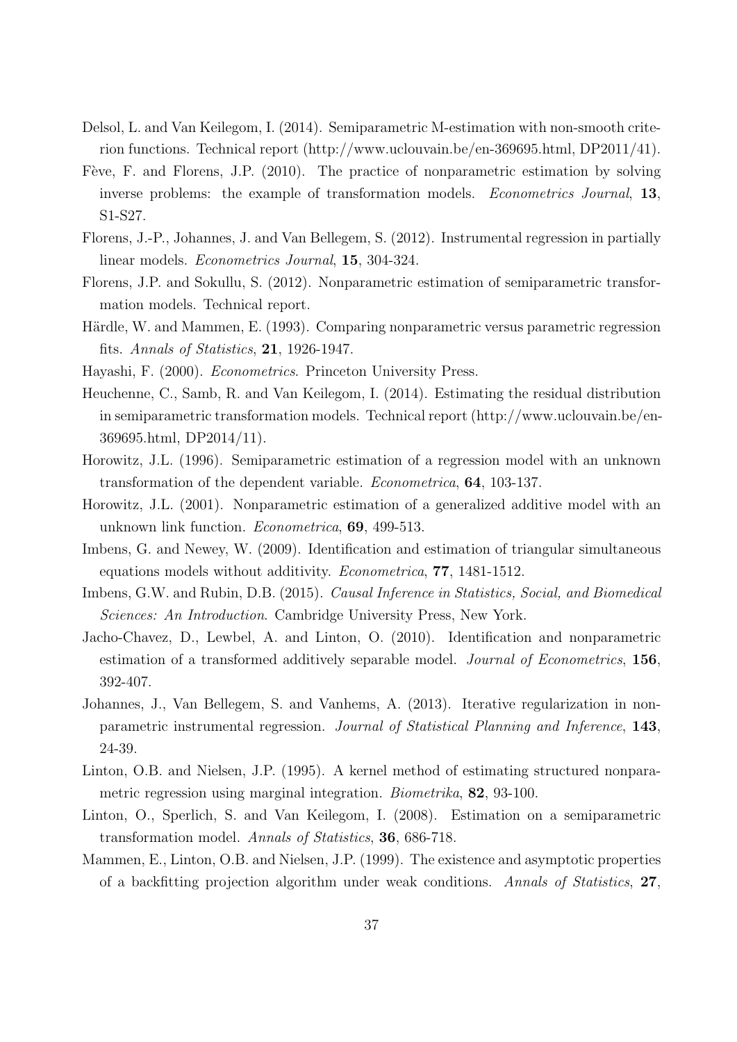Delsol, L. and Van Keilegom, I. (2014). Semiparametric M-estimation with non-smooth criterion functions. Technical report (http://www.uclouvain.be/en-369695.html, DP2011/41).

Fève, F. and Florens, J.P. (2010). The practice of nonparametric estimation by solving inverse problems: the example of transformation models. *Econometrics Journal*, **13**, S1-S27.

Florens, J.-P., Johannes, J. and Van Bellegem, S. (2012). Instrumental regression in partially linear models. *Econometrics Journal*, **15**, 304-324.

Florens, J.P. and Sokullu, S. (2012). Nonparametric estimation of semiparametric transformation models. Technical report.

Härdle, W. and Mammen, E. (1993). Comparing nonparametric versus parametric regression fits. *Annals of Statistics*, **21**, 1926-1947.

Hayashi, F. (2000). *Econometrics*. Princeton University Press.

Heuchenne, C., Samb, R. and Van Keilegom, I. (2014). Estimating the residual distribution in semiparametric transformation models. Technical report (http://www.uclouvain.be/en-369695.html, DP2014/11).

Horowitz, J.L. (1996). Semiparametric estimation of a regression model with an unknown transformation of the dependent variable. *Econometrica*, **64**, 103-137.

Horowitz, J.L. (2001). Nonparametric estimation of a generalized additive model with an unknown link function. *Econometrica*, **69**, 499-513.

Imbens, G. and Newey, W. (2009). Identification and estimation of triangular simultaneous equations models without additivity. *Econometrica*, **77**, 1481-1512.

Imbens, G.W. and Rubin, D.B. (2015). *Causal Inference in Statistics, Social, and Biomedical Sciences: An Introduction*. Cambridge University Press, New York.

Jacho-Chavez, D., Lewbel, A. and Linton, O. (2010). Identification and nonparametric estimation of a transformed additively separable model. *Journal of Econometrics*, **156**, 392-407.

Johannes, J., Van Bellegem, S. and Vanhems, A. (2013). Iterative regularization in nonparametric instrumental regression. *Journal of Statistical Planning and Inference*, **143**, 24-39.

Linton, O.B. and Nielsen, J.P. (1995). A kernel method of estimating structured nonparametric regression using marginal integration. *Biometrika*, **82**, 93-100.

Linton, O., Sperlich, S. and Van Keilegom, I. (2008). Estimation on a semiparametric transformation model. *Annals of Statistics*, **36**, 686-718.

Mammen, E., Linton, O.B. and Nielsen, J.P. (1999). The existence and asymptotic properties of a backfitting projection algorithm under weak conditions. *Annals of Statistics*, **27**,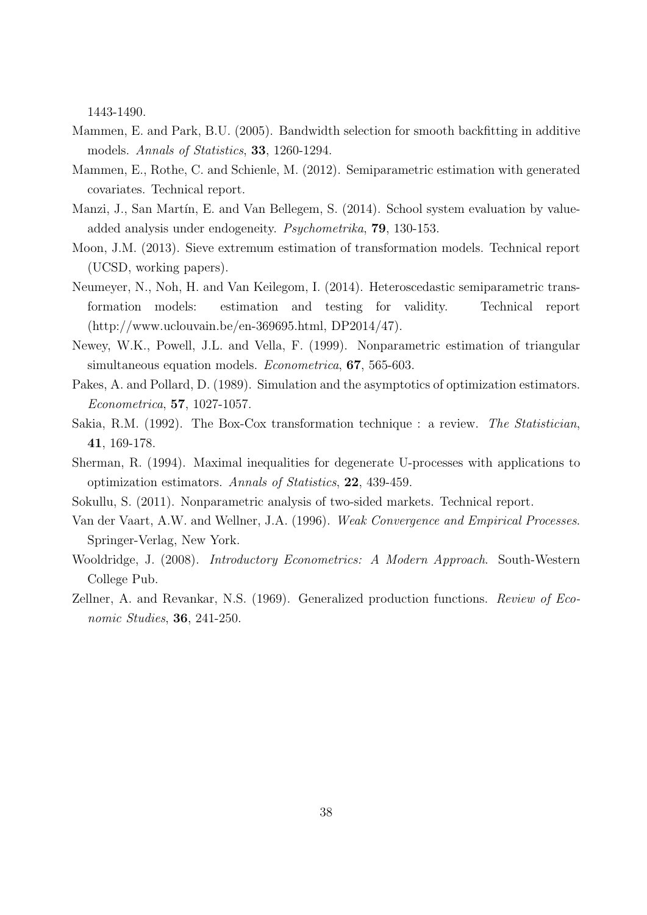1443-1490.

Mammen, E. and Park, B.U. (2005). Bandwidth selection for smooth backfitting in additive models. *Annals of Statistics*, **33**, 1260-1294.

Mammen, E., Rothe, C. and Schienle, M. (2012). Semiparametric estimation with generated covariates. Technical report.

Manzi, J., San Martín, E. and Van Bellegem, S. (2014). School system evaluation by value-added analysis under endogeneity. *Psychometrika*, **79**, 130-153.

Moon, J.M. (2013). Sieve extremum estimation of transformation models. Technical report (UCSD, working papers).

Neumeyer, N., Noh, H. and Van Keilegom, I. (2014). Heteroscedastic semiparametric transformation models: estimation and testing for validity. Technical report (http://www.uclouvain.be/en-369695.html, DP2014/47).

Newey, W.K., Powell, J.L. and Vella, F. (1999). Nonparametric estimation of triangular simultaneous equation models. *Econometrica*, **67**, 565-603.

Pakes, A. and Pollard, D. (1989). Simulation and the asymptotics of optimization estimators. *Econometrica*, **57**, 1027-1057.

Sakia, R.M. (1992). The Box-Cox transformation technique : a review. *The Statistician*, **41**, 169-178.

Sherman, R. (1994). Maximal inequalities for degenerate U-processes with applications to optimization estimators. *Annals of Statistics*, **22**, 439-459.

Sokullu, S. (2011). Nonparametric analysis of two-sided markets. Technical report.

Van der Vaart, A.W. and Wellner, J.A. (1996). *Weak Convergence and Empirical Processes*. Springer-Verlag, New York.

Wooldridge, J. (2008). *Introductory Econometrics: A Modern Approach*. South-Western College Pub.

Zellner, A. and Revankar, N.S. (1969). Generalized production functions. *Review of Economic Studies*, **36**, 241-250.